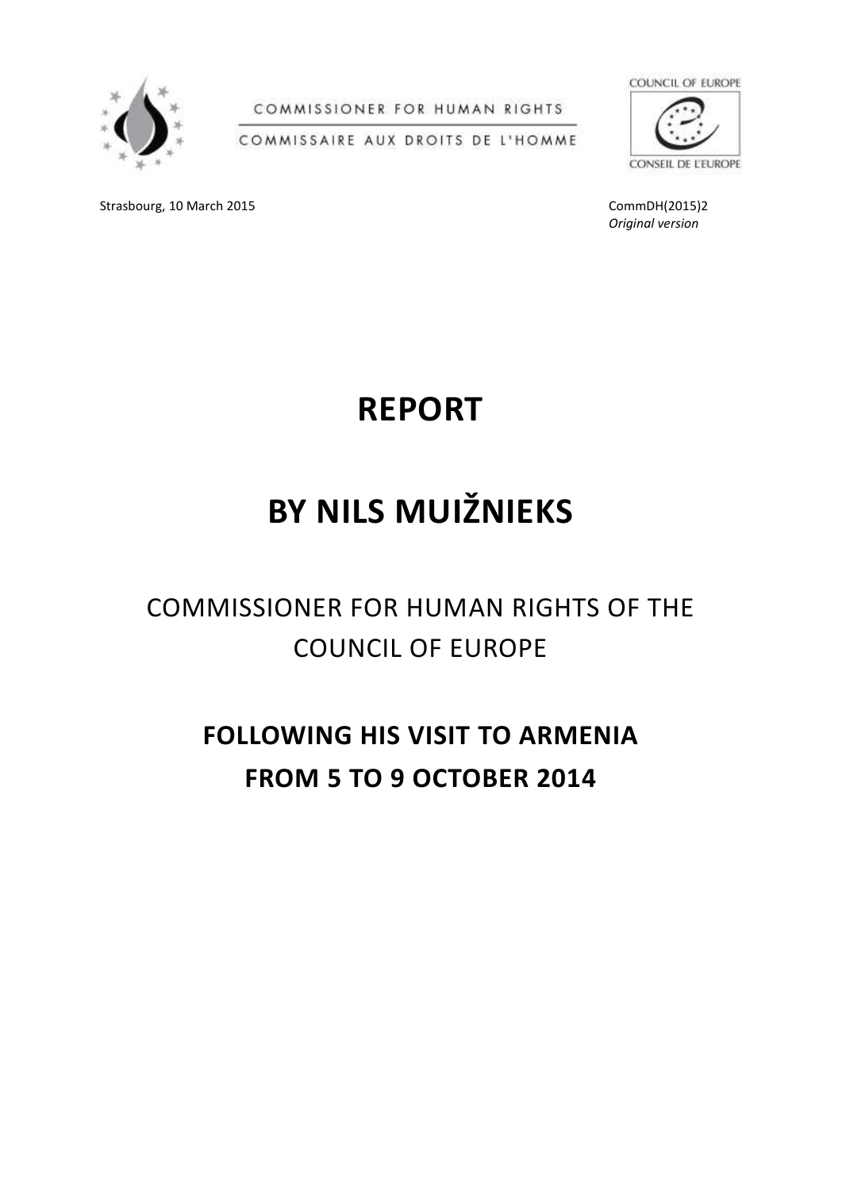COMMISSIONER FOR HUMAN RIGHTS

COMMISSAIRE AUX DROITS DE L'HOMME

COUNCIL OF EUROPE

CONSEIL DE L'EUROPE

Strasbourg, 10 March 2015

CommDH(2015)2
*Original version*

# REPORT

# BY NILS MUIŽNIEKS

COMMISSIONER FOR HUMAN RIGHTS OF THE COUNCIL OF EUROPE

## FOLLOWING HIS VISIT TO ARMENIA FROM 5 TO 9 OCTOBER 2014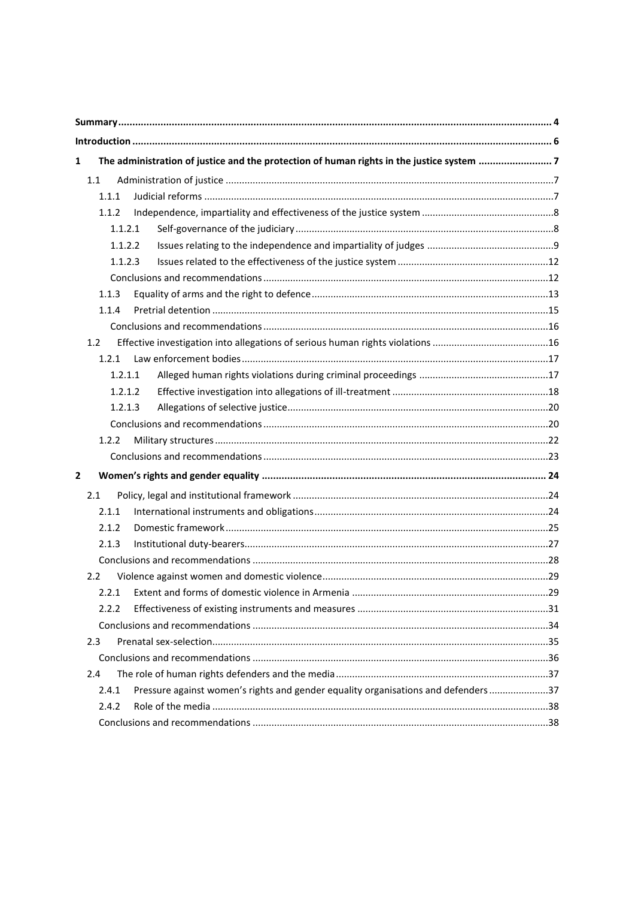**Summary** ........................................................................................................................................................ 4

**Introduction** .................................................................................................................................................... 6

**1 The administration of justice and the protection of human rights in the justice system** .......................... 7

1.1 Administration of justice ......................................................................................................................... 7

1.1.1 Judicial reforms ................................................................................................................................ 7

1.1.2 Independence, impartiality and effectiveness of the justice system ................................................ 8

1.1.2.1 Self-governance of the judiciary ............................................................................................... 8

1.1.2.2 Issues relating to the independence and impartiality of judges .............................................. 9

1.1.2.3 Issues related to the effectiveness of the justice system ....................................................... 12

Conclusions and recommendations ......................................................................................................... 12

1.1.3 Equality of arms and the right to defence ....................................................................................... 13

1.1.4 Pretrial detention ........................................................................................................................... 15

Conclusions and recommendations ......................................................................................................... 16

1.2 Effective investigation into allegations of serious human rights violations .......................................... 16

1.2.1 Law enforcement bodies ................................................................................................................. 17

1.2.1.1 Alleged human rights violations during criminal proceedings ................................................ 17

1.2.1.2 Effective investigation into allegations of ill-treatment ......................................................... 18

1.2.1.3 Allegations of selective justice ................................................................................................ 20

Conclusions and recommendations ......................................................................................................... 20

1.2.2 Military structures ........................................................................................................................... 22

Conclusions and recommendations ......................................................................................................... 23

**2 Women's rights and gender equality** .................................................................................................... 24

2.1 Policy, legal and institutional framework .............................................................................................. 24

2.1.1 International instruments and obligations ...................................................................................... 24

2.1.2 Domestic framework ....................................................................................................................... 25

2.1.3 Institutional duty-bearers ................................................................................................................ 27

Conclusions and recommendations ............................................................................................................ 28

2.2 Violence against women and domestic violence ................................................................................... 29

2.2.1 Extent and forms of domestic violence in Armenia ......................................................................... 29

2.2.2 Effectiveness of existing instruments and measures ...................................................................... 31

Conclusions and recommendations ............................................................................................................ 34

2.3 Prenatal sex-selection ............................................................................................................................ 35

Conclusions and recommendations ............................................................................................................ 36

2.4 The role of human rights defenders and the media .............................................................................. 37

2.4.1 Pressure against women's rights and gender equality organisations and defenders ...................... 37

2.4.2 Role of the media ............................................................................................................................ 38

Conclusions and recommendations ............................................................................................................ 38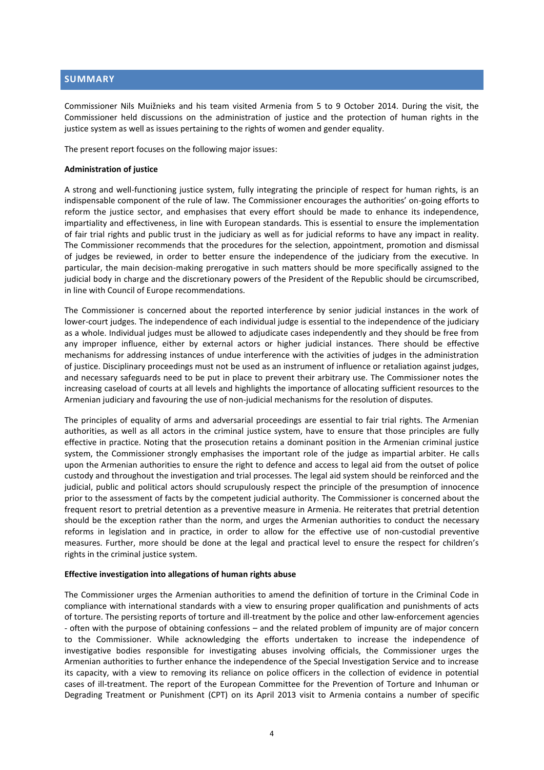## SUMMARY

Commissioner Nils Muižnieks and his team visited Armenia from 5 to 9 October 2014. During the visit, the Commissioner held discussions on the administration of justice and the protection of human rights in the justice system as well as issues pertaining to the rights of women and gender equality.

The present report focuses on the following major issues:

**Administration of justice**

A strong and well-functioning justice system, fully integrating the principle of respect for human rights, is an indispensable component of the rule of law. The Commissioner encourages the authorities' on-going efforts to reform the justice sector, and emphasises that every effort should be made to enhance its independence, impartiality and effectiveness, in line with European standards. This is essential to ensure the implementation of fair trial rights and public trust in the judiciary as well as for judicial reforms to have any impact in reality. The Commissioner recommends that the procedures for the selection, appointment, promotion and dismissal of judges be reviewed, in order to better ensure the independence of the judiciary from the executive. In particular, the main decision-making prerogative in such matters should be more specifically assigned to the judicial body in charge and the discretionary powers of the President of the Republic should be circumscribed, in line with Council of Europe recommendations.

The Commissioner is concerned about the reported interference by senior judicial instances in the work of lower-court judges. The independence of each individual judge is essential to the independence of the judiciary as a whole. Individual judges must be allowed to adjudicate cases independently and they should be free from any improper influence, either by external actors or higher judicial instances. There should be effective mechanisms for addressing instances of undue interference with the activities of judges in the administration of justice. Disciplinary proceedings must not be used as an instrument of influence or retaliation against judges, and necessary safeguards need to be put in place to prevent their arbitrary use. The Commissioner notes the increasing caseload of courts at all levels and highlights the importance of allocating sufficient resources to the Armenian judiciary and favouring the use of non-judicial mechanisms for the resolution of disputes.

The principles of equality of arms and adversarial proceedings are essential to fair trial rights. The Armenian authorities, as well as all actors in the criminal justice system, have to ensure that those principles are fully effective in practice. Noting that the prosecution retains a dominant position in the Armenian criminal justice system, the Commissioner strongly emphasises the important role of the judge as impartial arbiter. He calls upon the Armenian authorities to ensure the right to defence and access to legal aid from the outset of police custody and throughout the investigation and trial processes. The legal aid system should be reinforced and the judicial, public and political actors should scrupulously respect the principle of the presumption of innocence prior to the assessment of facts by the competent judicial authority. The Commissioner is concerned about the frequent resort to pretrial detention as a preventive measure in Armenia. He reiterates that pretrial detention should be the exception rather than the norm, and urges the Armenian authorities to conduct the necessary reforms in legislation and in practice, in order to allow for the effective use of non-custodial preventive measures. Further, more should be done at the legal and practical level to ensure the respect for children's rights in the criminal justice system.

**Effective investigation into allegations of human rights abuse**

The Commissioner urges the Armenian authorities to amend the definition of torture in the Criminal Code in compliance with international standards with a view to ensuring proper qualification and punishments of acts of torture. The persisting reports of torture and ill-treatment by the police and other law-enforcement agencies - often with the purpose of obtaining confessions – and the related problem of impunity are of major concern to the Commissioner. While acknowledging the efforts undertaken to increase the independence of investigative bodies responsible for investigating abuses involving officials, the Commissioner urges the Armenian authorities to further enhance the independence of the Special Investigation Service and to increase its capacity, with a view to removing its reliance on police officers in the collection of evidence in potential cases of ill-treatment. The report of the European Committee for the Prevention of Torture and Inhuman or Degrading Treatment or Punishment (CPT) on its April 2013 visit to Armenia contains a number of specific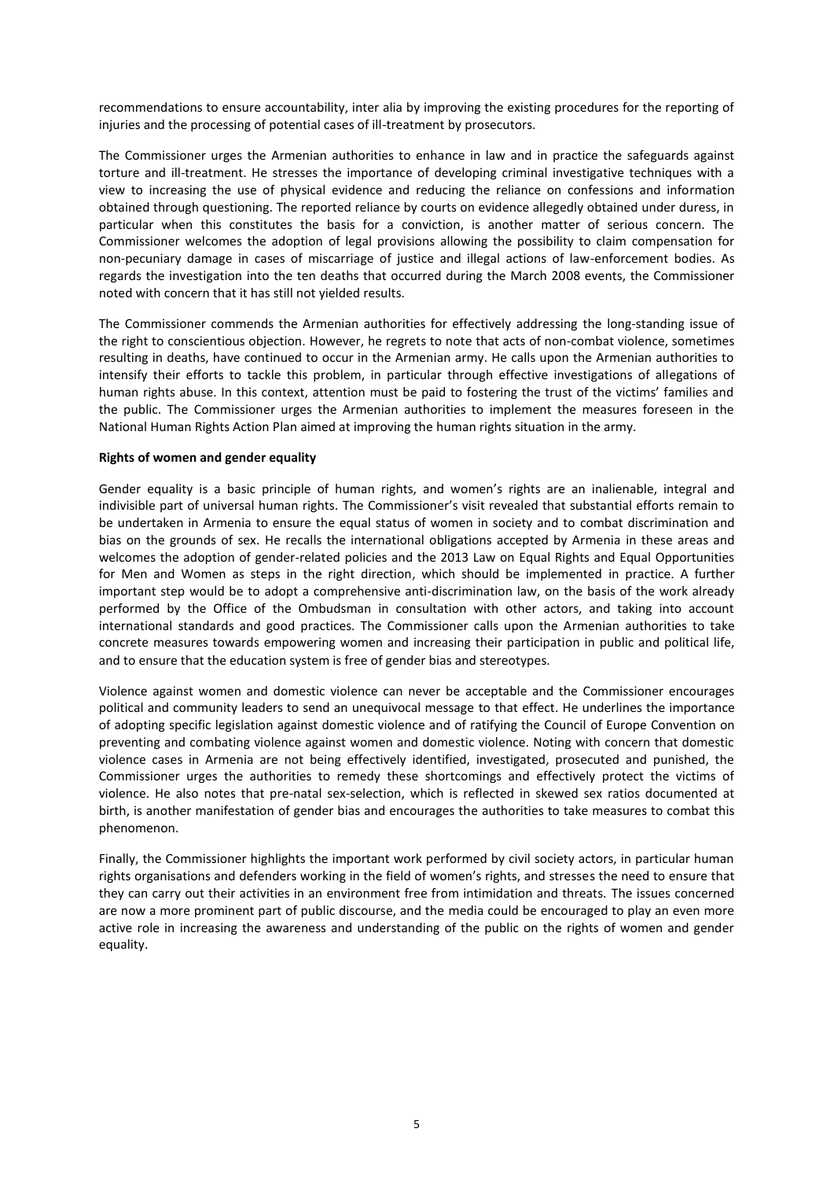recommendations to ensure accountability, inter alia by improving the existing procedures for the reporting of injuries and the processing of potential cases of ill-treatment by prosecutors.

The Commissioner urges the Armenian authorities to enhance in law and in practice the safeguards against torture and ill-treatment. He stresses the importance of developing criminal investigative techniques with a view to increasing the use of physical evidence and reducing the reliance on confessions and information obtained through questioning. The reported reliance by courts on evidence allegedly obtained under duress, in particular when this constitutes the basis for a conviction, is another matter of serious concern. The Commissioner welcomes the adoption of legal provisions allowing the possibility to claim compensation for non-pecuniary damage in cases of miscarriage of justice and illegal actions of law-enforcement bodies. As regards the investigation into the ten deaths that occurred during the March 2008 events, the Commissioner noted with concern that it has still not yielded results.

The Commissioner commends the Armenian authorities for effectively addressing the long-standing issue of the right to conscientious objection. However, he regrets to note that acts of non-combat violence, sometimes resulting in deaths, have continued to occur in the Armenian army. He calls upon the Armenian authorities to intensify their efforts to tackle this problem, in particular through effective investigations of allegations of human rights abuse. In this context, attention must be paid to fostering the trust of the victims' families and the public. The Commissioner urges the Armenian authorities to implement the measures foreseen in the National Human Rights Action Plan aimed at improving the human rights situation in the army.

**Rights of women and gender equality**

Gender equality is a basic principle of human rights, and women's rights are an inalienable, integral and indivisible part of universal human rights. The Commissioner's visit revealed that substantial efforts remain to be undertaken in Armenia to ensure the equal status of women in society and to combat discrimination and bias on the grounds of sex. He recalls the international obligations accepted by Armenia in these areas and welcomes the adoption of gender-related policies and the 2013 Law on Equal Rights and Equal Opportunities for Men and Women as steps in the right direction, which should be implemented in practice. A further important step would be to adopt a comprehensive anti-discrimination law, on the basis of the work already performed by the Office of the Ombudsman in consultation with other actors, and taking into account international standards and good practices. The Commissioner calls upon the Armenian authorities to take concrete measures towards empowering women and increasing their participation in public and political life, and to ensure that the education system is free of gender bias and stereotypes.

Violence against women and domestic violence can never be acceptable and the Commissioner encourages political and community leaders to send an unequivocal message to that effect. He underlines the importance of adopting specific legislation against domestic violence and of ratifying the Council of Europe Convention on preventing and combating violence against women and domestic violence. Noting with concern that domestic violence cases in Armenia are not being effectively identified, investigated, prosecuted and punished, the Commissioner urges the authorities to remedy these shortcomings and effectively protect the victims of violence. He also notes that pre-natal sex-selection, which is reflected in skewed sex ratios documented at birth, is another manifestation of gender bias and encourages the authorities to take measures to combat this phenomenon.

Finally, the Commissioner highlights the important work performed by civil society actors, in particular human rights organisations and defenders working in the field of women's rights, and stresses the need to ensure that they can carry out their activities in an environment free from intimidation and threats. The issues concerned are now a more prominent part of public discourse, and the media could be encouraged to play an even more active role in increasing the awareness and understanding of the public on the rights of women and gender equality.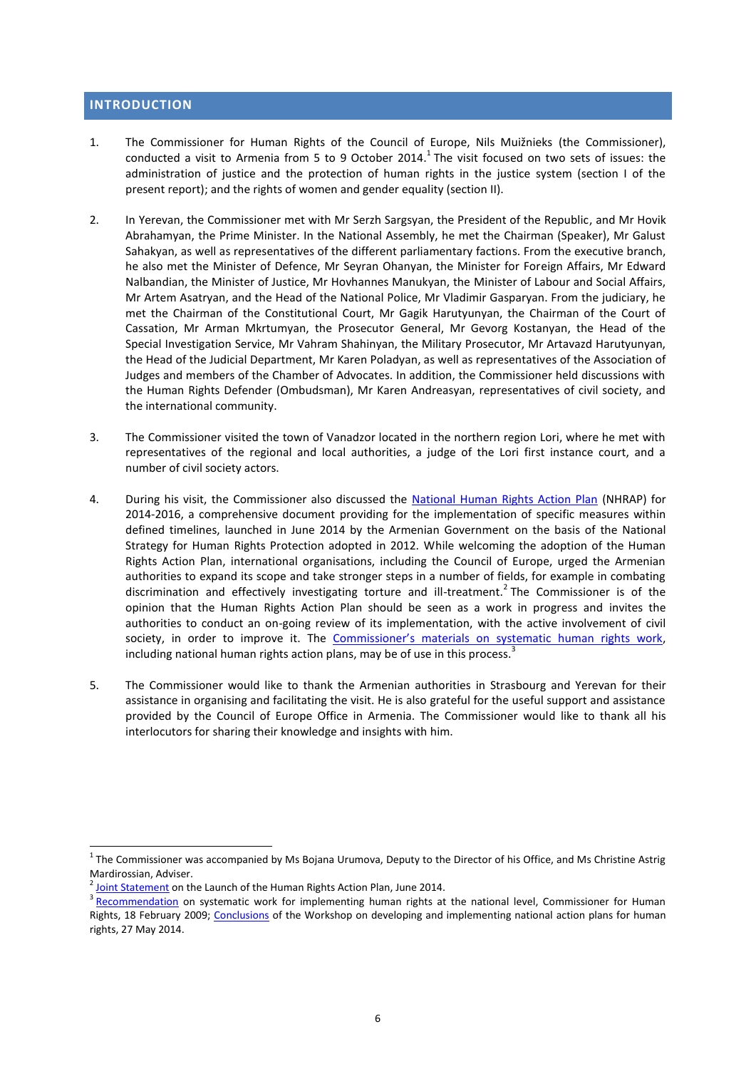## INTRODUCTION

1. The Commissioner for Human Rights of the Council of Europe, Nils Muižnieks (the Commissioner), conducted a visit to Armenia from 5 to 9 October 2014.[1] The visit focused on two sets of issues: the administration of justice and the protection of human rights in the justice system (section I of the present report); and the rights of women and gender equality (section II).

2. In Yerevan, the Commissioner met with Mr Serzh Sargsyan, the President of the Republic, and Mr Hovik Abrahamyan, the Prime Minister. In the National Assembly, he met the Chairman (Speaker), Mr Galust Sahakyan, as well as representatives of the different parliamentary factions. From the executive branch, he also met the Minister of Defence, Mr Seyran Ohanyan, the Minister for Foreign Affairs, Mr Edward Nalbandian, the Minister of Justice, Mr Hovhannes Manukyan, the Minister of Labour and Social Affairs, Mr Artem Asatryan, and the Head of the National Police, Mr Vladimir Gasparyan. From the judiciary, he met the Chairman of the Constitutional Court, Mr Gagik Harutyunyan, the Chairman of the Court of Cassation, Mr Arman Mkrtumyan, the Prosecutor General, Mr Gevorg Kostanyan, the Head of the Special Investigation Service, Mr Vahram Shahinyan, the Military Prosecutor, Mr Artavazd Harutyunyan, the Head of the Judicial Department, Mr Karen Poladyan, as well as representatives of the Association of Judges and members of the Chamber of Advocates. In addition, the Commissioner held discussions with the Human Rights Defender (Ombudsman), Mr Karen Andreasyan, representatives of civil society, and the international community.

3. The Commissioner visited the town of Vanadzor located in the northern region Lori, where he met with representatives of the regional and local authorities, a judge of the Lori first instance court, and a number of civil society actors.

4. During his visit, the Commissioner also discussed the National Human Rights Action Plan (NHRAP) for 2014-2016, a comprehensive document providing for the implementation of specific measures within defined timelines, launched in June 2014 by the Armenian Government on the basis of the National Strategy for Human Rights Protection adopted in 2012. While welcoming the adoption of the Human Rights Action Plan, international organisations, including the Council of Europe, urged the Armenian authorities to expand its scope and take stronger steps in a number of fields, for example in combating discrimination and effectively investigating torture and ill-treatment.[2] The Commissioner is of the opinion that the Human Rights Action Plan should be seen as a work in progress and invites the authorities to conduct an on-going review of its implementation, with the active involvement of civil society, in order to improve it. The Commissioner's materials on systematic human rights work, including national human rights action plans, may be of use in this process.[3]

5. The Commissioner would like to thank the Armenian authorities in Strasbourg and Yerevan for their assistance in organising and facilitating the visit. He is also grateful for the useful support and assistance provided by the Council of Europe Office in Armenia. The Commissioner would like to thank all his interlocutors for sharing their knowledge and insights with him.

---

[1] The Commissioner was accompanied by Ms Bojana Urumova, Deputy to the Director of his Office, and Ms Christine Astrig Mardirossian, Adviser.

[2] Joint Statement on the Launch of the Human Rights Action Plan, June 2014.

[3] Recommendation on systematic work for implementing human rights at the national level, Commissioner for Human Rights, 18 February 2009; Conclusions of the Workshop on developing and implementing national action plans for human rights, 27 May 2014.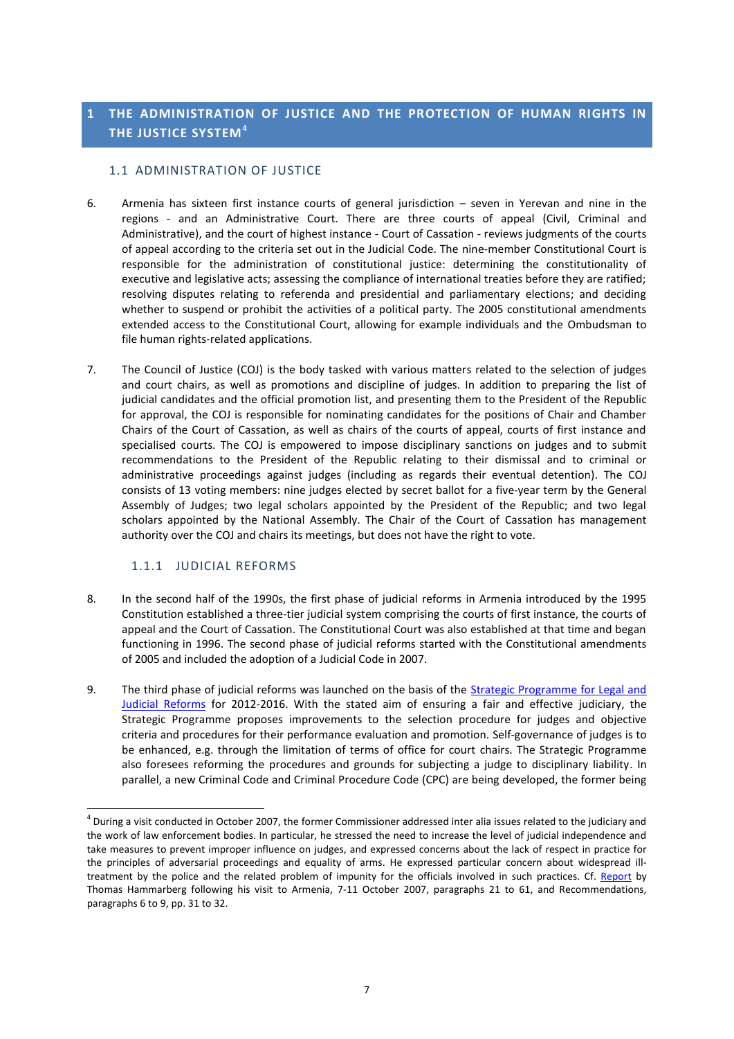# 1 THE ADMINISTRATION OF JUSTICE AND THE PROTECTION OF HUMAN RIGHTS IN THE JUSTICE SYSTEM[4]

## 1.1 ADMINISTRATION OF JUSTICE

6. Armenia has sixteen first instance courts of general jurisdiction – seven in Yerevan and nine in the regions - and an Administrative Court. There are three courts of appeal (Civil, Criminal and Administrative), and the court of highest instance - Court of Cassation - reviews judgments of the courts of appeal according to the criteria set out in the Judicial Code. The nine-member Constitutional Court is responsible for the administration of constitutional justice: determining the constitutionality of executive and legislative acts; assessing the compliance of international treaties before they are ratified; resolving disputes relating to referenda and presidential and parliamentary elections; and deciding whether to suspend or prohibit the activities of a political party. The 2005 constitutional amendments extended access to the Constitutional Court, allowing for example individuals and the Ombudsman to file human rights-related applications.

7. The Council of Justice (COJ) is the body tasked with various matters related to the selection of judges and court chairs, as well as promotions and discipline of judges. In addition to preparing the list of judicial candidates and the official promotion list, and presenting them to the President of the Republic for approval, the COJ is responsible for nominating candidates for the positions of Chair and Chamber Chairs of the Court of Cassation, as well as chairs of the courts of appeal, courts of first instance and specialised courts. The COJ is empowered to impose disciplinary sanctions on judges and to submit recommendations to the President of the Republic relating to their dismissal and to criminal or administrative proceedings against judges (including as regards their eventual detention). The COJ consists of 13 voting members: nine judges elected by secret ballot for a five-year term by the General Assembly of Judges; two legal scholars appointed by the President of the Republic; and two legal scholars appointed by the National Assembly. The Chair of the Court of Cassation has management authority over the COJ and chairs its meetings, but does not have the right to vote.

### 1.1.1 JUDICIAL REFORMS

8. In the second half of the 1990s, the first phase of judicial reforms in Armenia introduced by the 1995 Constitution established a three-tier judicial system comprising the courts of first instance, the courts of appeal and the Court of Cassation. The Constitutional Court was also established at that time and began functioning in 1996. The second phase of judicial reforms started with the Constitutional amendments of 2005 and included the adoption of a Judicial Code in 2007.

9. The third phase of judicial reforms was launched on the basis of the Strategic Programme for Legal and Judicial Reforms for 2012-2016. With the stated aim of ensuring a fair and effective judiciary, the Strategic Programme proposes improvements to the selection procedure for judges and objective criteria and procedures for their performance evaluation and promotion. Self-governance of judges is to be enhanced, e.g. through the limitation of terms of office for court chairs. The Strategic Programme also foresees reforming the procedures and grounds for subjecting a judge to disciplinary liability. In parallel, a new Criminal Code and Criminal Procedure Code (CPC) are being developed, the former being

---

[4] During a visit conducted in October 2007, the former Commissioner addressed inter alia issues related to the judiciary and the work of law enforcement bodies. In particular, he stressed the need to increase the level of judicial independence and take measures to prevent improper influence on judges, and expressed concerns about the lack of respect in practice for the principles of adversarial proceedings and equality of arms. He expressed particular concern about widespread ill-treatment by the police and the related problem of impunity for the officials involved in such practices. Cf. Report by Thomas Hammarberg following his visit to Armenia, 7-11 October 2007, paragraphs 21 to 61, and Recommendations, paragraphs 6 to 9, pp. 31 to 32.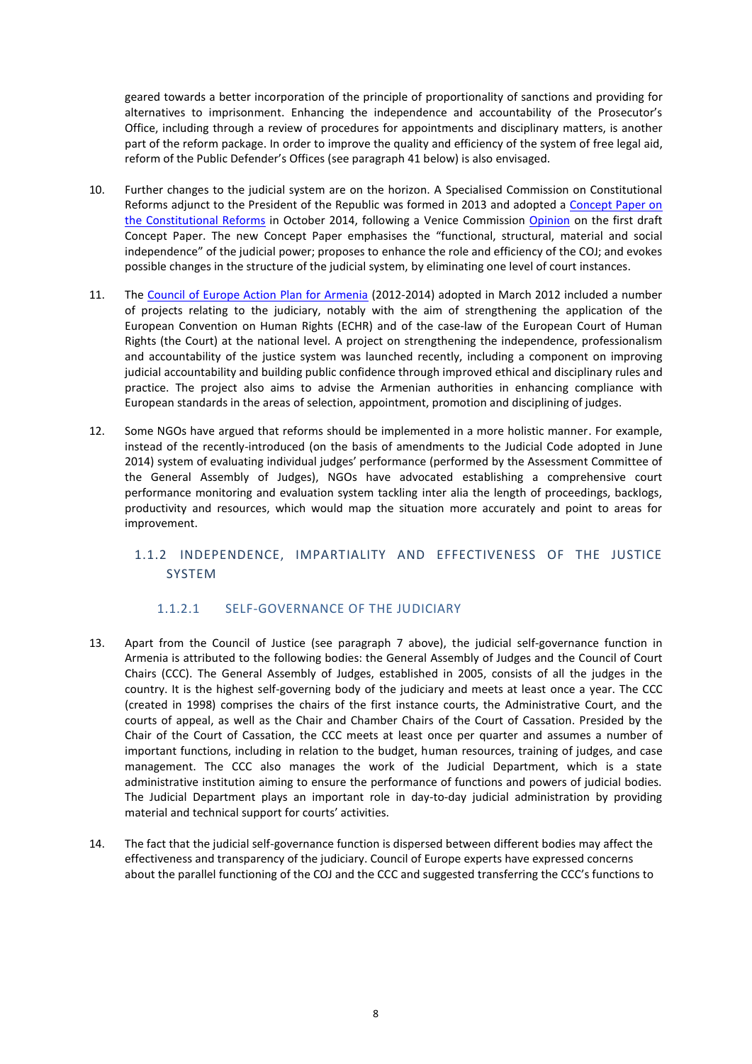geared towards a better incorporation of the principle of proportionality of sanctions and providing for alternatives to imprisonment. Enhancing the independence and accountability of the Prosecutor's Office, including through a review of procedures for appointments and disciplinary matters, is another part of the reform package. In order to improve the quality and efficiency of the system of free legal aid, reform of the Public Defender's Offices (see paragraph 41 below) is also envisaged.

10. Further changes to the judicial system are on the horizon. A Specialised Commission on Constitutional Reforms adjunct to the President of the Republic was formed in 2013 and adopted a Concept Paper on the Constitutional Reforms in October 2014, following a Venice Commission Opinion on the first draft Concept Paper. The new Concept Paper emphasises the "functional, structural, material and social independence" of the judicial power; proposes to enhance the role and efficiency of the COJ; and evokes possible changes in the structure of the judicial system, by eliminating one level of court instances.

11. The Council of Europe Action Plan for Armenia (2012-2014) adopted in March 2012 included a number of projects relating to the judiciary, notably with the aim of strengthening the application of the European Convention on Human Rights (ECHR) and of the case-law of the European Court of Human Rights (the Court) at the national level. A project on strengthening the independence, professionalism and accountability of the justice system was launched recently, including a component on improving judicial accountability and building public confidence through improved ethical and disciplinary rules and practice. The project also aims to advise the Armenian authorities in enhancing compliance with European standards in the areas of selection, appointment, promotion and disciplining of judges.

12. Some NGOs have argued that reforms should be implemented in a more holistic manner. For example, instead of the recently-introduced (on the basis of amendments to the Judicial Code adopted in June 2014) system of evaluating individual judges' performance (performed by the Assessment Committee of the General Assembly of Judges), NGOs have advocated establishing a comprehensive court performance monitoring and evaluation system tackling inter alia the length of proceedings, backlogs, productivity and resources, which would map the situation more accurately and point to areas for improvement.

### 1.1.2 INDEPENDENCE, IMPARTIALITY AND EFFECTIVENESS OF THE JUSTICE SYSTEM

#### 1.1.2.1 SELF-GOVERNANCE OF THE JUDICIARY

13. Apart from the Council of Justice (see paragraph 7 above), the judicial self-governance function in Armenia is attributed to the following bodies: the General Assembly of Judges and the Council of Court Chairs (CCC). The General Assembly of Judges, established in 2005, consists of all the judges in the country. It is the highest self-governing body of the judiciary and meets at least once a year. The CCC (created in 1998) comprises the chairs of the first instance courts, the Administrative Court, and the courts of appeal, as well as the Chair and Chamber Chairs of the Court of Cassation. Presided by the Chair of the Court of Cassation, the CCC meets at least once per quarter and assumes a number of important functions, including in relation to the budget, human resources, training of judges, and case management. The CCC also manages the work of the Judicial Department, which is a state administrative institution aiming to ensure the performance of functions and powers of judicial bodies. The Judicial Department plays an important role in day-to-day judicial administration by providing material and technical support for courts' activities.

14. The fact that the judicial self-governance function is dispersed between different bodies may affect the effectiveness and transparency of the judiciary. Council of Europe experts have expressed concerns about the parallel functioning of the COJ and the CCC and suggested transferring the CCC's functions to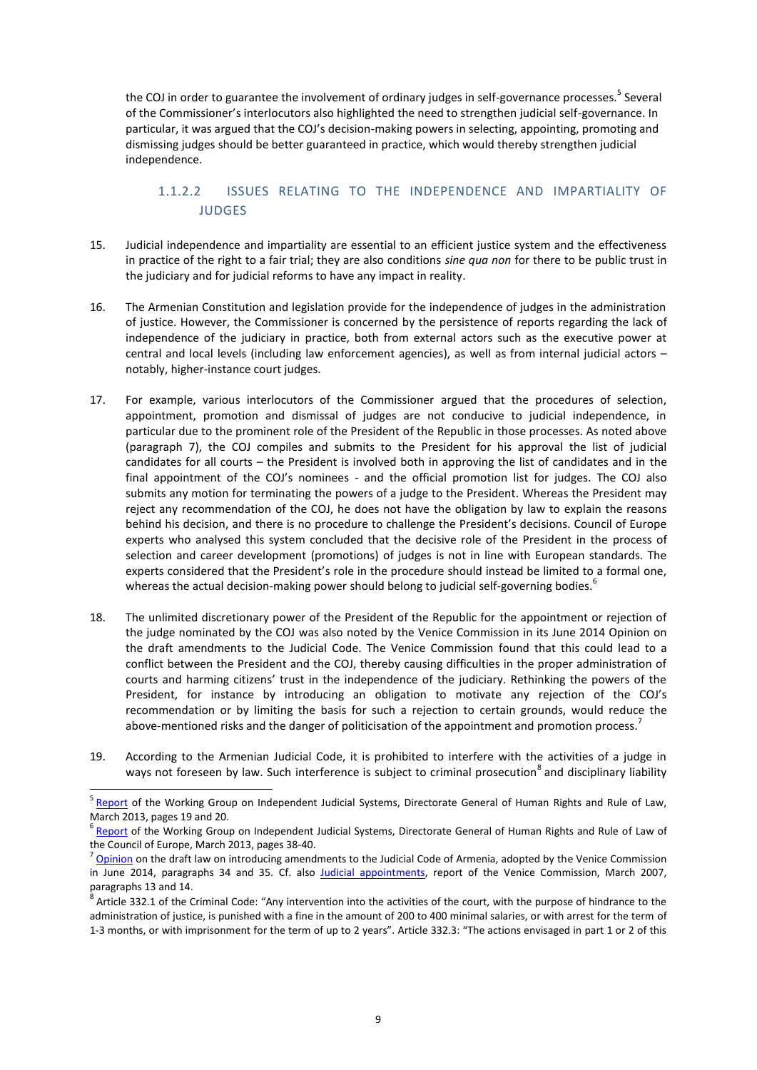the COJ in order to guarantee the involvement of ordinary judges in self-governance processes.[5] Several of the Commissioner's interlocutors also highlighted the need to strengthen judicial self-governance. In particular, it was argued that the COJ's decision-making powers in selecting, appointing, promoting and dismissing judges should be better guaranteed in practice, which would thereby strengthen judicial independence.

#### 1.1.2.2 ISSUES RELATING TO THE INDEPENDENCE AND IMPARTIALITY OF JUDGES

15. Judicial independence and impartiality are essential to an efficient justice system and the effectiveness in practice of the right to a fair trial; they are also conditions *sine qua non* for there to be public trust in the judiciary and for judicial reforms to have any impact in reality.

16. The Armenian Constitution and legislation provide for the independence of judges in the administration of justice. However, the Commissioner is concerned by the persistence of reports regarding the lack of independence of the judiciary in practice, both from external actors such as the executive power at central and local levels (including law enforcement agencies), as well as from internal judicial actors – notably, higher-instance court judges.

17. For example, various interlocutors of the Commissioner argued that the procedures of selection, appointment, promotion and dismissal of judges are not conducive to judicial independence, in particular due to the prominent role of the President of the Republic in those processes. As noted above (paragraph 7), the COJ compiles and submits to the President for his approval the list of judicial candidates for all courts – the President is involved both in approving the list of candidates and in the final appointment of the COJ's nominees - and the official promotion list for judges. The COJ also submits any motion for terminating the powers of a judge to the President. Whereas the President may reject any recommendation of the COJ, he does not have the obligation by law to explain the reasons behind his decision, and there is no procedure to challenge the President's decisions. Council of Europe experts who analysed this system concluded that the decisive role of the President in the process of selection and career development (promotions) of judges is not in line with European standards. The experts considered that the President's role in the procedure should instead be limited to a formal one, whereas the actual decision-making power should belong to judicial self-governing bodies.[6]

18. The unlimited discretionary power of the President of the Republic for the appointment or rejection of the judge nominated by the COJ was also noted by the Venice Commission in its June 2014 Opinion on the draft amendments to the Judicial Code. The Venice Commission found that this could lead to a conflict between the President and the COJ, thereby causing difficulties in the proper administration of courts and harming citizens' trust in the independence of the judiciary. Rethinking the powers of the President, for instance by introducing an obligation to motivate any rejection of the COJ's recommendation or by limiting the basis for such a rejection to certain grounds, would reduce the above-mentioned risks and the danger of politicisation of the appointment and promotion process.[7]

19. According to the Armenian Judicial Code, it is prohibited to interfere with the activities of a judge in ways not foreseen by law. Such interference is subject to criminal prosecution[8] and disciplinary liability

---

[5] Report of the Working Group on Independent Judicial Systems, Directorate General of Human Rights and Rule of Law, March 2013, pages 19 and 20.

[6] Report of the Working Group on Independent Judicial Systems, Directorate General of Human Rights and Rule of Law of the Council of Europe, March 2013, pages 38-40.

[7] Opinion on the draft law on introducing amendments to the Judicial Code of Armenia, adopted by the Venice Commission in June 2014, paragraphs 34 and 35. Cf. also Judicial appointments, report of the Venice Commission, March 2007, paragraphs 13 and 14.

[8] Article 332.1 of the Criminal Code: "Any intervention into the activities of the court, with the purpose of hindrance to the administration of justice, is punished with a fine in the amount of 200 to 400 minimal salaries, or with arrest for the term of 1-3 months, or with imprisonment for the term of up to 2 years". Article 332.3: "The actions envisaged in part 1 or 2 of this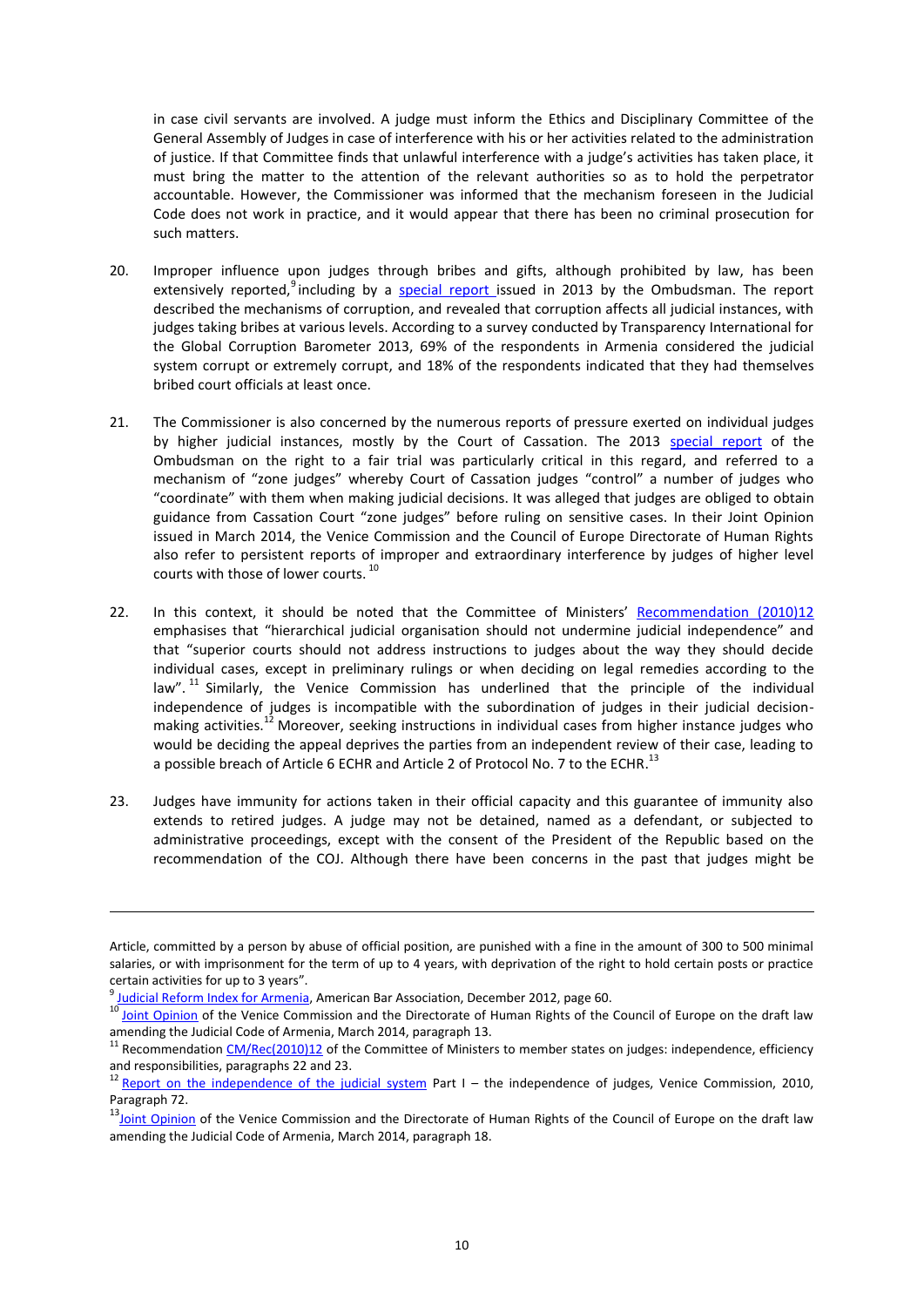in case civil servants are involved. A judge must inform the Ethics and Disciplinary Committee of the General Assembly of Judges in case of interference with his or her activities related to the administration of justice. If that Committee finds that unlawful interference with a judge's activities has taken place, it must bring the matter to the attention of the relevant authorities so as to hold the perpetrator accountable. However, the Commissioner was informed that the mechanism foreseen in the Judicial Code does not work in practice, and it would appear that there has been no criminal prosecution for such matters.

20. Improper influence upon judges through bribes and gifts, although prohibited by law, has been extensively reported,[9] including by a special report issued in 2013 by the Ombudsman. The report described the mechanisms of corruption, and revealed that corruption affects all judicial instances, with judges taking bribes at various levels. According to a survey conducted by Transparency International for the Global Corruption Barometer 2013, 69% of the respondents in Armenia considered the judicial system corrupt or extremely corrupt, and 18% of the respondents indicated that they had themselves bribed court officials at least once.

21. The Commissioner is also concerned by the numerous reports of pressure exerted on individual judges by higher judicial instances, mostly by the Court of Cassation. The 2013 special report of the Ombudsman on the right to a fair trial was particularly critical in this regard, and referred to a mechanism of "zone judges" whereby Court of Cassation judges "control" a number of judges who "coordinate" with them when making judicial decisions. It was alleged that judges are obliged to obtain guidance from Cassation Court "zone judges" before ruling on sensitive cases. In their Joint Opinion issued in March 2014, the Venice Commission and the Council of Europe Directorate of Human Rights also refer to persistent reports of improper and extraordinary interference by judges of higher level courts with those of lower courts.[10]

22. In this context, it should be noted that the Committee of Ministers' Recommendation (2010)12 emphasises that "hierarchical judicial organisation should not undermine judicial independence" and that "superior courts should not address instructions to judges about the way they should decide individual cases, except in preliminary rulings or when deciding on legal remedies according to the law".[11] Similarly, the Venice Commission has underlined that the principle of the individual independence of judges is incompatible with the subordination of judges in their judicial decision-making activities.[12] Moreover, seeking instructions in individual cases from higher instance judges who would be deciding the appeal deprives the parties from an independent review of their case, leading to a possible breach of Article 6 ECHR and Article 2 of Protocol No. 7 to the ECHR.[13]

23. Judges have immunity for actions taken in their official capacity and this guarantee of immunity also extends to retired judges. A judge may not be detained, named as a defendant, or subjected to administrative proceedings, except with the consent of the President of the Republic based on the recommendation of the COJ. Although there have been concerns in the past that judges might be

---

Article, committed by a person by abuse of official position, are punished with a fine in the amount of 300 to 500 minimal salaries, or with imprisonment for the term of up to 4 years, with deprivation of the right to hold certain posts or practice certain activities for up to 3 years".

[9] Judicial Reform Index for Armenia, American Bar Association, December 2012, page 60.

[10] Joint Opinion of the Venice Commission and the Directorate of Human Rights of the Council of Europe on the draft law amending the Judicial Code of Armenia, March 2014, paragraph 13.

[11] Recommendation CM/Rec(2010)12 of the Committee of Ministers to member states on judges: independence, efficiency and responsibilities, paragraphs 22 and 23.

[12] Report on the independence of the judicial system Part I – the independence of judges, Venice Commission, 2010, Paragraph 72.

[13] Joint Opinion of the Venice Commission and the Directorate of Human Rights of the Council of Europe on the draft law amending the Judicial Code of Armenia, March 2014, paragraph 18.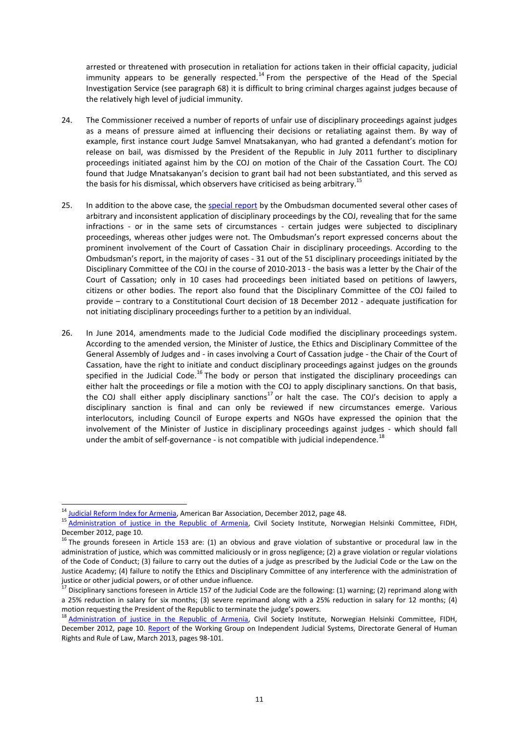arrested or threatened with prosecution in retaliation for actions taken in their official capacity, judicial immunity appears to be generally respected.[14] From the perspective of the Head of the Special Investigation Service (see paragraph 68) it is difficult to bring criminal charges against judges because of the relatively high level of judicial immunity.

24. The Commissioner received a number of reports of unfair use of disciplinary proceedings against judges as a means of pressure aimed at influencing their decisions or retaliating against them. By way of example, first instance court Judge Samvel Mnatsakanyan, who had granted a defendant's motion for release on bail, was dismissed by the President of the Republic in July 2011 further to disciplinary proceedings initiated against him by the COJ on motion of the Chair of the Cassation Court. The COJ found that Judge Mnatsakanyan's decision to grant bail had not been substantiated, and this served as the basis for his dismissal, which observers have criticised as being arbitrary.[15]

25. In addition to the above case, the special report by the Ombudsman documented several other cases of arbitrary and inconsistent application of disciplinary proceedings by the COJ, revealing that for the same infractions - or in the same sets of circumstances - certain judges were subjected to disciplinary proceedings, whereas other judges were not. The Ombudsman's report expressed concerns about the prominent involvement of the Court of Cassation Chair in disciplinary proceedings. According to the Ombudsman's report, in the majority of cases - 31 out of the 51 disciplinary proceedings initiated by the Disciplinary Committee of the COJ in the course of 2010-2013 - the basis was a letter by the Chair of the Court of Cassation; only in 10 cases had proceedings been initiated based on petitions of lawyers, citizens or other bodies. The report also found that the Disciplinary Committee of the COJ failed to provide – contrary to a Constitutional Court decision of 18 December 2012 - adequate justification for not initiating disciplinary proceedings further to a petition by an individual.

26. In June 2014, amendments made to the Judicial Code modified the disciplinary proceedings system. According to the amended version, the Minister of Justice, the Ethics and Disciplinary Committee of the General Assembly of Judges and - in cases involving a Court of Cassation judge - the Chair of the Court of Cassation, have the right to initiate and conduct disciplinary proceedings against judges on the grounds specified in the Judicial Code.[16] The body or person that instigated the disciplinary proceedings can either halt the proceedings or file a motion with the COJ to apply disciplinary sanctions. On that basis, the COJ shall either apply disciplinary sanctions[17] or halt the case. The COJ's decision to apply a disciplinary sanction is final and can only be reviewed if new circumstances emerge. Various interlocutors, including Council of Europe experts and NGOs have expressed the opinion that the involvement of the Minister of Justice in disciplinary proceedings against judges - which should fall under the ambit of self-governance - is not compatible with judicial independence.[18]

---

[14] Judicial Reform Index for Armenia, American Bar Association, December 2012, page 48.

[15] Administration of justice in the Republic of Armenia, Civil Society Institute, Norwegian Helsinki Committee, FIDH, December 2012, page 10.

[16] The grounds foreseen in Article 153 are: (1) an obvious and grave violation of substantive or procedural law in the administration of justice, which was committed maliciously or in gross negligence; (2) a grave violation or regular violations of the Code of Conduct; (3) failure to carry out the duties of a judge as prescribed by the Judicial Code or the Law on the Justice Academy; (4) failure to notify the Ethics and Disciplinary Committee of any interference with the administration of justice or other judicial powers, or of other undue influence.

[17] Disciplinary sanctions foreseen in Article 157 of the Judicial Code are the following: (1) warning; (2) reprimand along with a 25% reduction in salary for six months; (3) severe reprimand along with a 25% reduction in salary for 12 months; (4) motion requesting the President of the Republic to terminate the judge's powers.

[18] Administration of justice in the Republic of Armenia, Civil Society Institute, Norwegian Helsinki Committee, FIDH, December 2012, page 10. Report of the Working Group on Independent Judicial Systems, Directorate General of Human Rights and Rule of Law, March 2013, pages 98-101.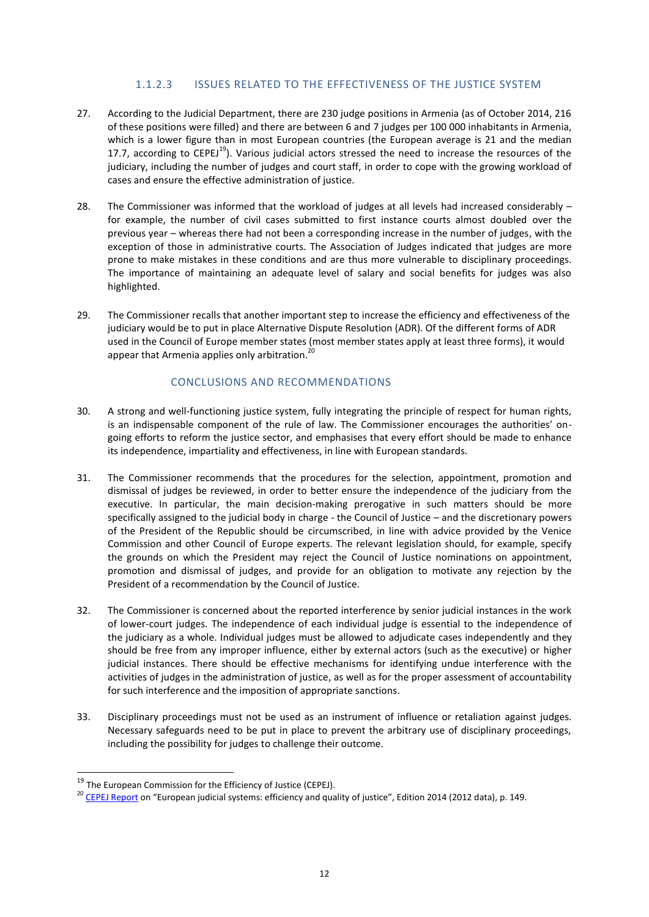#### 1.1.2.3 ISSUES RELATED TO THE EFFECTIVENESS OF THE JUSTICE SYSTEM

27. According to the Judicial Department, there are 230 judge positions in Armenia (as of October 2014, 216 of these positions were filled) and there are between 6 and 7 judges per 100 000 inhabitants in Armenia, which is a lower figure than in most European countries (the European average is 21 and the median 17.7, according to CEPEJ[19]). Various judicial actors stressed the need to increase the resources of the judiciary, including the number of judges and court staff, in order to cope with the growing workload of cases and ensure the effective administration of justice.

28. The Commissioner was informed that the workload of judges at all levels had increased considerably – for example, the number of civil cases submitted to first instance courts almost doubled over the previous year – whereas there had not been a corresponding increase in the number of judges, with the exception of those in administrative courts. The Association of Judges indicated that judges are more prone to make mistakes in these conditions and are thus more vulnerable to disciplinary proceedings. The importance of maintaining an adequate level of salary and social benefits for judges was also highlighted.

29. The Commissioner recalls that another important step to increase the efficiency and effectiveness of the judiciary would be to put in place Alternative Dispute Resolution (ADR). Of the different forms of ADR used in the Council of Europe member states (most member states apply at least three forms), it would appear that Armenia applies only arbitration.[20]

### CONCLUSIONS AND RECOMMENDATIONS

30. A strong and well-functioning justice system, fully integrating the principle of respect for human rights, is an indispensable component of the rule of law. The Commissioner encourages the authorities' on-going efforts to reform the justice sector, and emphasises that every effort should be made to enhance its independence, impartiality and effectiveness, in line with European standards.

31. The Commissioner recommends that the procedures for the selection, appointment, promotion and dismissal of judges be reviewed, in order to better ensure the independence of the judiciary from the executive. In particular, the main decision-making prerogative in such matters should be more specifically assigned to the judicial body in charge - the Council of Justice – and the discretionary powers of the President of the Republic should be circumscribed, in line with advice provided by the Venice Commission and other Council of Europe experts. The relevant legislation should, for example, specify the grounds on which the President may reject the Council of Justice nominations on appointment, promotion and dismissal of judges, and provide for an obligation to motivate any rejection by the President of a recommendation by the Council of Justice.

32. The Commissioner is concerned about the reported interference by senior judicial instances in the work of lower-court judges. The independence of each individual judge is essential to the independence of the judiciary as a whole. Individual judges must be allowed to adjudicate cases independently and they should be free from any improper influence, either by external actors (such as the executive) or higher judicial instances. There should be effective mechanisms for identifying undue interference with the activities of judges in the administration of justice, as well as for the proper assessment of accountability for such interference and the imposition of appropriate sanctions.

33. Disciplinary proceedings must not be used as an instrument of influence or retaliation against judges. Necessary safeguards need to be put in place to prevent the arbitrary use of disciplinary proceedings, including the possibility for judges to challenge their outcome.

---

[19] The European Commission for the Efficiency of Justice (CEPEJ).

[20] CEPEJ Report on "European judicial systems: efficiency and quality of justice", Edition 2014 (2012 data), p. 149.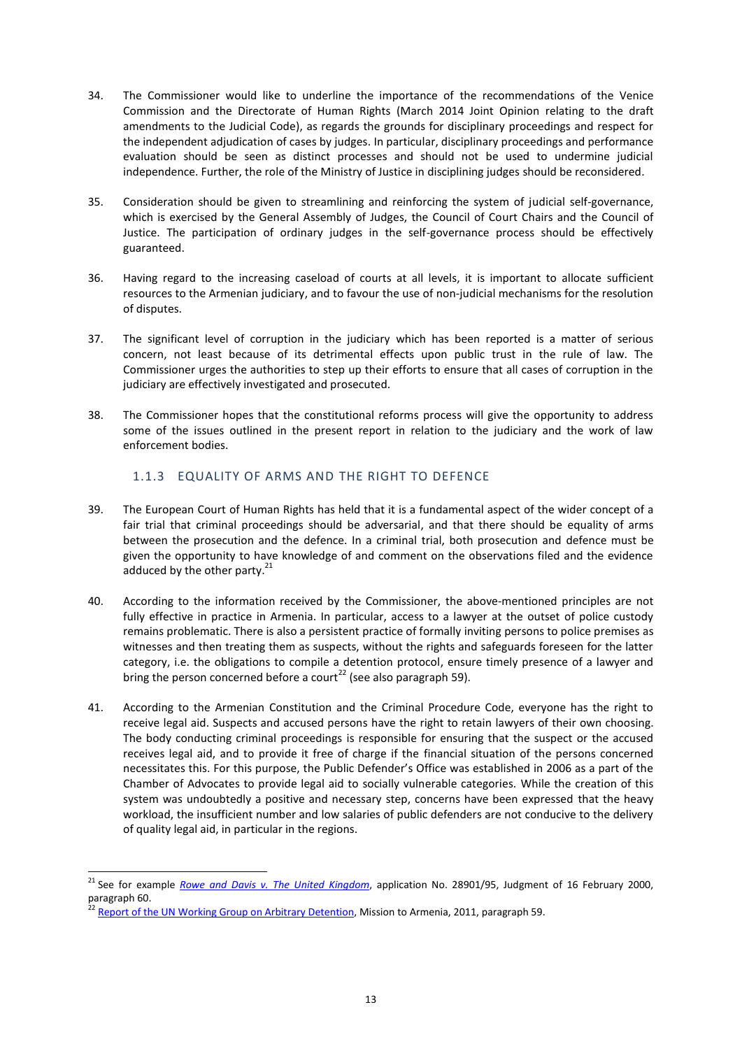34. The Commissioner would like to underline the importance of the recommendations of the Venice Commission and the Directorate of Human Rights (March 2014 Joint Opinion relating to the draft amendments to the Judicial Code), as regards the grounds for disciplinary proceedings and respect for the independent adjudication of cases by judges. In particular, disciplinary proceedings and performance evaluation should be seen as distinct processes and should not be used to undermine judicial independence. Further, the role of the Ministry of Justice in disciplining judges should be reconsidered.

35. Consideration should be given to streamlining and reinforcing the system of judicial self-governance, which is exercised by the General Assembly of Judges, the Council of Court Chairs and the Council of Justice. The participation of ordinary judges in the self-governance process should be effectively guaranteed.

36. Having regard to the increasing caseload of courts at all levels, it is important to allocate sufficient resources to the Armenian judiciary, and to favour the use of non-judicial mechanisms for the resolution of disputes.

37. The significant level of corruption in the judiciary which has been reported is a matter of serious concern, not least because of its detrimental effects upon public trust in the rule of law. The Commissioner urges the authorities to step up their efforts to ensure that all cases of corruption in the judiciary are effectively investigated and prosecuted.

38. The Commissioner hopes that the constitutional reforms process will give the opportunity to address some of the issues outlined in the present report in relation to the judiciary and the work of law enforcement bodies.

### 1.1.3 EQUALITY OF ARMS AND THE RIGHT TO DEFENCE

39. The European Court of Human Rights has held that it is a fundamental aspect of the wider concept of a fair trial that criminal proceedings should be adversarial, and that there should be equality of arms between the prosecution and the defence. In a criminal trial, both prosecution and defence must be given the opportunity to have knowledge of and comment on the observations filed and the evidence adduced by the other party.[21]

40. According to the information received by the Commissioner, the above-mentioned principles are not fully effective in practice in Armenia. In particular, access to a lawyer at the outset of police custody remains problematic. There is also a persistent practice of formally inviting persons to police premises as witnesses and then treating them as suspects, without the rights and safeguards foreseen for the latter category, i.e. the obligations to compile a detention protocol, ensure timely presence of a lawyer and bring the person concerned before a court[22] (see also paragraph 59).

41. According to the Armenian Constitution and the Criminal Procedure Code, everyone has the right to receive legal aid. Suspects and accused persons have the right to retain lawyers of their own choosing. The body conducting criminal proceedings is responsible for ensuring that the suspect or the accused receives legal aid, and to provide it free of charge if the financial situation of the persons concerned necessitates this. For this purpose, the Public Defender's Office was established in 2006 as a part of the Chamber of Advocates to provide legal aid to socially vulnerable categories. While the creation of this system was undoubtedly a positive and necessary step, concerns have been expressed that the heavy workload, the insufficient number and low salaries of public defenders are not conducive to the delivery of quality legal aid, in particular in the regions.

---

[21] See for example *Rowe and Davis v. The United Kingdom*, application No. 28901/95, Judgment of 16 February 2000, paragraph 60.

[22] Report of the UN Working Group on Arbitrary Detention, Mission to Armenia, 2011, paragraph 59.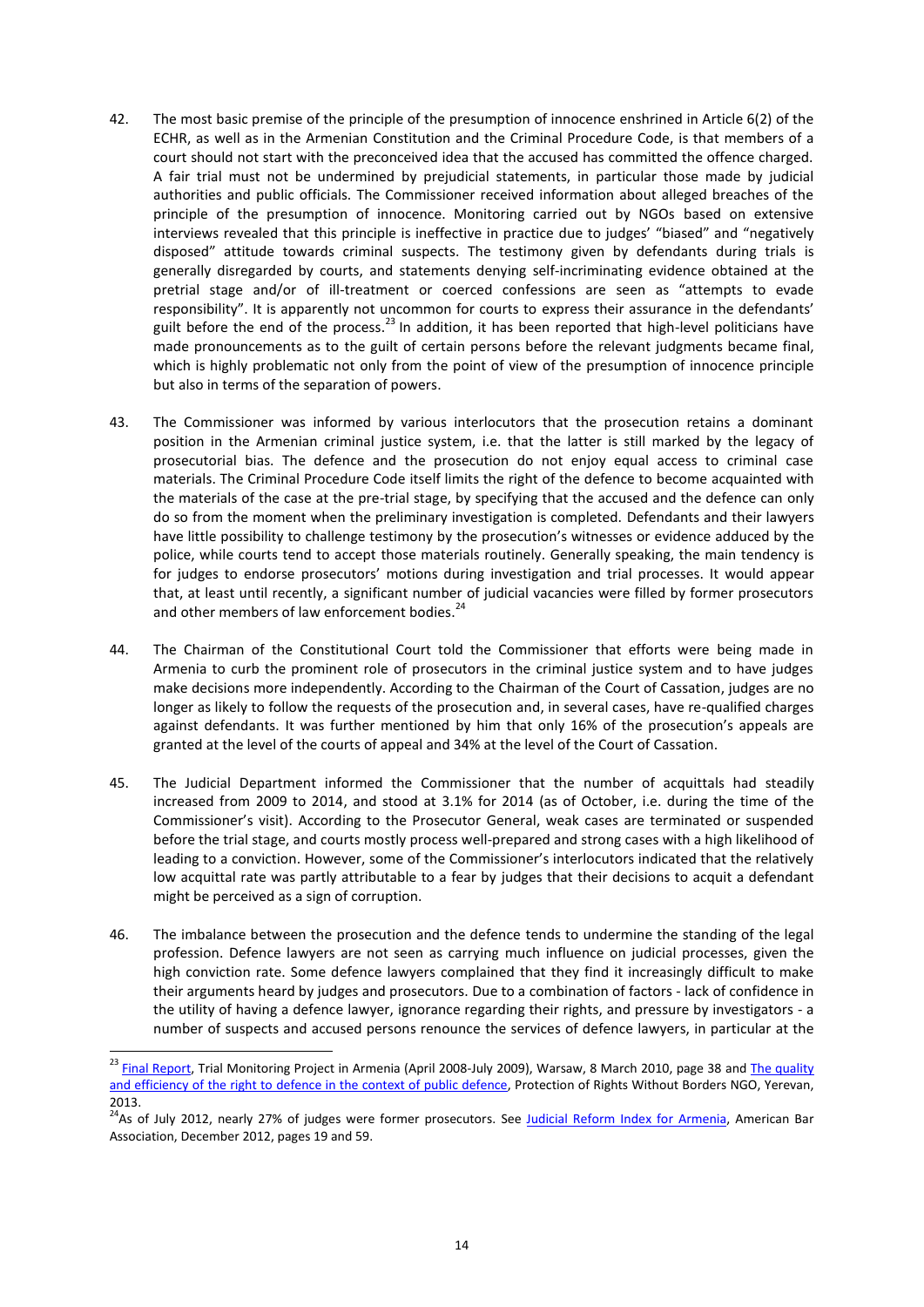42. The most basic premise of the principle of the presumption of innocence enshrined in Article 6(2) of the ECHR, as well as in the Armenian Constitution and the Criminal Procedure Code, is that members of a court should not start with the preconceived idea that the accused has committed the offence charged. A fair trial must not be undermined by prejudicial statements, in particular those made by judicial authorities and public officials. The Commissioner received information about alleged breaches of the principle of the presumption of innocence. Monitoring carried out by NGOs based on extensive interviews revealed that this principle is ineffective in practice due to judges' "biased" and "negatively disposed" attitude towards criminal suspects. The testimony given by defendants during trials is generally disregarded by courts, and statements denying self-incriminating evidence obtained at the pretrial stage and/or of ill-treatment or coerced confessions are seen as "attempts to evade responsibility". It is apparently not uncommon for courts to express their assurance in the defendants' guilt before the end of the process.[23] In addition, it has been reported that high-level politicians have made pronouncements as to the guilt of certain persons before the relevant judgments became final, which is highly problematic not only from the point of view of the presumption of innocence principle but also in terms of the separation of powers.

43. The Commissioner was informed by various interlocutors that the prosecution retains a dominant position in the Armenian criminal justice system, i.e. that the latter is still marked by the legacy of prosecutorial bias. The defence and the prosecution do not enjoy equal access to criminal case materials. The Criminal Procedure Code itself limits the right of the defence to become acquainted with the materials of the case at the pre-trial stage, by specifying that the accused and the defence can only do so from the moment when the preliminary investigation is completed. Defendants and their lawyers have little possibility to challenge testimony by the prosecution's witnesses or evidence adduced by the police, while courts tend to accept those materials routinely. Generally speaking, the main tendency is for judges to endorse prosecutors' motions during investigation and trial processes. It would appear that, at least until recently, a significant number of judicial vacancies were filled by former prosecutors and other members of law enforcement bodies.[24]

44. The Chairman of the Constitutional Court told the Commissioner that efforts were being made in Armenia to curb the prominent role of prosecutors in the criminal justice system and to have judges make decisions more independently. According to the Chairman of the Court of Cassation, judges are no longer as likely to follow the requests of the prosecution and, in several cases, have re-qualified charges against defendants. It was further mentioned by him that only 16% of the prosecution's appeals are granted at the level of the courts of appeal and 34% at the level of the Court of Cassation.

45. The Judicial Department informed the Commissioner that the number of acquittals had steadily increased from 2009 to 2014, and stood at 3.1% for 2014 (as of October, i.e. during the time of the Commissioner's visit). According to the Prosecutor General, weak cases are terminated or suspended before the trial stage, and courts mostly process well-prepared and strong cases with a high likelihood of leading to a conviction. However, some of the Commissioner's interlocutors indicated that the relatively low acquittal rate was partly attributable to a fear by judges that their decisions to acquit a defendant might be perceived as a sign of corruption.

46. The imbalance between the prosecution and the defence tends to undermine the standing of the legal profession. Defence lawyers are not seen as carrying much influence on judicial processes, given the high conviction rate. Some defence lawyers complained that they find it increasingly difficult to make their arguments heard by judges and prosecutors. Due to a combination of factors - lack of confidence in the utility of having a defence lawyer, ignorance regarding their rights, and pressure by investigators - a number of suspects and accused persons renounce the services of defence lawyers, in particular at the

---

[23] Final Report, Trial Monitoring Project in Armenia (April 2008-July 2009), Warsaw, 8 March 2010, page 38 and The quality and efficiency of the right to defence in the context of public defence, Protection of Rights Without Borders NGO, Yerevan, 2013.

[24] As of July 2012, nearly 27% of judges were former prosecutors. See Judicial Reform Index for Armenia, American Bar Association, December 2012, pages 19 and 59.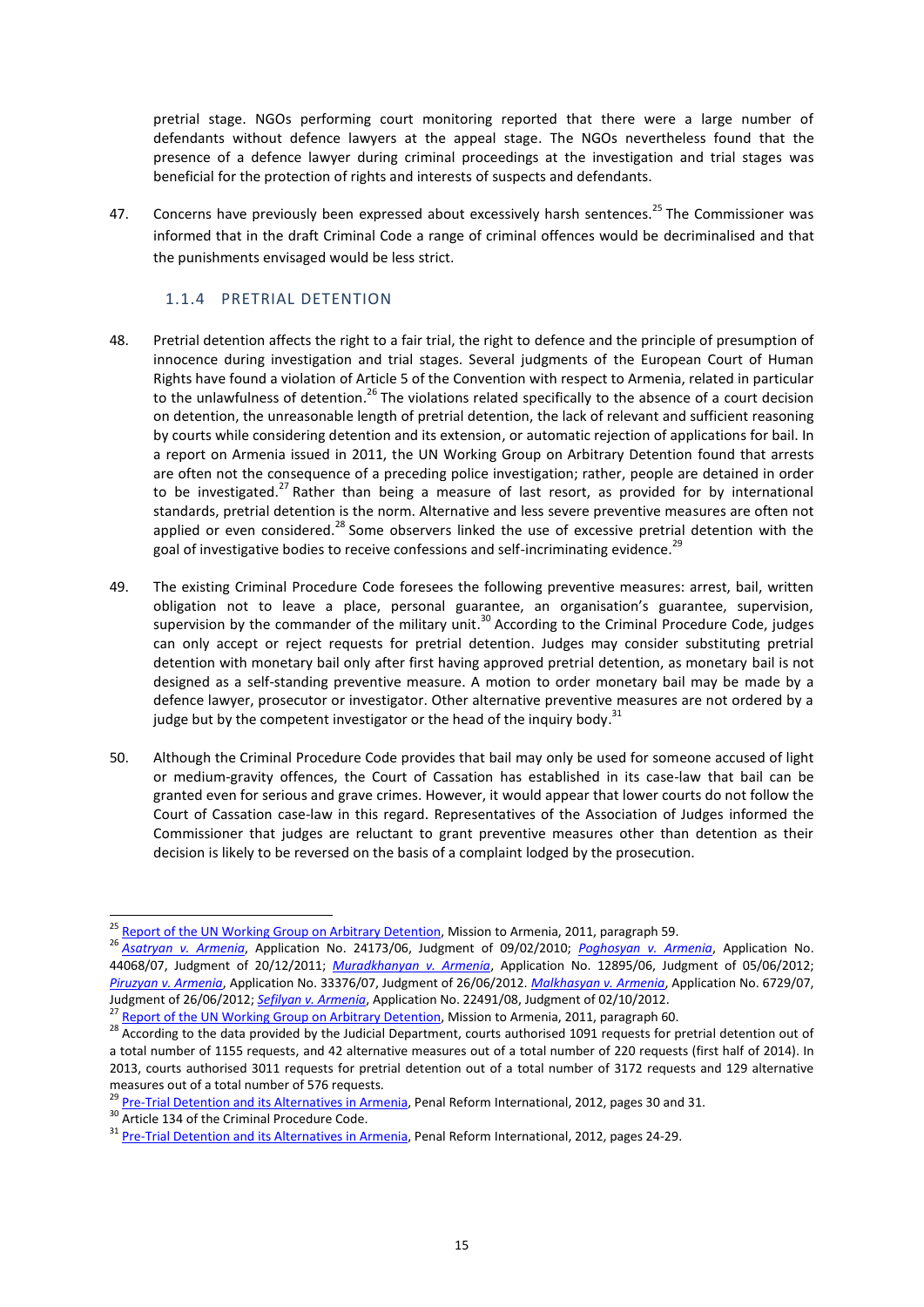pretrial stage. NGOs performing court monitoring reported that there were a large number of defendants without defence lawyers at the appeal stage. The NGOs nevertheless found that the presence of a defence lawyer during criminal proceedings at the investigation and trial stages was beneficial for the protection of rights and interests of suspects and defendants.

47. Concerns have previously been expressed about excessively harsh sentences.[25] The Commissioner was informed that in the draft Criminal Code a range of criminal offences would be decriminalised and that the punishments envisaged would be less strict.

### 1.1.4 PRETRIAL DETENTION

48. Pretrial detention affects the right to a fair trial, the right to defence and the principle of presumption of innocence during investigation and trial stages. Several judgments of the European Court of Human Rights have found a violation of Article 5 of the Convention with respect to Armenia, related in particular to the unlawfulness of detention.[26] The violations related specifically to the absence of a court decision on detention, the unreasonable length of pretrial detention, the lack of relevant and sufficient reasoning by courts while considering detention and its extension, or automatic rejection of applications for bail. In a report on Armenia issued in 2011, the UN Working Group on Arbitrary Detention found that arrests are often not the consequence of a preceding police investigation; rather, people are detained in order to be investigated.[27] Rather than being a measure of last resort, as provided for by international standards, pretrial detention is the norm. Alternative and less severe preventive measures are often not applied or even considered.[28] Some observers linked the use of excessive pretrial detention with the goal of investigative bodies to receive confessions and self-incriminating evidence.[29]

49. The existing Criminal Procedure Code foresees the following preventive measures: arrest, bail, written obligation not to leave a place, personal guarantee, an organisation's guarantee, supervision, supervision by the commander of the military unit.[30] According to the Criminal Procedure Code, judges can only accept or reject requests for pretrial detention. Judges may consider substituting pretrial detention with monetary bail only after first having approved pretrial detention, as monetary bail is not designed as a self-standing preventive measure. A motion to order monetary bail may be made by a defence lawyer, prosecutor or investigator. Other alternative preventive measures are not ordered by a judge but by the competent investigator or the head of the inquiry body.[31]

50. Although the Criminal Procedure Code provides that bail may only be used for someone accused of light or medium-gravity offences, the Court of Cassation has established in its case-law that bail can be granted even for serious and grave crimes. However, it would appear that lower courts do not follow the Court of Cassation case-law in this regard. Representatives of the Association of Judges informed the Commissioner that judges are reluctant to grant preventive measures other than detention as their decision is likely to be reversed on the basis of a complaint lodged by the prosecution.

---

[25] Report of the UN Working Group on Arbitrary Detention, Mission to Armenia, 2011, paragraph 59.

[26] *Asatryan v. Armenia*, Application No. 24173/06, Judgment of 09/02/2010; *Poghosyan v. Armenia*, Application No. 44068/07, Judgment of 20/12/2011; *Muradkhanyan v. Armenia*, Application No. 12895/06, Judgment of 05/06/2012; *Piruzyan v. Armenia*, Application No. 33376/07, Judgment of 26/06/2012. *Malkhasyan v. Armenia*, Application No. 6729/07, Judgment of 26/06/2012; *Sefilyan v. Armenia*, Application No. 22491/08, Judgment of 02/10/2012.

[27] Report of the UN Working Group on Arbitrary Detention, Mission to Armenia, 2011, paragraph 60.

[28] According to the data provided by the Judicial Department, courts authorised 1091 requests for pretrial detention out of a total number of 1155 requests, and 42 alternative measures out of a total number of 220 requests (first half of 2014). In 2013, courts authorised 3011 requests for pretrial detention out of a total number of 3172 requests and 129 alternative measures out of a total number of 576 requests.

[29] Pre-Trial Detention and its Alternatives in Armenia, Penal Reform International, 2012, pages 30 and 31.

[30] Article 134 of the Criminal Procedure Code.

[31] Pre-Trial Detention and its Alternatives in Armenia, Penal Reform International, 2012, pages 24-29.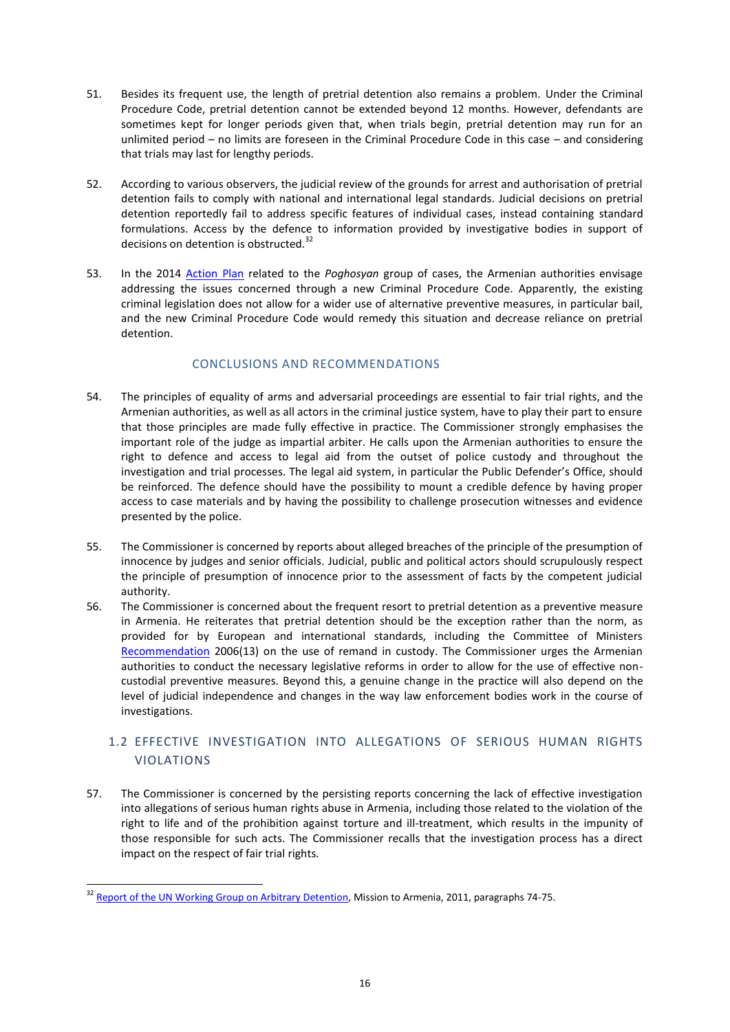51. Besides its frequent use, the length of pretrial detention also remains a problem. Under the Criminal Procedure Code, pretrial detention cannot be extended beyond 12 months. However, defendants are sometimes kept for longer periods given that, when trials begin, pretrial detention may run for an unlimited period – no limits are foreseen in the Criminal Procedure Code in this case – and considering that trials may last for lengthy periods.

52. According to various observers, the judicial review of the grounds for arrest and authorisation of pretrial detention fails to comply with national and international legal standards. Judicial decisions on pretrial detention reportedly fail to address specific features of individual cases, instead containing standard formulations. Access by the defence to information provided by investigative bodies in support of decisions on detention is obstructed.[32]

53. In the 2014 Action Plan related to the *Poghosyan* group of cases, the Armenian authorities envisage addressing the issues concerned through a new Criminal Procedure Code. Apparently, the existing criminal legislation does not allow for a wider use of alternative preventive measures, in particular bail, and the new Criminal Procedure Code would remedy this situation and decrease reliance on pretrial detention.

### CONCLUSIONS AND RECOMMENDATIONS

54. The principles of equality of arms and adversarial proceedings are essential to fair trial rights, and the Armenian authorities, as well as all actors in the criminal justice system, have to play their part to ensure that those principles are made fully effective in practice. The Commissioner strongly emphasises the important role of the judge as impartial arbiter. He calls upon the Armenian authorities to ensure the right to defence and access to legal aid from the outset of police custody and throughout the investigation and trial processes. The legal aid system, in particular the Public Defender's Office, should be reinforced. The defence should have the possibility to mount a credible defence by having proper access to case materials and by having the possibility to challenge prosecution witnesses and evidence presented by the police.

55. The Commissioner is concerned by reports about alleged breaches of the principle of the presumption of innocence by judges and senior officials. Judicial, public and political actors should scrupulously respect the principle of presumption of innocence prior to the assessment of facts by the competent judicial authority.

56. The Commissioner is concerned about the frequent resort to pretrial detention as a preventive measure in Armenia. He reiterates that pretrial detention should be the exception rather than the norm, as provided for by European and international standards, including the Committee of Ministers Recommendation 2006(13) on the use of remand in custody. The Commissioner urges the Armenian authorities to conduct the necessary legislative reforms in order to allow for the use of effective non-custodial preventive measures. Beyond this, a genuine change in the practice will also depend on the level of judicial independence and changes in the way law enforcement bodies work in the course of investigations.

## 1.2 EFFECTIVE INVESTIGATION INTO ALLEGATIONS OF SERIOUS HUMAN RIGHTS VIOLATIONS

57. The Commissioner is concerned by the persisting reports concerning the lack of effective investigation into allegations of serious human rights abuse in Armenia, including those related to the violation of the right to life and of the prohibition against torture and ill-treatment, which results in the impunity of those responsible for such acts. The Commissioner recalls that the investigation process has a direct impact on the respect of fair trial rights.

---

[32] Report of the UN Working Group on Arbitrary Detention, Mission to Armenia, 2011, paragraphs 74-75.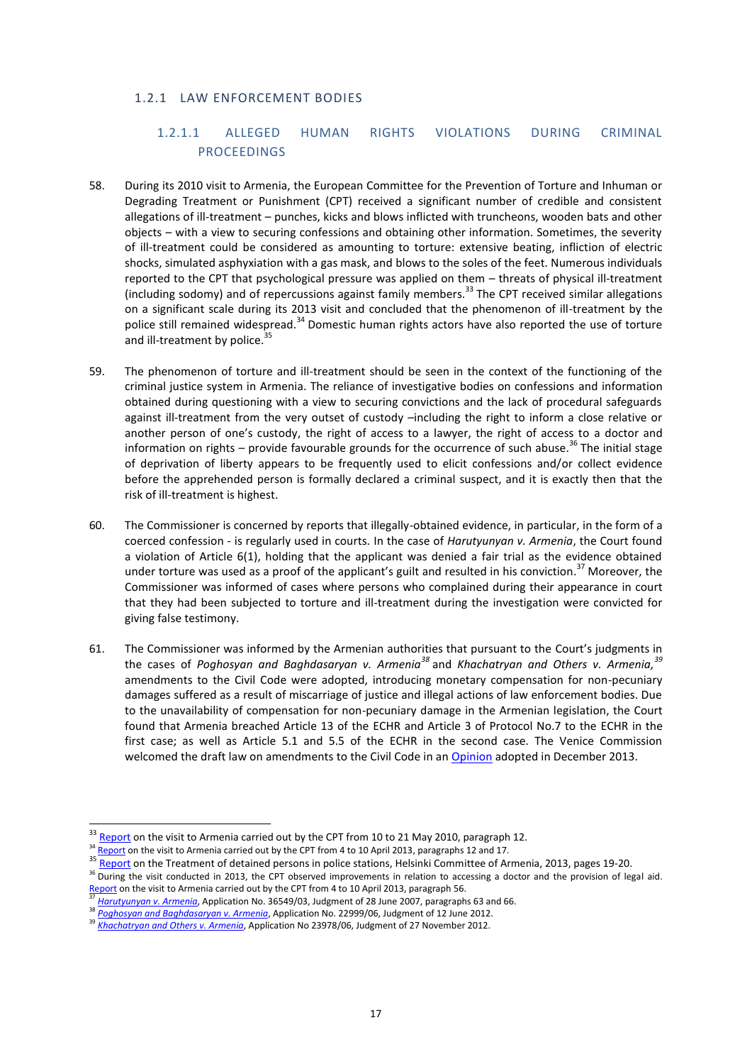### 1.2.1 LAW ENFORCEMENT BODIES

#### 1.2.1.1 ALLEGED HUMAN RIGHTS VIOLATIONS DURING CRIMINAL PROCEEDINGS

58. During its 2010 visit to Armenia, the European Committee for the Prevention of Torture and Inhuman or Degrading Treatment or Punishment (CPT) received a significant number of credible and consistent allegations of ill-treatment – punches, kicks and blows inflicted with truncheons, wooden bats and other objects – with a view to securing confessions and obtaining other information. Sometimes, the severity of ill-treatment could be considered as amounting to torture: extensive beating, infliction of electric shocks, simulated asphyxiation with a gas mask, and blows to the soles of the feet. Numerous individuals reported to the CPT that psychological pressure was applied on them – threats of physical ill-treatment (including sodomy) and of repercussions against family members.[33] The CPT received similar allegations on a significant scale during its 2013 visit and concluded that the phenomenon of ill-treatment by the police still remained widespread.[34] Domestic human rights actors have also reported the use of torture and ill-treatment by police.[35]

59. The phenomenon of torture and ill-treatment should be seen in the context of the functioning of the criminal justice system in Armenia. The reliance of investigative bodies on confessions and information obtained during questioning with a view to securing convictions and the lack of procedural safeguards against ill-treatment from the very outset of custody –including the right to inform a close relative or another person of one's custody, the right of access to a lawyer, the right of access to a doctor and information on rights – provide favourable grounds for the occurrence of such abuse.[36] The initial stage of deprivation of liberty appears to be frequently used to elicit confessions and/or collect evidence before the apprehended person is formally declared a criminal suspect, and it is exactly then that the risk of ill-treatment is highest.

60. The Commissioner is concerned by reports that illegally-obtained evidence, in particular, in the form of a coerced confession - is regularly used in courts. In the case of *Harutyunyan v. Armenia*, the Court found a violation of Article 6(1), holding that the applicant was denied a fair trial as the evidence obtained under torture was used as a proof of the applicant's guilt and resulted in his conviction.[37] Moreover, the Commissioner was informed of cases where persons who complained during their appearance in court that they had been subjected to torture and ill-treatment during the investigation were convicted for giving false testimony.

61. The Commissioner was informed by the Armenian authorities that pursuant to the Court's judgments in the cases of *Poghosyan and Baghdasaryan v. Armenia*[38] and *Khachatryan and Others v. Armenia,*[39] amendments to the Civil Code were adopted, introducing monetary compensation for non-pecuniary damages suffered as a result of miscarriage of justice and illegal actions of law enforcement bodies. Due to the unavailability of compensation for non-pecuniary damage in the Armenian legislation, the Court found that Armenia breached Article 13 of the ECHR and Article 3 of Protocol No.7 to the ECHR in the first case; as well as Article 5.1 and 5.5 of the ECHR in the second case. The Venice Commission welcomed the draft law on amendments to the Civil Code in an Opinion adopted in December 2013.

---

[33] Report on the visit to Armenia carried out by the CPT from 10 to 21 May 2010, paragraph 12.

[34] Report on the visit to Armenia carried out by the CPT from 4 to 10 April 2013, paragraphs 12 and 17.

[35] Report on the Treatment of detained persons in police stations, Helsinki Committee of Armenia, 2013, pages 19-20.

[36] During the visit conducted in 2013, the CPT observed improvements in relation to accessing a doctor and the provision of legal aid. Report on the visit to Armenia carried out by the CPT from 4 to 10 April 2013, paragraph 56.

[37] *Harutyunyan v. Armenia*, Application No. 36549/03, Judgment of 28 June 2007, paragraphs 63 and 66.

[38] *Poghosyan and Baghdasaryan v. Armenia*, Application No. 22999/06, Judgment of 12 June 2012.

[39] *Khachatryan and Others v. Armenia*, Application No 23978/06, Judgment of 27 November 2012.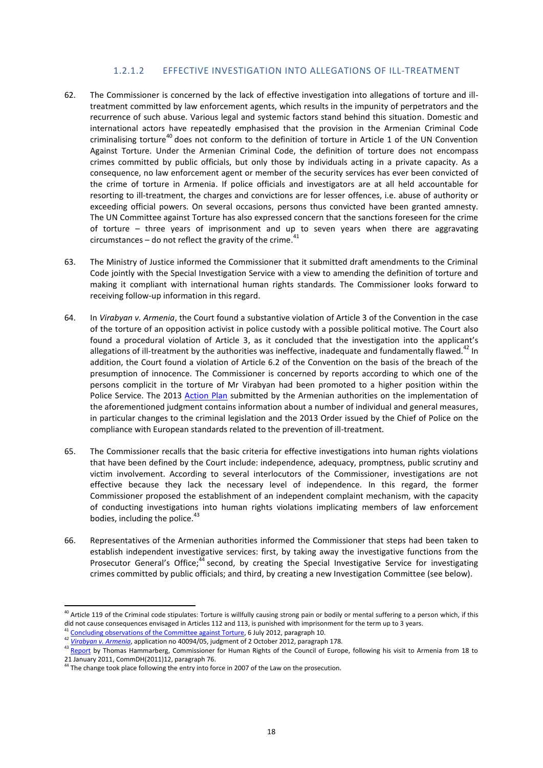### 1.2.1.2 EFFECTIVE INVESTIGATION INTO ALLEGATIONS OF ILL-TREATMENT

62. The Commissioner is concerned by the lack of effective investigation into allegations of torture and ill-treatment committed by law enforcement agents, which results in the impunity of perpetrators and the recurrence of such abuse. Various legal and systemic factors stand behind this situation. Domestic and international actors have repeatedly emphasised that the provision in the Armenian Criminal Code criminalising torture[40] does not conform to the definition of torture in Article 1 of the UN Convention Against Torture. Under the Armenian Criminal Code, the definition of torture does not encompass crimes committed by public officials, but only those by individuals acting in a private capacity. As a consequence, no law enforcement agent or member of the security services has ever been convicted of the crime of torture in Armenia. If police officials and investigators are at all held accountable for resorting to ill-treatment, the charges and convictions are for lesser offences, i.e. abuse of authority or exceeding official powers. On several occasions, persons thus convicted have been granted amnesty. The UN Committee against Torture has also expressed concern that the sanctions foreseen for the crime of torture – three years of imprisonment and up to seven years when there are aggravating circumstances – do not reflect the gravity of the crime.[41]

63. The Ministry of Justice informed the Commissioner that it submitted draft amendments to the Criminal Code jointly with the Special Investigation Service with a view to amending the definition of torture and making it compliant with international human rights standards. The Commissioner looks forward to receiving follow-up information in this regard.

64. In *Virabyan v. Armenia*, the Court found a substantive violation of Article 3 of the Convention in the case of the torture of an opposition activist in police custody with a possible political motive. The Court also found a procedural violation of Article 3, as it concluded that the investigation into the applicant's allegations of ill-treatment by the authorities was ineffective, inadequate and fundamentally flawed.[42] In addition, the Court found a violation of Article 6.2 of the Convention on the basis of the breach of the presumption of innocence. The Commissioner is concerned by reports according to which one of the persons complicit in the torture of Mr Virabyan had been promoted to a higher position within the Police Service. The 2013 Action Plan submitted by the Armenian authorities on the implementation of the aforementioned judgment contains information about a number of individual and general measures, in particular changes to the criminal legislation and the 2013 Order issued by the Chief of Police on the compliance with European standards related to the prevention of ill-treatment.

65. The Commissioner recalls that the basic criteria for effective investigations into human rights violations that have been defined by the Court include: independence, adequacy, promptness, public scrutiny and victim involvement. According to several interlocutors of the Commissioner, investigations are not effective because they lack the necessary level of independence. In this regard, the former Commissioner proposed the establishment of an independent complaint mechanism, with the capacity of conducting investigations into human rights violations implicating members of law enforcement bodies, including the police.[43]

66. Representatives of the Armenian authorities informed the Commissioner that steps had been taken to establish independent investigative services: first, by taking away the investigative functions from the Prosecutor General's Office;[44] second, by creating the Special Investigative Service for investigating crimes committed by public officials; and third, by creating a new Investigation Committee (see below).

---

[40] Article 119 of the Criminal code stipulates: Torture is willfully causing strong pain or bodily or mental suffering to a person which, if this did not cause consequences envisaged in Articles 112 and 113, is punished with imprisonment for the term up to 3 years.

[41] Concluding observations of the Committee against Torture, 6 July 2012, paragraph 10.

[42] *Virabyan v. Armenia*, application no 40094/05, judgment of 2 October 2012, paragraph 178.

[43] Report by Thomas Hammarberg, Commissioner for Human Rights of the Council of Europe, following his visit to Armenia from 18 to 21 January 2011, CommDH(2011)12, paragraph 76.

[44] The change took place following the entry into force in 2007 of the Law on the prosecution.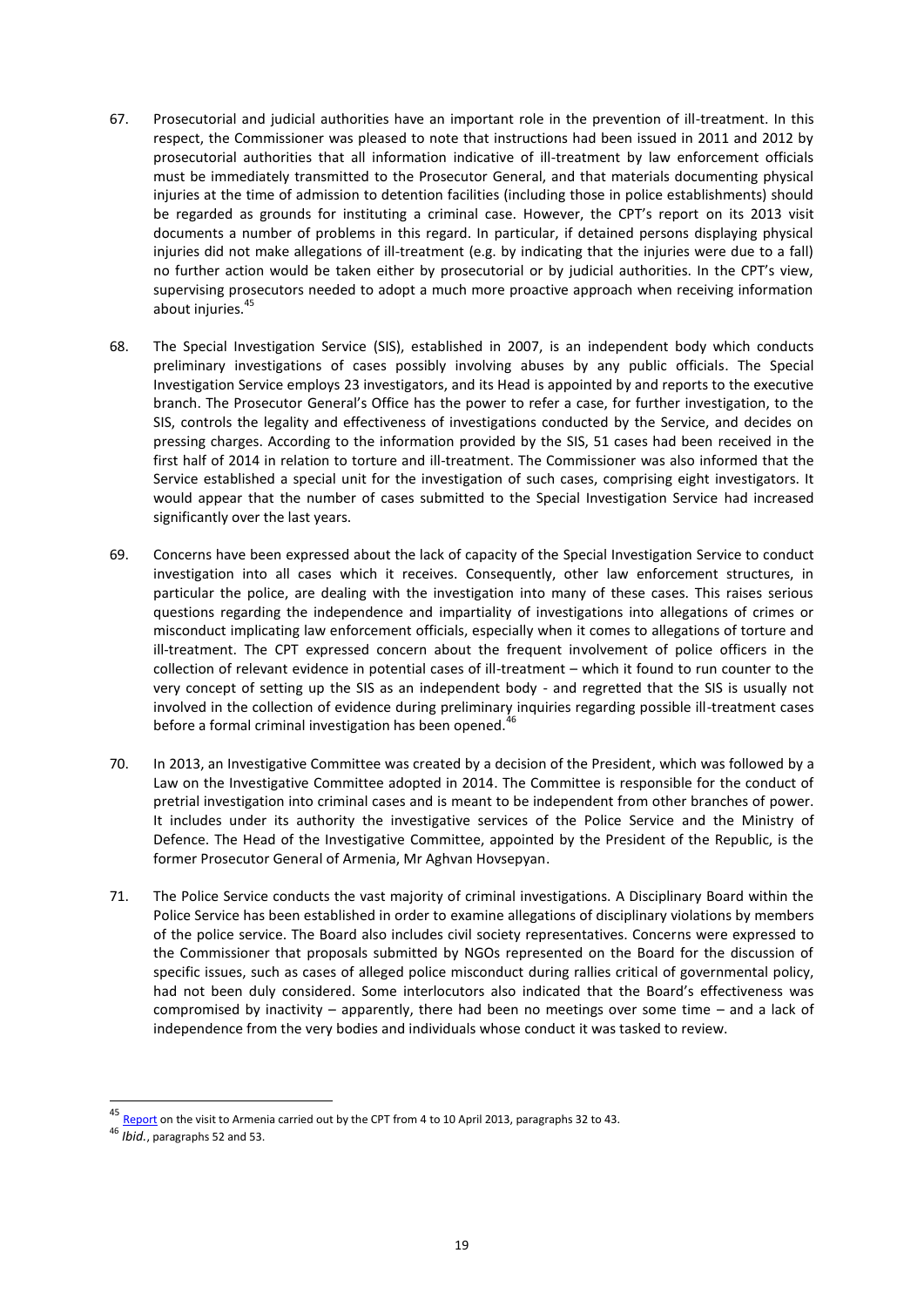67. Prosecutorial and judicial authorities have an important role in the prevention of ill-treatment. In this respect, the Commissioner was pleased to note that instructions had been issued in 2011 and 2012 by prosecutorial authorities that all information indicative of ill-treatment by law enforcement officials must be immediately transmitted to the Prosecutor General, and that materials documenting physical injuries at the time of admission to detention facilities (including those in police establishments) should be regarded as grounds for instituting a criminal case. However, the CPT's report on its 2013 visit documents a number of problems in this regard. In particular, if detained persons displaying physical injuries did not make allegations of ill-treatment (e.g. by indicating that the injuries were due to a fall) no further action would be taken either by prosecutorial or by judicial authorities. In the CPT's view, supervising prosecutors needed to adopt a much more proactive approach when receiving information about injuries.[45]

68. The Special Investigation Service (SIS), established in 2007, is an independent body which conducts preliminary investigations of cases possibly involving abuses by any public officials. The Special Investigation Service employs 23 investigators, and its Head is appointed by and reports to the executive branch. The Prosecutor General's Office has the power to refer a case, for further investigation, to the SIS, controls the legality and effectiveness of investigations conducted by the Service, and decides on pressing charges. According to the information provided by the SIS, 51 cases had been received in the first half of 2014 in relation to torture and ill-treatment. The Commissioner was also informed that the Service established a special unit for the investigation of such cases, comprising eight investigators. It would appear that the number of cases submitted to the Special Investigation Service had increased significantly over the last years.

69. Concerns have been expressed about the lack of capacity of the Special Investigation Service to conduct investigation into all cases which it receives. Consequently, other law enforcement structures, in particular the police, are dealing with the investigation into many of these cases. This raises serious questions regarding the independence and impartiality of investigations into allegations of crimes or misconduct implicating law enforcement officials, especially when it comes to allegations of torture and ill-treatment. The CPT expressed concern about the frequent involvement of police officers in the collection of relevant evidence in potential cases of ill-treatment – which it found to run counter to the very concept of setting up the SIS as an independent body - and regretted that the SIS is usually not involved in the collection of evidence during preliminary inquiries regarding possible ill-treatment cases before a formal criminal investigation has been opened.[46]

70. In 2013, an Investigative Committee was created by a decision of the President, which was followed by a Law on the Investigative Committee adopted in 2014. The Committee is responsible for the conduct of pretrial investigation into criminal cases and is meant to be independent from other branches of power. It includes under its authority the investigative services of the Police Service and the Ministry of Defence. The Head of the Investigative Committee, appointed by the President of the Republic, is the former Prosecutor General of Armenia, Mr Aghvan Hovsepyan.

71. The Police Service conducts the vast majority of criminal investigations. A Disciplinary Board within the Police Service has been established in order to examine allegations of disciplinary violations by members of the police service. The Board also includes civil society representatives. Concerns were expressed to the Commissioner that proposals submitted by NGOs represented on the Board for the discussion of specific issues, such as cases of alleged police misconduct during rallies critical of governmental policy, had not been duly considered. Some interlocutors also indicated that the Board's effectiveness was compromised by inactivity – apparently, there had been no meetings over some time – and a lack of independence from the very bodies and individuals whose conduct it was tasked to review.

---

[45] Report on the visit to Armenia carried out by the CPT from 4 to 10 April 2013, paragraphs 32 to 43.

[46] *Ibid.*, paragraphs 52 and 53.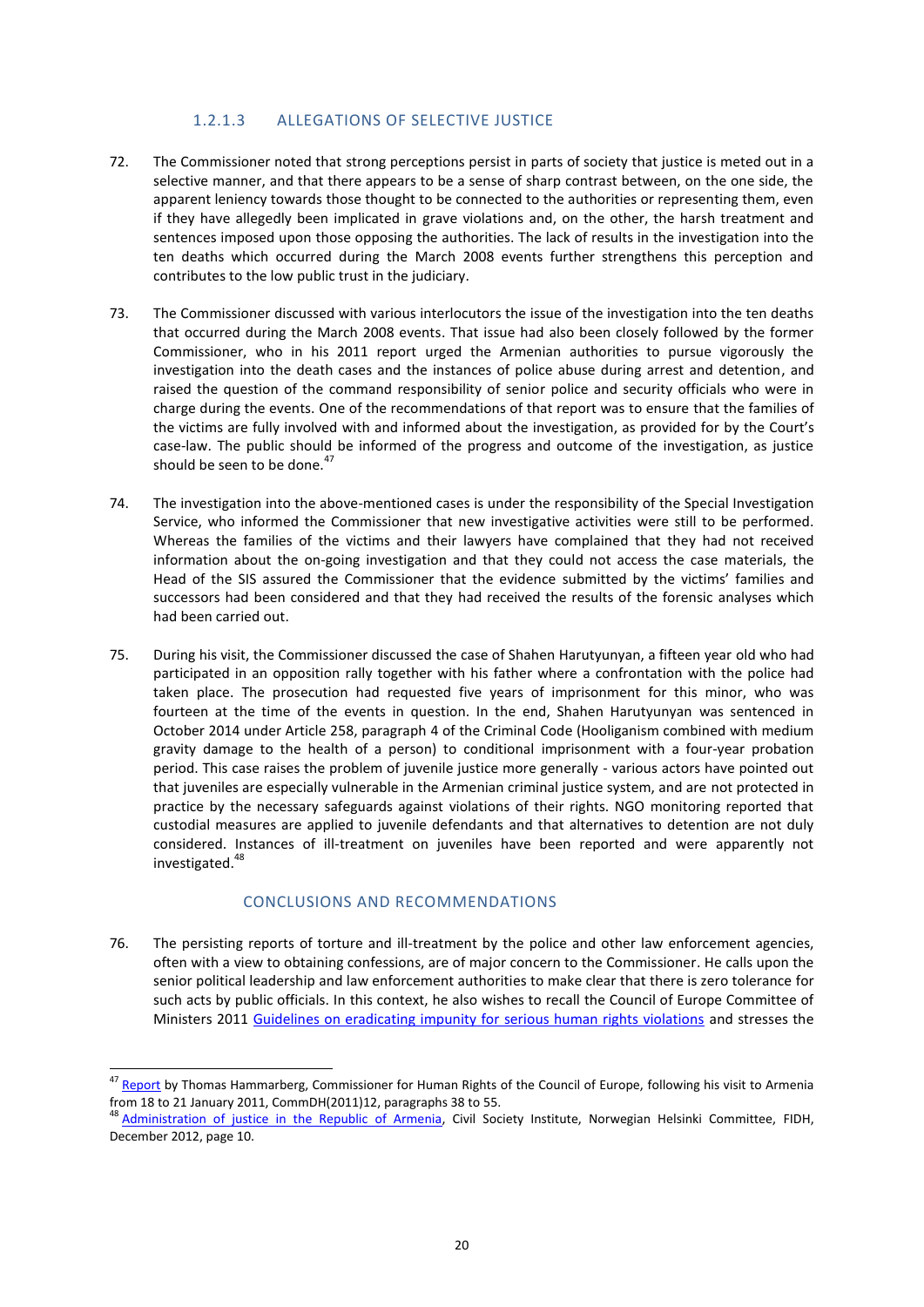#### 1.2.1.3 ALLEGATIONS OF SELECTIVE JUSTICE

72. The Commissioner noted that strong perceptions persist in parts of society that justice is meted out in a selective manner, and that there appears to be a sense of sharp contrast between, on the one side, the apparent leniency towards those thought to be connected to the authorities or representing them, even if they have allegedly been implicated in grave violations and, on the other, the harsh treatment and sentences imposed upon those opposing the authorities. The lack of results in the investigation into the ten deaths which occurred during the March 2008 events further strengthens this perception and contributes to the low public trust in the judiciary.

73. The Commissioner discussed with various interlocutors the issue of the investigation into the ten deaths that occurred during the March 2008 events. That issue had also been closely followed by the former Commissioner, who in his 2011 report urged the Armenian authorities to pursue vigorously the investigation into the death cases and the instances of police abuse during arrest and detention, and raised the question of the command responsibility of senior police and security officials who were in charge during the events. One of the recommendations of that report was to ensure that the families of the victims are fully involved with and informed about the investigation, as provided for by the Court's case-law. The public should be informed of the progress and outcome of the investigation, as justice should be seen to be done.[47]

74. The investigation into the above-mentioned cases is under the responsibility of the Special Investigation Service, who informed the Commissioner that new investigative activities were still to be performed. Whereas the families of the victims and their lawyers have complained that they had not received information about the on-going investigation and that they could not access the case materials, the Head of the SIS assured the Commissioner that the evidence submitted by the victims' families and successors had been considered and that they had received the results of the forensic analyses which had been carried out.

75. During his visit, the Commissioner discussed the case of Shahen Harutyunyan, a fifteen year old who had participated in an opposition rally together with his father where a confrontation with the police had taken place. The prosecution had requested five years of imprisonment for this minor, who was fourteen at the time of the events in question. In the end, Shahen Harutyunyan was sentenced in October 2014 under Article 258, paragraph 4 of the Criminal Code (Hooliganism combined with medium gravity damage to the health of a person) to conditional imprisonment with a four-year probation period. This case raises the problem of juvenile justice more generally - various actors have pointed out that juveniles are especially vulnerable in the Armenian criminal justice system, and are not protected in practice by the necessary safeguards against violations of their rights. NGO monitoring reported that custodial measures are applied to juvenile defendants and that alternatives to detention are not duly considered. Instances of ill-treatment on juveniles have been reported and were apparently not investigated.[48]

#### CONCLUSIONS AND RECOMMENDATIONS

76. The persisting reports of torture and ill-treatment by the police and other law enforcement agencies, often with a view to obtaining confessions, are of major concern to the Commissioner. He calls upon the senior political leadership and law enforcement authorities to make clear that there is zero tolerance for such acts by public officials. In this context, he also wishes to recall the Council of Europe Committee of Ministers 2011 Guidelines on eradicating impunity for serious human rights violations and stresses the

---

[47] Report by Thomas Hammarberg, Commissioner for Human Rights of the Council of Europe, following his visit to Armenia from 18 to 21 January 2011, CommDH(2011)12, paragraphs 38 to 55.

[48] Administration of justice in the Republic of Armenia, Civil Society Institute, Norwegian Helsinki Committee, FIDH, December 2012, page 10.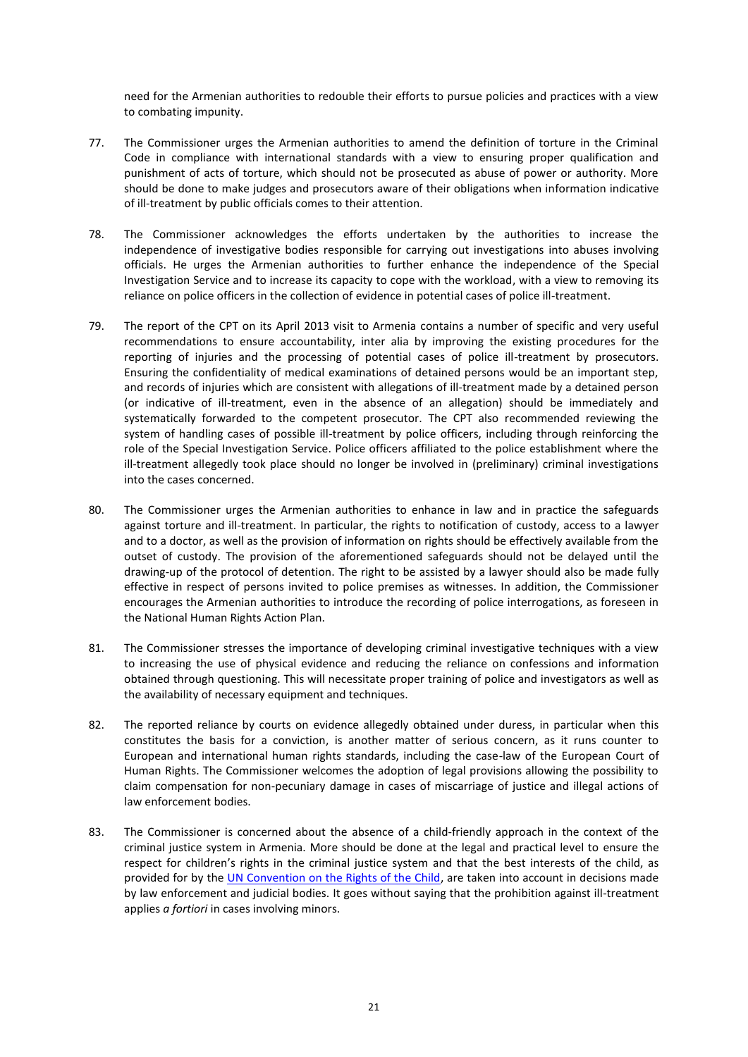need for the Armenian authorities to redouble their efforts to pursue policies and practices with a view to combating impunity.

77. The Commissioner urges the Armenian authorities to amend the definition of torture in the Criminal Code in compliance with international standards with a view to ensuring proper qualification and punishment of acts of torture, which should not be prosecuted as abuse of power or authority. More should be done to make judges and prosecutors aware of their obligations when information indicative of ill-treatment by public officials comes to their attention.

78. The Commissioner acknowledges the efforts undertaken by the authorities to increase the independence of investigative bodies responsible for carrying out investigations into abuses involving officials. He urges the Armenian authorities to further enhance the independence of the Special Investigation Service and to increase its capacity to cope with the workload, with a view to removing its reliance on police officers in the collection of evidence in potential cases of police ill-treatment.

79. The report of the CPT on its April 2013 visit to Armenia contains a number of specific and very useful recommendations to ensure accountability, inter alia by improving the existing procedures for the reporting of injuries and the processing of potential cases of police ill-treatment by prosecutors. Ensuring the confidentiality of medical examinations of detained persons would be an important step, and records of injuries which are consistent with allegations of ill-treatment made by a detained person (or indicative of ill-treatment, even in the absence of an allegation) should be immediately and systematically forwarded to the competent prosecutor. The CPT also recommended reviewing the system of handling cases of possible ill-treatment by police officers, including through reinforcing the role of the Special Investigation Service. Police officers affiliated to the police establishment where the ill-treatment allegedly took place should no longer be involved in (preliminary) criminal investigations into the cases concerned.

80. The Commissioner urges the Armenian authorities to enhance in law and in practice the safeguards against torture and ill-treatment. In particular, the rights to notification of custody, access to a lawyer and to a doctor, as well as the provision of information on rights should be effectively available from the outset of custody. The provision of the aforementioned safeguards should not be delayed until the drawing-up of the protocol of detention. The right to be assisted by a lawyer should also be made fully effective in respect of persons invited to police premises as witnesses. In addition, the Commissioner encourages the Armenian authorities to introduce the recording of police interrogations, as foreseen in the National Human Rights Action Plan.

81. The Commissioner stresses the importance of developing criminal investigative techniques with a view to increasing the use of physical evidence and reducing the reliance on confessions and information obtained through questioning. This will necessitate proper training of police and investigators as well as the availability of necessary equipment and techniques.

82. The reported reliance by courts on evidence allegedly obtained under duress, in particular when this constitutes the basis for a conviction, is another matter of serious concern, as it runs counter to European and international human rights standards, including the case-law of the European Court of Human Rights. The Commissioner welcomes the adoption of legal provisions allowing the possibility to claim compensation for non-pecuniary damage in cases of miscarriage of justice and illegal actions of law enforcement bodies.

83. The Commissioner is concerned about the absence of a child-friendly approach in the context of the criminal justice system in Armenia. More should be done at the legal and practical level to ensure the respect for children's rights in the criminal justice system and that the best interests of the child, as provided for by the UN Convention on the Rights of the Child, are taken into account in decisions made by law enforcement and judicial bodies. It goes without saying that the prohibition against ill-treatment applies *a fortiori* in cases involving minors.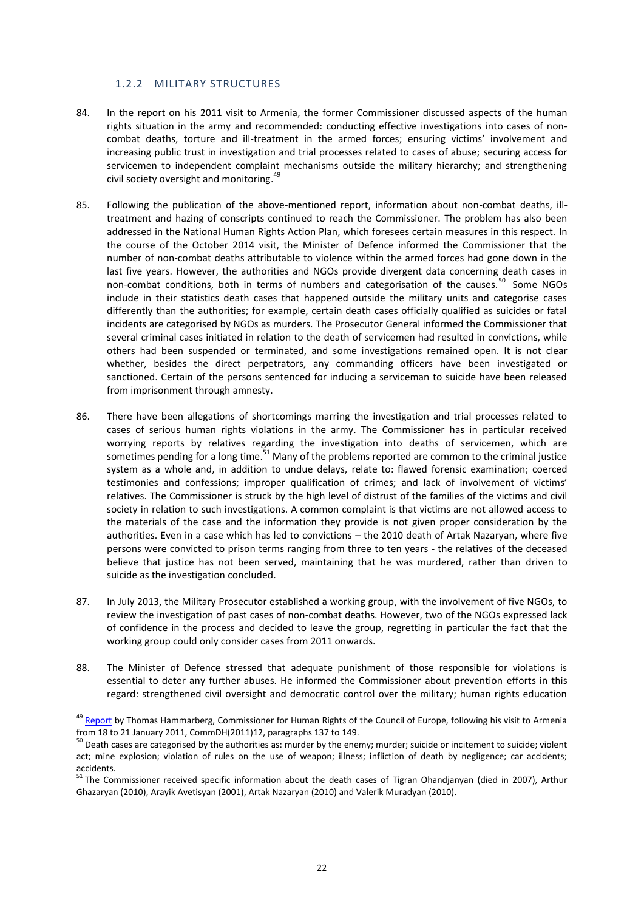### 1.2.2 MILITARY STRUCTURES

84. In the report on his 2011 visit to Armenia, the former Commissioner discussed aspects of the human rights situation in the army and recommended: conducting effective investigations into cases of non-combat deaths, torture and ill-treatment in the armed forces; ensuring victims' involvement and increasing public trust in investigation and trial processes related to cases of abuse; securing access for servicemen to independent complaint mechanisms outside the military hierarchy; and strengthening civil society oversight and monitoring.[49]

85. Following the publication of the above-mentioned report, information about non-combat deaths, ill-treatment and hazing of conscripts continued to reach the Commissioner. The problem has also been addressed in the National Human Rights Action Plan, which foresees certain measures in this respect. In the course of the October 2014 visit, the Minister of Defence informed the Commissioner that the number of non-combat deaths attributable to violence within the armed forces had gone down in the last five years. However, the authorities and NGOs provide divergent data concerning death cases in non-combat conditions, both in terms of numbers and categorisation of the causes.[50] Some NGOs include in their statistics death cases that happened outside the military units and categorise cases differently than the authorities; for example, certain death cases officially qualified as suicides or fatal incidents are categorised by NGOs as murders. The Prosecutor General informed the Commissioner that several criminal cases initiated in relation to the death of servicemen had resulted in convictions, while others had been suspended or terminated, and some investigations remained open. It is not clear whether, besides the direct perpetrators, any commanding officers have been investigated or sanctioned. Certain of the persons sentenced for inducing a serviceman to suicide have been released from imprisonment through amnesty.

86. There have been allegations of shortcomings marring the investigation and trial processes related to cases of serious human rights violations in the army. The Commissioner has in particular received worrying reports by relatives regarding the investigation into deaths of servicemen, which are sometimes pending for a long time.[51] Many of the problems reported are common to the criminal justice system as a whole and, in addition to undue delays, relate to: flawed forensic examination; coerced testimonies and confessions; improper qualification of crimes; and lack of involvement of victims' relatives. The Commissioner is struck by the high level of distrust of the families of the victims and civil society in relation to such investigations. A common complaint is that victims are not allowed access to the materials of the case and the information they provide is not given proper consideration by the authorities. Even in a case which has led to convictions – the 2010 death of Artak Nazaryan, where five persons were convicted to prison terms ranging from three to ten years - the relatives of the deceased believe that justice has not been served, maintaining that he was murdered, rather than driven to suicide as the investigation concluded.

87. In July 2013, the Military Prosecutor established a working group, with the involvement of five NGOs, to review the investigation of past cases of non-combat deaths. However, two of the NGOs expressed lack of confidence in the process and decided to leave the group, regretting in particular the fact that the working group could only consider cases from 2011 onwards.

88. The Minister of Defence stressed that adequate punishment of those responsible for violations is essential to deter any further abuses. He informed the Commissioner about prevention efforts in this regard: strengthened civil oversight and democratic control over the military; human rights education

---

[49] Report by Thomas Hammarberg, Commissioner for Human Rights of the Council of Europe, following his visit to Armenia from 18 to 21 January 2011, CommDH(2011)12, paragraphs 137 to 149.

[50] Death cases are categorised by the authorities as: murder by the enemy; murder; suicide or incitement to suicide; violent act; mine explosion; violation of rules on the use of weapon; illness; infliction of death by negligence; car accidents; accidents.

[51] The Commissioner received specific information about the death cases of Tigran Ohandjanyan (died in 2007), Arthur Ghazaryan (2010), Arayik Avetisyan (2001), Artak Nazaryan (2010) and Valerik Muradyan (2010).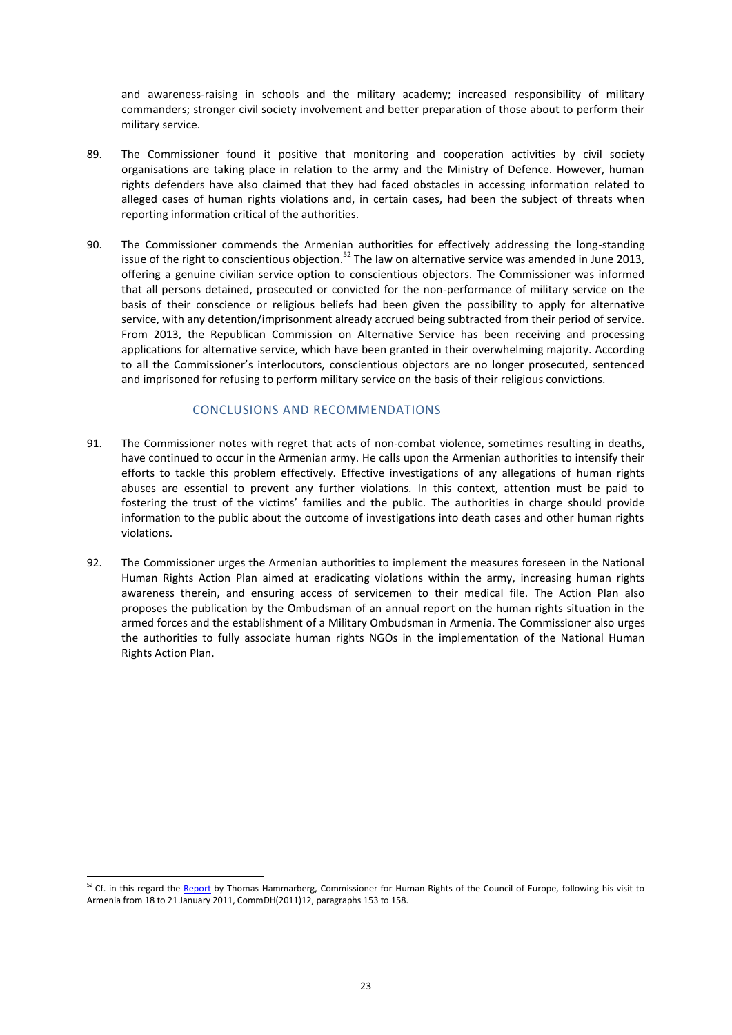and awareness-raising in schools and the military academy; increased responsibility of military commanders; stronger civil society involvement and better preparation of those about to perform their military service.

89. The Commissioner found it positive that monitoring and cooperation activities by civil society organisations are taking place in relation to the army and the Ministry of Defence. However, human rights defenders have also claimed that they had faced obstacles in accessing information related to alleged cases of human rights violations and, in certain cases, had been the subject of threats when reporting information critical of the authorities.

90. The Commissioner commends the Armenian authorities for effectively addressing the long-standing issue of the right to conscientious objection.[52] The law on alternative service was amended in June 2013, offering a genuine civilian service option to conscientious objectors. The Commissioner was informed that all persons detained, prosecuted or convicted for the non-performance of military service on the basis of their conscience or religious beliefs had been given the possibility to apply for alternative service, with any detention/imprisonment already accrued being subtracted from their period of service. From 2013, the Republican Commission on Alternative Service has been receiving and processing applications for alternative service, which have been granted in their overwhelming majority. According to all the Commissioner's interlocutors, conscientious objectors are no longer prosecuted, sentenced and imprisoned for refusing to perform military service on the basis of their religious convictions.

### CONCLUSIONS AND RECOMMENDATIONS

91. The Commissioner notes with regret that acts of non-combat violence, sometimes resulting in deaths, have continued to occur in the Armenian army. He calls upon the Armenian authorities to intensify their efforts to tackle this problem effectively. Effective investigations of any allegations of human rights abuses are essential to prevent any further violations. In this context, attention must be paid to fostering the trust of the victims' families and the public. The authorities in charge should provide information to the public about the outcome of investigations into death cases and other human rights violations.

92. The Commissioner urges the Armenian authorities to implement the measures foreseen in the National Human Rights Action Plan aimed at eradicating violations within the army, increasing human rights awareness therein, and ensuring access of servicemen to their medical file. The Action Plan also proposes the publication by the Ombudsman of an annual report on the human rights situation in the armed forces and the establishment of a Military Ombudsman in Armenia. The Commissioner also urges the authorities to fully associate human rights NGOs in the implementation of the National Human Rights Action Plan.

---

[52] Cf. in this regard the Report by Thomas Hammarberg, Commissioner for Human Rights of the Council of Europe, following his visit to Armenia from 18 to 21 January 2011, CommDH(2011)12, paragraphs 153 to 158.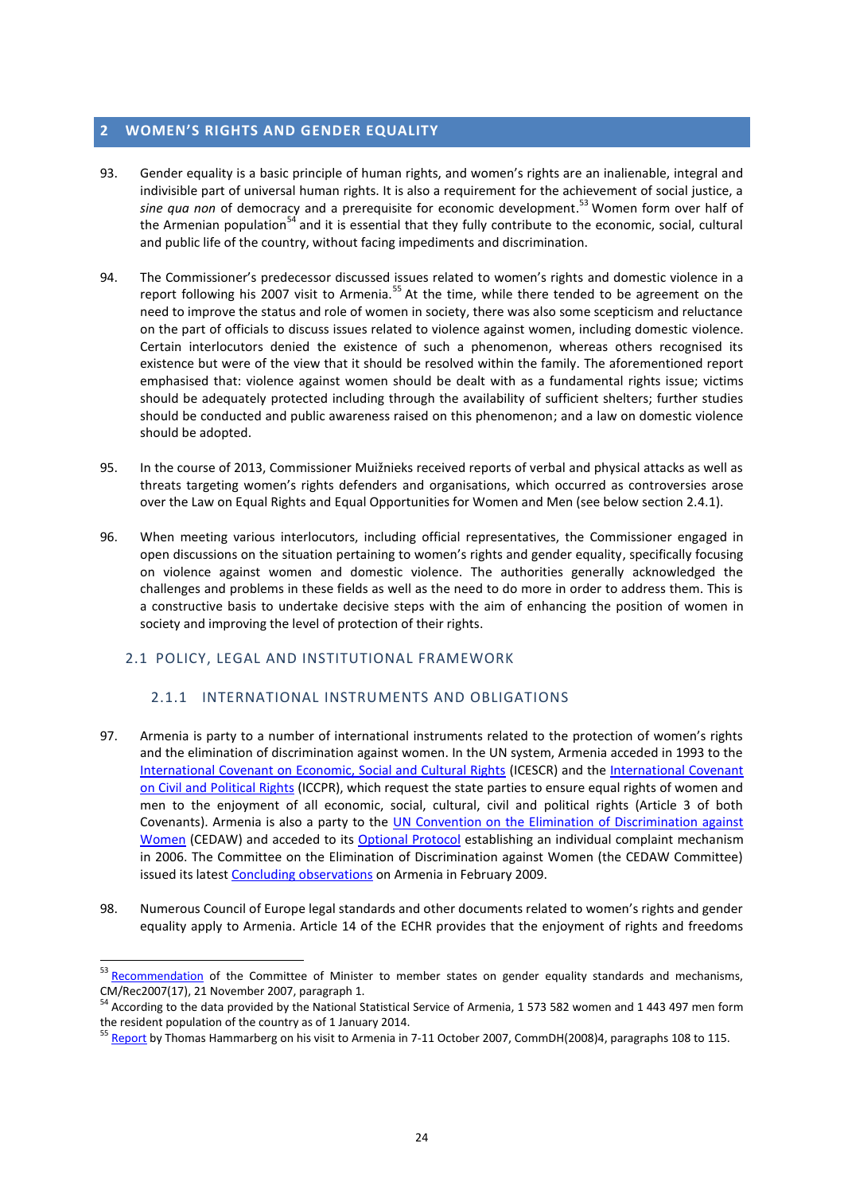## 2 WOMEN'S RIGHTS AND GENDER EQUALITY

93. Gender equality is a basic principle of human rights, and women's rights are an inalienable, integral and indivisible part of universal human rights. It is also a requirement for the achievement of social justice, a *sine qua non* of democracy and a prerequisite for economic development.[53] Women form over half of the Armenian population[54] and it is essential that they fully contribute to the economic, social, cultural and public life of the country, without facing impediments and discrimination.

94. The Commissioner's predecessor discussed issues related to women's rights and domestic violence in a report following his 2007 visit to Armenia.[55] At the time, while there tended to be agreement on the need to improve the status and role of women in society, there was also some scepticism and reluctance on the part of officials to discuss issues related to violence against women, including domestic violence. Certain interlocutors denied the existence of such a phenomenon, whereas others recognised its existence but were of the view that it should be resolved within the family. The aforementioned report emphasised that: violence against women should be dealt with as a fundamental rights issue; victims should be adequately protected including through the availability of sufficient shelters; further studies should be conducted and public awareness raised on this phenomenon; and a law on domestic violence should be adopted.

95. In the course of 2013, Commissioner Muižnieks received reports of verbal and physical attacks as well as threats targeting women's rights defenders and organisations, which occurred as controversies arose over the Law on Equal Rights and Equal Opportunities for Women and Men (see below section 2.4.1).

96. When meeting various interlocutors, including official representatives, the Commissioner engaged in open discussions on the situation pertaining to women's rights and gender equality, specifically focusing on violence against women and domestic violence. The authorities generally acknowledged the challenges and problems in these fields as well as the need to do more in order to address them. This is a constructive basis to undertake decisive steps with the aim of enhancing the position of women in society and improving the level of protection of their rights.

### 2.1 POLICY, LEGAL AND INSTITUTIONAL FRAMEWORK

#### 2.1.1 INTERNATIONAL INSTRUMENTS AND OBLIGATIONS

97. Armenia is party to a number of international instruments related to the protection of women's rights and the elimination of discrimination against women. In the UN system, Armenia acceded in 1993 to the International Covenant on Economic, Social and Cultural Rights (ICESCR) and the International Covenant on Civil and Political Rights (ICCPR), which request the state parties to ensure equal rights of women and men to the enjoyment of all economic, social, cultural, civil and political rights (Article 3 of both Covenants). Armenia is also a party to the UN Convention on the Elimination of Discrimination against Women (CEDAW) and acceded to its Optional Protocol establishing an individual complaint mechanism in 2006. The Committee on the Elimination of Discrimination against Women (the CEDAW Committee) issued its latest Concluding observations on Armenia in February 2009.

98. Numerous Council of Europe legal standards and other documents related to women's rights and gender equality apply to Armenia. Article 14 of the ECHR provides that the enjoyment of rights and freedoms

---

[53] Recommendation of the Committee of Minister to member states on gender equality standards and mechanisms, CM/Rec2007(17), 21 November 2007, paragraph 1.

[54] According to the data provided by the National Statistical Service of Armenia, 1 573 582 women and 1 443 497 men form the resident population of the country as of 1 January 2014.

[55] Report by Thomas Hammarberg on his visit to Armenia in 7-11 October 2007, CommDH(2008)4, paragraphs 108 to 115.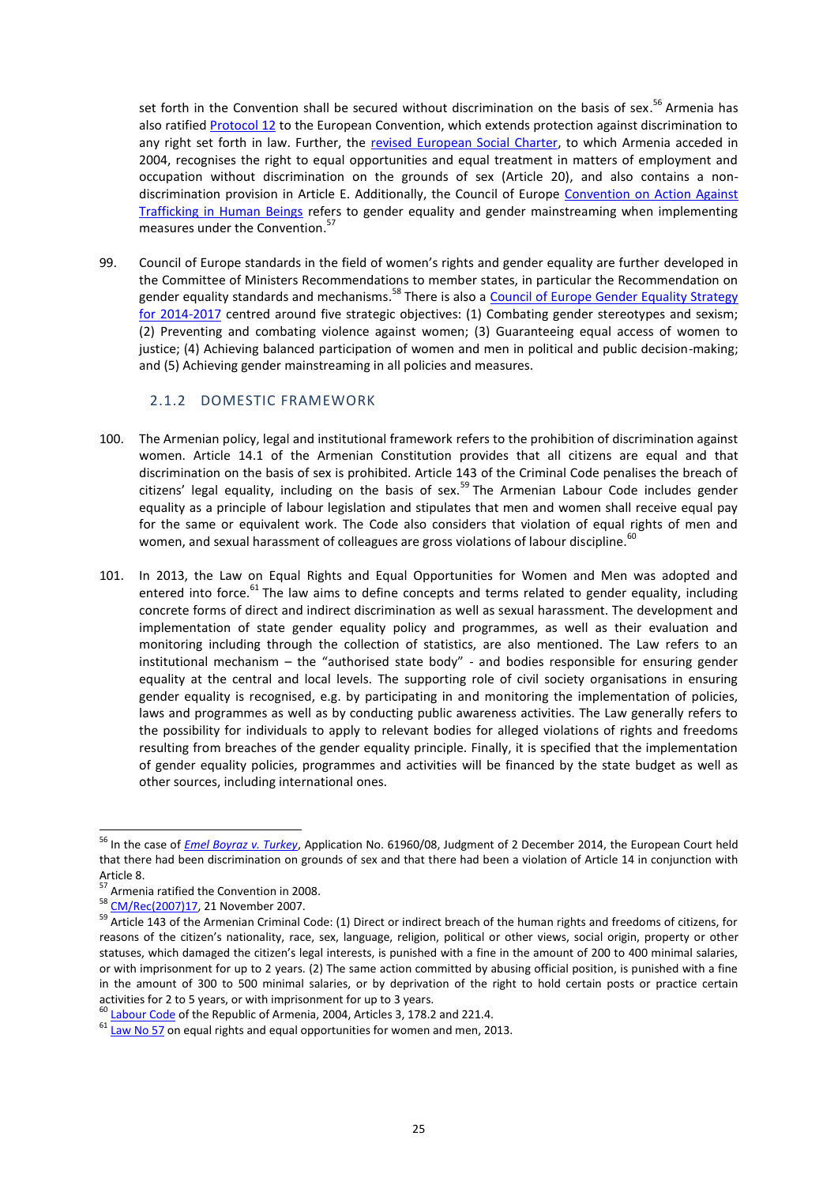set forth in the Convention shall be secured without discrimination on the basis of sex.[56] Armenia has also ratified Protocol 12 to the European Convention, which extends protection against discrimination to any right set forth in law. Further, the revised European Social Charter, to which Armenia acceded in 2004, recognises the right to equal opportunities and equal treatment in matters of employment and occupation without discrimination on the grounds of sex (Article 20), and also contains a non-discrimination provision in Article E. Additionally, the Council of Europe Convention on Action Against Trafficking in Human Beings refers to gender equality and gender mainstreaming when implementing measures under the Convention.[57]

99. Council of Europe standards in the field of women's rights and gender equality are further developed in the Committee of Ministers Recommendations to member states, in particular the Recommendation on gender equality standards and mechanisms.[58] There is also a Council of Europe Gender Equality Strategy for 2014-2017 centred around five strategic objectives: (1) Combating gender stereotypes and sexism; (2) Preventing and combating violence against women; (3) Guaranteeing equal access of women to justice; (4) Achieving balanced participation of women and men in political and public decision-making; and (5) Achieving gender mainstreaming in all policies and measures.

### 2.1.2 DOMESTIC FRAMEWORK

100. The Armenian policy, legal and institutional framework refers to the prohibition of discrimination against women. Article 14.1 of the Armenian Constitution provides that all citizens are equal and that discrimination on the basis of sex is prohibited. Article 143 of the Criminal Code penalises the breach of citizens' legal equality, including on the basis of sex.[59] The Armenian Labour Code includes gender equality as a principle of labour legislation and stipulates that men and women shall receive equal pay for the same or equivalent work. The Code also considers that violation of equal rights of men and women, and sexual harassment of colleagues are gross violations of labour discipline.[60]

101. In 2013, the Law on Equal Rights and Equal Opportunities for Women and Men was adopted and entered into force.[61] The law aims to define concepts and terms related to gender equality, including concrete forms of direct and indirect discrimination as well as sexual harassment. The development and implementation of state gender equality policy and programmes, as well as their evaluation and monitoring including through the collection of statistics, are also mentioned. The Law refers to an institutional mechanism – the "authorised state body" - and bodies responsible for ensuring gender equality at the central and local levels. The supporting role of civil society organisations in ensuring gender equality is recognised, e.g. by participating in and monitoring the implementation of policies, laws and programmes as well as by conducting public awareness activities. The Law generally refers to the possibility for individuals to apply to relevant bodies for alleged violations of rights and freedoms resulting from breaches of the gender equality principle. Finally, it is specified that the implementation of gender equality policies, programmes and activities will be financed by the state budget as well as other sources, including international ones.

---

[56] In the case of *Emel Boyraz v. Turkey*, Application No. 61960/08, Judgment of 2 December 2014, the European Court held that there had been discrimination on grounds of sex and that there had been a violation of Article 14 in conjunction with Article 8.

[57] Armenia ratified the Convention in 2008.

[58] CM/Rec(2007)17, 21 November 2007.

[59] Article 143 of the Armenian Criminal Code: (1) Direct or indirect breach of the human rights and freedoms of citizens, for reasons of the citizen's nationality, race, sex, language, religion, political or other views, social origin, property or other statuses, which damaged the citizen's legal interests, is punished with a fine in the amount of 200 to 400 minimal salaries, or with imprisonment for up to 2 years. (2) The same action committed by abusing official position, is punished with a fine in the amount of 300 to 500 minimal salaries, or by deprivation of the right to hold certain posts or practice certain activities for 2 to 5 years, or with imprisonment for up to 3 years.

[60] Labour Code of the Republic of Armenia, 2004, Articles 3, 178.2 and 221.4.

[61] Law No 57 on equal rights and equal opportunities for women and men, 2013.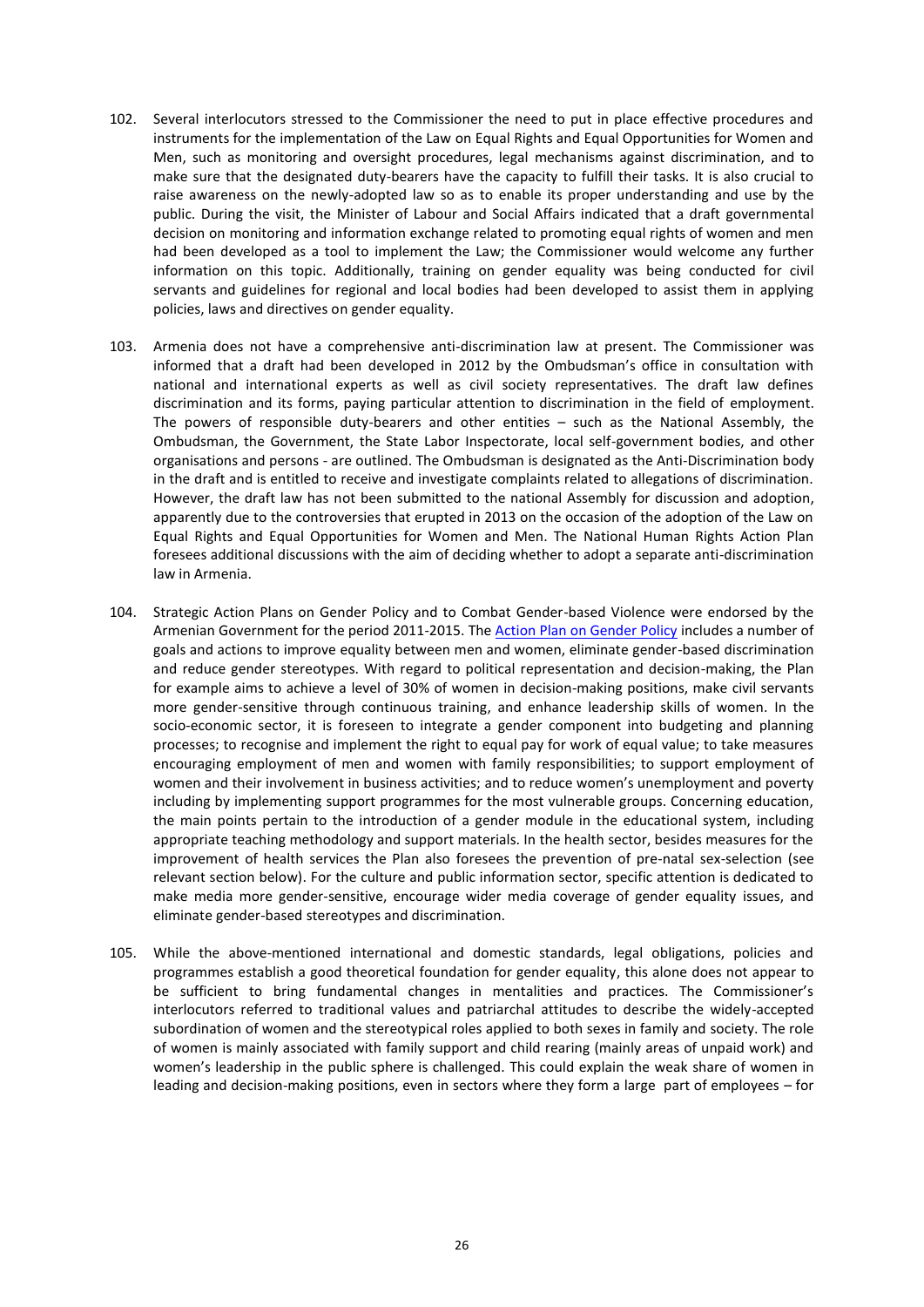102. Several interlocutors stressed to the Commissioner the need to put in place effective procedures and instruments for the implementation of the Law on Equal Rights and Equal Opportunities for Women and Men, such as monitoring and oversight procedures, legal mechanisms against discrimination, and to make sure that the designated duty-bearers have the capacity to fulfill their tasks. It is also crucial to raise awareness on the newly-adopted law so as to enable its proper understanding and use by the public. During the visit, the Minister of Labour and Social Affairs indicated that a draft governmental decision on monitoring and information exchange related to promoting equal rights of women and men had been developed as a tool to implement the Law; the Commissioner would welcome any further information on this topic. Additionally, training on gender equality was being conducted for civil servants and guidelines for regional and local bodies had been developed to assist them in applying policies, laws and directives on gender equality.

103. Armenia does not have a comprehensive anti-discrimination law at present. The Commissioner was informed that a draft had been developed in 2012 by the Ombudsman's office in consultation with national and international experts as well as civil society representatives. The draft law defines discrimination and its forms, paying particular attention to discrimination in the field of employment. The powers of responsible duty-bearers and other entities – such as the National Assembly, the Ombudsman, the Government, the State Labor Inspectorate, local self-government bodies, and other organisations and persons - are outlined. The Ombudsman is designated as the Anti-Discrimination body in the draft and is entitled to receive and investigate complaints related to allegations of discrimination. However, the draft law has not been submitted to the national Assembly for discussion and adoption, apparently due to the controversies that erupted in 2013 on the occasion of the adoption of the Law on Equal Rights and Equal Opportunities for Women and Men. The National Human Rights Action Plan foresees additional discussions with the aim of deciding whether to adopt a separate anti-discrimination law in Armenia.

104. Strategic Action Plans on Gender Policy and to Combat Gender-based Violence were endorsed by the Armenian Government for the period 2011-2015. The Action Plan on Gender Policy includes a number of goals and actions to improve equality between men and women, eliminate gender-based discrimination and reduce gender stereotypes. With regard to political representation and decision-making, the Plan for example aims to achieve a level of 30% of women in decision-making positions, make civil servants more gender-sensitive through continuous training, and enhance leadership skills of women. In the socio-economic sector, it is foreseen to integrate a gender component into budgeting and planning processes; to recognise and implement the right to equal pay for work of equal value; to take measures encouraging employment of men and women with family responsibilities; to support employment of women and their involvement in business activities; and to reduce women's unemployment and poverty including by implementing support programmes for the most vulnerable groups. Concerning education, the main points pertain to the introduction of a gender module in the educational system, including appropriate teaching methodology and support materials. In the health sector, besides measures for the improvement of health services the Plan also foresees the prevention of pre-natal sex-selection (see relevant section below). For the culture and public information sector, specific attention is dedicated to make media more gender-sensitive, encourage wider media coverage of gender equality issues, and eliminate gender-based stereotypes and discrimination.

105. While the above-mentioned international and domestic standards, legal obligations, policies and programmes establish a good theoretical foundation for gender equality, this alone does not appear to be sufficient to bring fundamental changes in mentalities and practices. The Commissioner's interlocutors referred to traditional values and patriarchal attitudes to describe the widely-accepted subordination of women and the stereotypical roles applied to both sexes in family and society. The role of women is mainly associated with family support and child rearing (mainly areas of unpaid work) and women's leadership in the public sphere is challenged. This could explain the weak share of women in leading and decision-making positions, even in sectors where they form a large part of employees – for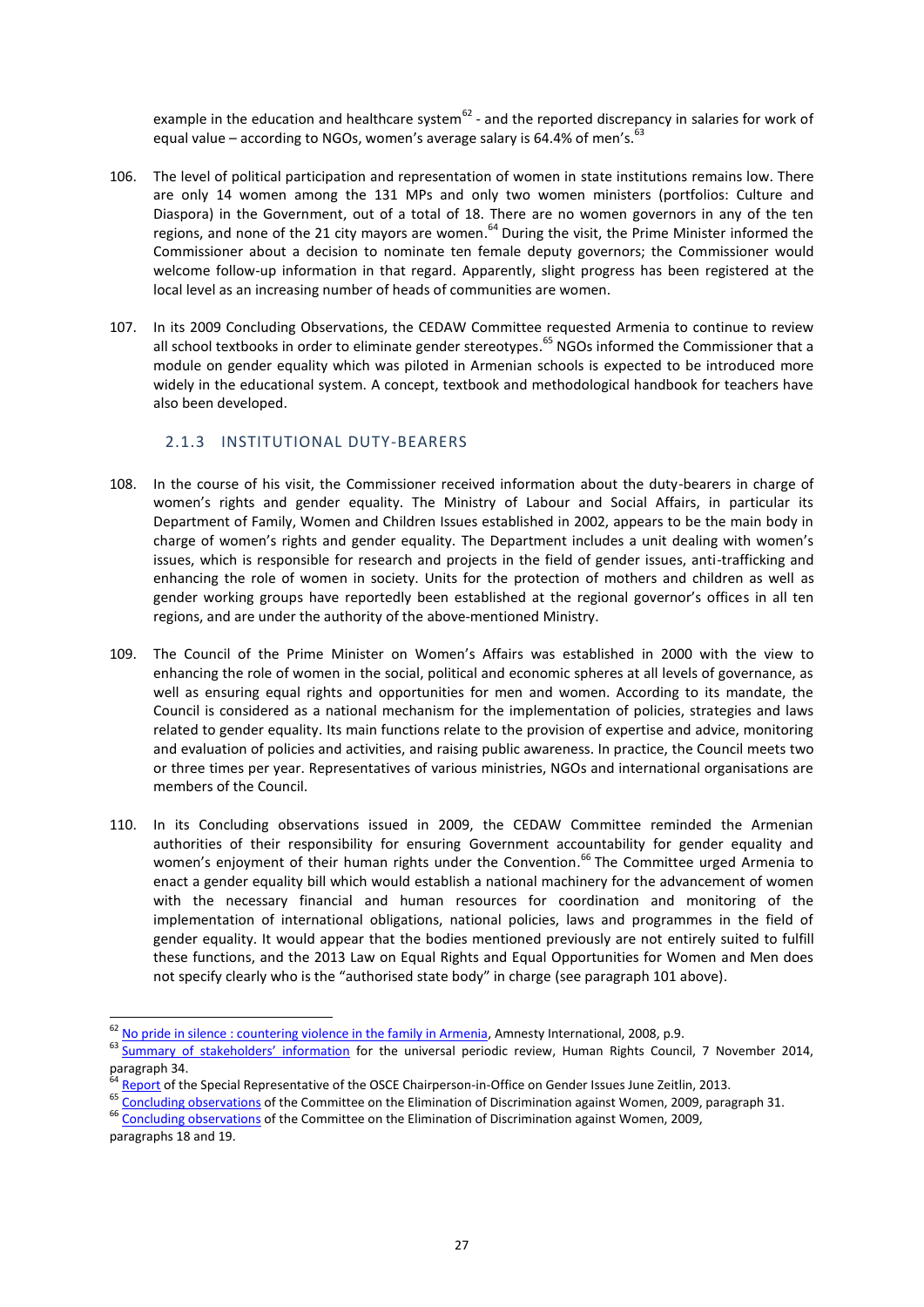example in the education and healthcare system[62] - and the reported discrepancy in salaries for work of equal value – according to NGOs, women's average salary is 64.4% of men's.[63]

106. The level of political participation and representation of women in state institutions remains low. There are only 14 women among the 131 MPs and only two women ministers (portfolios: Culture and Diaspora) in the Government, out of a total of 18. There are no women governors in any of the ten regions, and none of the 21 city mayors are women.[64] During the visit, the Prime Minister informed the Commissioner about a decision to nominate ten female deputy governors; the Commissioner would welcome follow-up information in that regard. Apparently, slight progress has been registered at the local level as an increasing number of heads of communities are women.

107. In its 2009 Concluding Observations, the CEDAW Committee requested Armenia to continue to review all school textbooks in order to eliminate gender stereotypes.[65] NGOs informed the Commissioner that a module on gender equality which was piloted in Armenian schools is expected to be introduced more widely in the educational system. A concept, textbook and methodological handbook for teachers have also been developed.

### 2.1.3 INSTITUTIONAL DUTY-BEARERS

108. In the course of his visit, the Commissioner received information about the duty-bearers in charge of women's rights and gender equality. The Ministry of Labour and Social Affairs, in particular its Department of Family, Women and Children Issues established in 2002, appears to be the main body in charge of women's rights and gender equality. The Department includes a unit dealing with women's issues, which is responsible for research and projects in the field of gender issues, anti-trafficking and enhancing the role of women in society. Units for the protection of mothers and children as well as gender working groups have reportedly been established at the regional governor's offices in all ten regions, and are under the authority of the above-mentioned Ministry.

109. The Council of the Prime Minister on Women's Affairs was established in 2000 with the view to enhancing the role of women in the social, political and economic spheres at all levels of governance, as well as ensuring equal rights and opportunities for men and women. According to its mandate, the Council is considered as a national mechanism for the implementation of policies, strategies and laws related to gender equality. Its main functions relate to the provision of expertise and advice, monitoring and evaluation of policies and activities, and raising public awareness. In practice, the Council meets two or three times per year. Representatives of various ministries, NGOs and international organisations are members of the Council.

110. In its Concluding observations issued in 2009, the CEDAW Committee reminded the Armenian authorities of their responsibility for ensuring Government accountability for gender equality and women's enjoyment of their human rights under the Convention.[66] The Committee urged Armenia to enact a gender equality bill which would establish a national machinery for the advancement of women with the necessary financial and human resources for coordination and monitoring of the implementation of international obligations, national policies, laws and programmes in the field of gender equality. It would appear that the bodies mentioned previously are not entirely suited to fulfill these functions, and the 2013 Law on Equal Rights and Equal Opportunities for Women and Men does not specify clearly who is the "authorised state body" in charge (see paragraph 101 above).

---

[62] No pride in silence : countering violence in the family in Armenia, Amnesty International, 2008, p.9.

[63] Summary of stakeholders' information for the universal periodic review, Human Rights Council, 7 November 2014, paragraph 34.

[64] Report of the Special Representative of the OSCE Chairperson-in-Office on Gender Issues June Zeitlin, 2013.

[65] Concluding observations of the Committee on the Elimination of Discrimination against Women, 2009, paragraph 31.

[66] Concluding observations of the Committee on the Elimination of Discrimination against Women, 2009, paragraphs 18 and 19.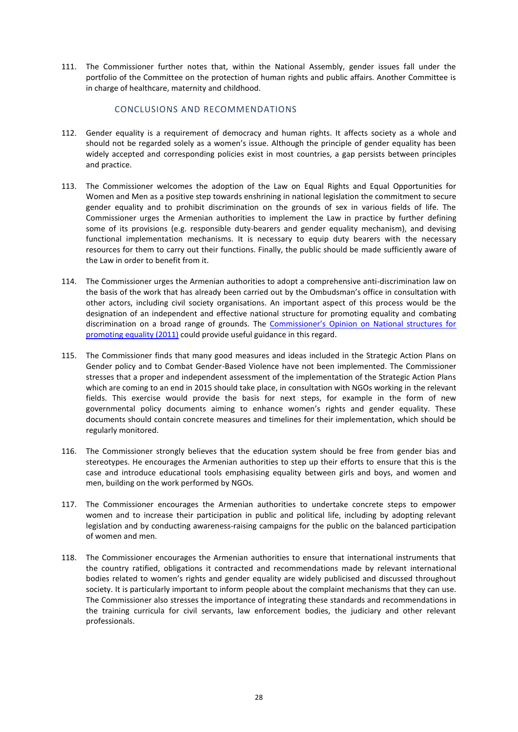111. The Commissioner further notes that, within the National Assembly, gender issues fall under the portfolio of the Committee on the protection of human rights and public affairs. Another Committee is in charge of healthcare, maternity and childhood.

### CONCLUSIONS AND RECOMMENDATIONS

112. Gender equality is a requirement of democracy and human rights. It affects society as a whole and should not be regarded solely as a women's issue. Although the principle of gender equality has been widely accepted and corresponding policies exist in most countries, a gap persists between principles and practice.

113. The Commissioner welcomes the adoption of the Law on Equal Rights and Equal Opportunities for Women and Men as a positive step towards enshrining in national legislation the commitment to secure gender equality and to prohibit discrimination on the grounds of sex in various fields of life. The Commissioner urges the Armenian authorities to implement the Law in practice by further defining some of its provisions (e.g. responsible duty-bearers and gender equality mechanism), and devising functional implementation mechanisms. It is necessary to equip duty bearers with the necessary resources for them to carry out their functions. Finally, the public should be made sufficiently aware of the Law in order to benefit from it.

114. The Commissioner urges the Armenian authorities to adopt a comprehensive anti-discrimination law on the basis of the work that has already been carried out by the Ombudsman's office in consultation with other actors, including civil society organisations. An important aspect of this process would be the designation of an independent and effective national structure for promoting equality and combating discrimination on a broad range of grounds. The Commissioner's Opinion on National structures for promoting equality (2011) could provide useful guidance in this regard.

115. The Commissioner finds that many good measures and ideas included in the Strategic Action Plans on Gender policy and to Combat Gender-Based Violence have not been implemented. The Commissioner stresses that a proper and independent assessment of the implementation of the Strategic Action Plans which are coming to an end in 2015 should take place, in consultation with NGOs working in the relevant fields. This exercise would provide the basis for next steps, for example in the form of new governmental policy documents aiming to enhance women's rights and gender equality. These documents should contain concrete measures and timelines for their implementation, which should be regularly monitored.

116. The Commissioner strongly believes that the education system should be free from gender bias and stereotypes. He encourages the Armenian authorities to step up their efforts to ensure that this is the case and introduce educational tools emphasising equality between girls and boys, and women and men, building on the work performed by NGOs.

117. The Commissioner encourages the Armenian authorities to undertake concrete steps to empower women and to increase their participation in public and political life, including by adopting relevant legislation and by conducting awareness-raising campaigns for the public on the balanced participation of women and men.

118. The Commissioner encourages the Armenian authorities to ensure that international instruments that the country ratified, obligations it contracted and recommendations made by relevant international bodies related to women's rights and gender equality are widely publicised and discussed throughout society. It is particularly important to inform people about the complaint mechanisms that they can use. The Commissioner also stresses the importance of integrating these standards and recommendations in the training curricula for civil servants, law enforcement bodies, the judiciary and other relevant professionals.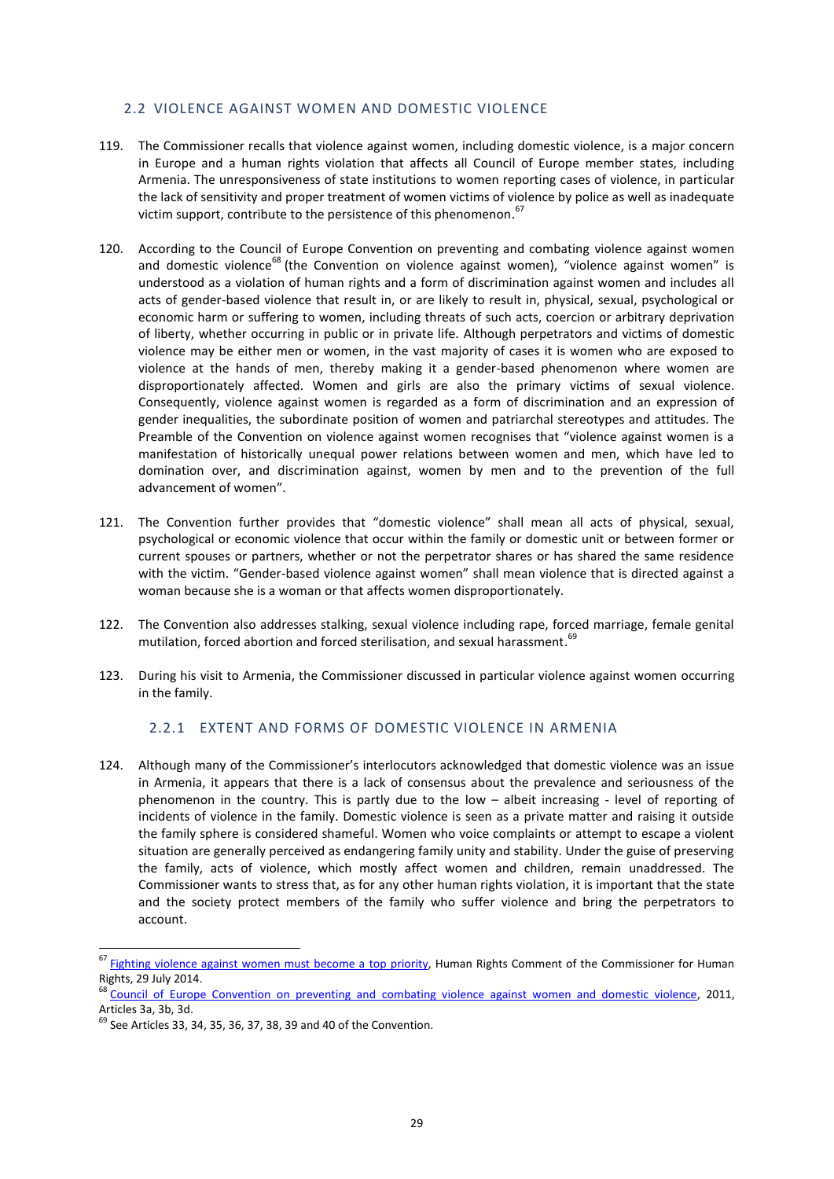## 2.2 VIOLENCE AGAINST WOMEN AND DOMESTIC VIOLENCE

119. The Commissioner recalls that violence against women, including domestic violence, is a major concern in Europe and a human rights violation that affects all Council of Europe member states, including Armenia. The unresponsiveness of state institutions to women reporting cases of violence, in particular the lack of sensitivity and proper treatment of women victims of violence by police as well as inadequate victim support, contribute to the persistence of this phenomenon.[67]

120. According to the Council of Europe Convention on preventing and combating violence against women and domestic violence[68] (the Convention on violence against women), "violence against women" is understood as a violation of human rights and a form of discrimination against women and includes all acts of gender-based violence that result in, or are likely to result in, physical, sexual, psychological or economic harm or suffering to women, including threats of such acts, coercion or arbitrary deprivation of liberty, whether occurring in public or in private life. Although perpetrators and victims of domestic violence may be either men or women, in the vast majority of cases it is women who are exposed to violence at the hands of men, thereby making it a gender-based phenomenon where women are disproportionately affected. Women and girls are also the primary victims of sexual violence. Consequently, violence against women is regarded as a form of discrimination and an expression of gender inequalities, the subordinate position of women and patriarchal stereotypes and attitudes. The Preamble of the Convention on violence against women recognises that "violence against women is a manifestation of historically unequal power relations between women and men, which have led to domination over, and discrimination against, women by men and to the prevention of the full advancement of women".

121. The Convention further provides that "domestic violence" shall mean all acts of physical, sexual, psychological or economic violence that occur within the family or domestic unit or between former or current spouses or partners, whether or not the perpetrator shares or has shared the same residence with the victim. "Gender-based violence against women" shall mean violence that is directed against a woman because she is a woman or that affects women disproportionately.

122. The Convention also addresses stalking, sexual violence including rape, forced marriage, female genital mutilation, forced abortion and forced sterilisation, and sexual harassment.[69]

123. During his visit to Armenia, the Commissioner discussed in particular violence against women occurring in the family.

### 2.2.1 EXTENT AND FORMS OF DOMESTIC VIOLENCE IN ARMENIA

124. Although many of the Commissioner's interlocutors acknowledged that domestic violence was an issue in Armenia, it appears that there is a lack of consensus about the prevalence and seriousness of the phenomenon in the country. This is partly due to the low – albeit increasing - level of reporting of incidents of violence in the family. Domestic violence is seen as a private matter and raising it outside the family sphere is considered shameful. Women who voice complaints or attempt to escape a violent situation are generally perceived as endangering family unity and stability. Under the guise of preserving the family, acts of violence, which mostly affect women and children, remain unaddressed. The Commissioner wants to stress that, as for any other human rights violation, it is important that the state and the society protect members of the family who suffer violence and bring the perpetrators to account.

---

[67] Fighting violence against women must become a top priority, Human Rights Comment of the Commissioner for Human Rights, 29 July 2014.

[68] Council of Europe Convention on preventing and combating violence against women and domestic violence, 2011, Articles 3a, 3b, 3d.

[69] See Articles 33, 34, 35, 36, 37, 38, 39 and 40 of the Convention.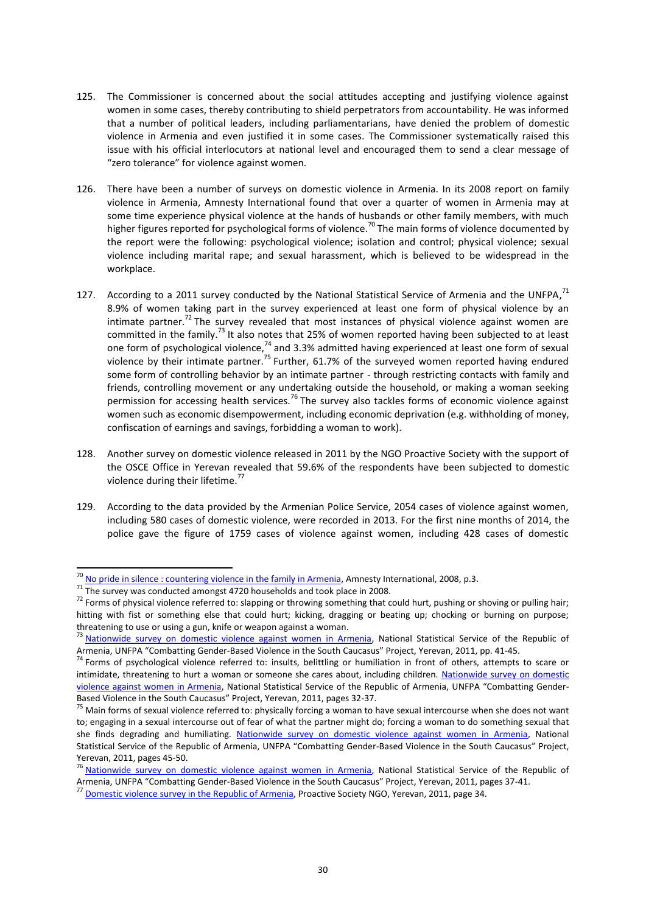125. The Commissioner is concerned about the social attitudes accepting and justifying violence against women in some cases, thereby contributing to shield perpetrators from accountability. He was informed that a number of political leaders, including parliamentarians, have denied the problem of domestic violence in Armenia and even justified it in some cases. The Commissioner systematically raised this issue with his official interlocutors at national level and encouraged them to send a clear message of "zero tolerance" for violence against women.

126. There have been a number of surveys on domestic violence in Armenia. In its 2008 report on family violence in Armenia, Amnesty International found that over a quarter of women in Armenia may at some time experience physical violence at the hands of husbands or other family members, with much higher figures reported for psychological forms of violence.[70] The main forms of violence documented by the report were the following: psychological violence; isolation and control; physical violence; sexual violence including marital rape; and sexual harassment, which is believed to be widespread in the workplace.

127. According to a 2011 survey conducted by the National Statistical Service of Armenia and the UNFPA,[71] 8.9% of women taking part in the survey experienced at least one form of physical violence by an intimate partner.[72] The survey revealed that most instances of physical violence against women are committed in the family.[73] It also notes that 25% of women reported having been subjected to at least one form of psychological violence,[74] and 3.3% admitted having experienced at least one form of sexual violence by their intimate partner.[75] Further, 61.7% of the surveyed women reported having endured some form of controlling behavior by an intimate partner - through restricting contacts with family and friends, controlling movement or any undertaking outside the household, or making a woman seeking permission for accessing health services.[76] The survey also tackles forms of economic violence against women such as economic disempowerment, including economic deprivation (e.g. withholding of money, confiscation of earnings and savings, forbidding a woman to work).

128. Another survey on domestic violence released in 2011 by the NGO Proactive Society with the support of the OSCE Office in Yerevan revealed that 59.6% of the respondents have been subjected to domestic violence during their lifetime.[77]

129. According to the data provided by the Armenian Police Service, 2054 cases of violence against women, including 580 cases of domestic violence, were recorded in 2013. For the first nine months of 2014, the police gave the figure of 1759 cases of violence against women, including 428 cases of domestic

---

[70] No pride in silence : countering violence in the family in Armenia, Amnesty International, 2008, p.3.

[71] The survey was conducted amongst 4720 households and took place in 2008.

[72] Forms of physical violence referred to: slapping or throwing something that could hurt, pushing or shoving or pulling hair; hitting with fist or something else that could hurt; kicking, dragging or beating up; chocking or burning on purpose; threatening to use or using a gun, knife or weapon against a woman.

[73] Nationwide survey on domestic violence against women in Armenia, National Statistical Service of the Republic of Armenia, UNFPA "Combatting Gender-Based Violence in the South Caucasus" Project, Yerevan, 2011, pp. 41-45.

[74] Forms of psychological violence referred to: insults, belittling or humiliation in front of others, attempts to scare or intimidate, threatening to hurt a woman or someone she cares about, including children. Nationwide survey on domestic violence against women in Armenia, National Statistical Service of the Republic of Armenia, UNFPA "Combatting Gender-Based Violence in the South Caucasus" Project, Yerevan, 2011, pages 32-37.

[75] Main forms of sexual violence referred to: physically forcing a woman to have sexual intercourse when she does not want to; engaging in a sexual intercourse out of fear of what the partner might do; forcing a woman to do something sexual that she finds degrading and humiliating. Nationwide survey on domestic violence against women in Armenia, National Statistical Service of the Republic of Armenia, UNFPA "Combatting Gender-Based Violence in the South Caucasus" Project, Yerevan, 2011, pages 45-50.

[76] Nationwide survey on domestic violence against women in Armenia, National Statistical Service of the Republic of Armenia, UNFPA "Combatting Gender-Based Violence in the South Caucasus" Project, Yerevan, 2011, pages 37-41.

[77] Domestic violence survey in the Republic of Armenia, Proactive Society NGO, Yerevan, 2011, page 34.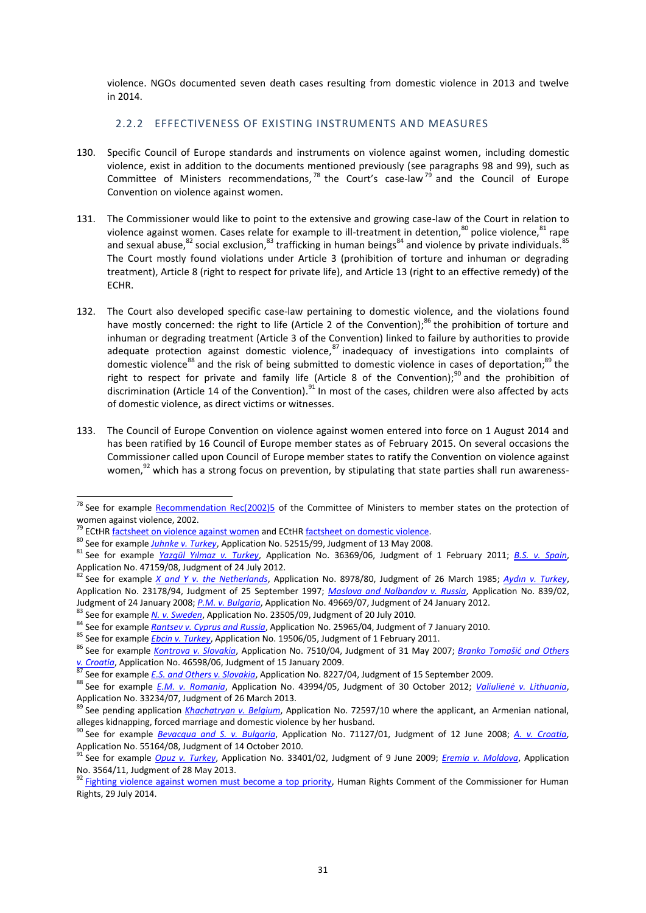violence. NGOs documented seven death cases resulting from domestic violence in 2013 and twelve in 2014.

### 2.2.2 EFFECTIVENESS OF EXISTING INSTRUMENTS AND MEASURES

130. Specific Council of Europe standards and instruments on violence against women, including domestic violence, exist in addition to the documents mentioned previously (see paragraphs 98 and 99), such as Committee of Ministers recommendations,[78] the Court's case-law[79] and the Council of Europe Convention on violence against women.

131. The Commissioner would like to point to the extensive and growing case-law of the Court in relation to violence against women. Cases relate for example to ill-treatment in detention,[80] police violence,[81] rape and sexual abuse,[82] social exclusion,[83] trafficking in human beings[84] and violence by private individuals.[85] The Court mostly found violations under Article 3 (prohibition of torture and inhuman or degrading treatment), Article 8 (right to respect for private life), and Article 13 (right to an effective remedy) of the ECHR.

132. The Court also developed specific case-law pertaining to domestic violence, and the violations found have mostly concerned: the right to life (Article 2 of the Convention);[86] the prohibition of torture and inhuman or degrading treatment (Article 3 of the Convention) linked to failure by authorities to provide adequate protection against domestic violence,[87] inadequacy of investigations into complaints of domestic violence[88] and the risk of being submitted to domestic violence in cases of deportation;[89] the right to respect for private and family life (Article 8 of the Convention);[90] and the prohibition of discrimination (Article 14 of the Convention).[91] In most of the cases, children were also affected by acts of domestic violence, as direct victims or witnesses.

133. The Council of Europe Convention on violence against women entered into force on 1 August 2014 and has been ratified by 16 Council of Europe member states as of February 2015. On several occasions the Commissioner called upon Council of Europe member states to ratify the Convention on violence against women,[92] which has a strong focus on prevention, by stipulating that state parties shall run awareness-

---

[78] See for example Recommendation Rec(2002)5 of the Committee of Ministers to member states on the protection of women against violence, 2002.

[79] ECtHR factsheet on violence against women and ECtHR factsheet on domestic violence.

[80] See for example *Juhnke v. Turkey*, Application No. 52515/99, Judgment of 13 May 2008.

[81] See for example *Yazgül Yılmaz v. Turkey*, Application No. 36369/06, Judgment of 1 February 2011; *B.S. v. Spain*, Application No. 47159/08, Judgment of 24 July 2012.

[82] See for example *X and Y v. the Netherlands*, Application No. 8978/80, Judgment of 26 March 1985; *Aydın v. Turkey*, Application No. 23178/94, Judgment of 25 September 1997; *Maslova and Nalbandov v. Russia*, Application No. 839/02, Judgment of 24 January 2008; *P.M. v. Bulgaria*, Application No. 49669/07, Judgment of 24 January 2012.

[83] See for example *N. v. Sweden*, Application No. 23505/09, Judgment of 20 July 2010.

[84] See for example *Rantsev v. Cyprus and Russia*, Application No. 25965/04, Judgment of 7 January 2010.

[85] See for example *Ebcin v. Turkey*, Application No. 19506/05, Judgment of 1 February 2011.

[86] See for example *Kontrova v. Slovakia*, Application No. 7510/04, Judgment of 31 May 2007; *Branko Tomašić and Others v. Croatia*, Application No. 46598/06, Judgment of 15 January 2009.

[87] See for example *E.S. and Others v. Slovakia*, Application No. 8227/04, Judgment of 15 September 2009.

[88] See for example *E.M. v. Romania*, Application No. 43994/05, Judgment of 30 October 2012; *Valiulienė v. Lithuania*, Application No. 33234/07, Judgment of 26 March 2013.

[89] See pending application *Khachatryan v. Belgium*, Application No. 72597/10 where the applicant, an Armenian national, alleges kidnapping, forced marriage and domestic violence by her husband.

[90] See for example *Bevacqua and S. v. Bulgaria*, Application No. 71127/01, Judgment of 12 June 2008; *A. v. Croatia*, Application No. 55164/08, Judgment of 14 October 2010.

[91] See for example *Opuz v. Turkey*, Application No. 33401/02, Judgment of 9 June 2009; *Eremia v. Moldova*, Application No. 3564/11, Judgment of 28 May 2013.

[92] Fighting violence against women must become a top priority, Human Rights Comment of the Commissioner for Human Rights, 29 July 2014.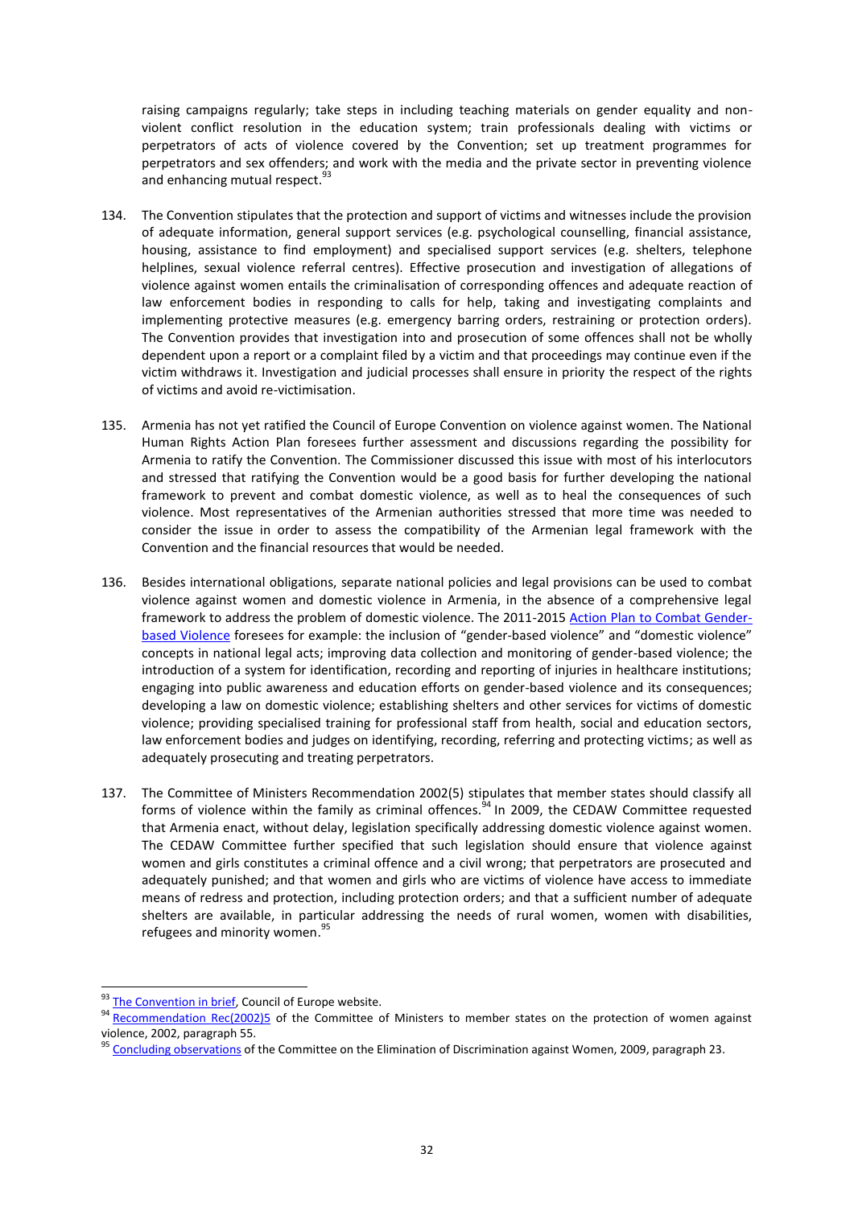raising campaigns regularly; take steps in including teaching materials on gender equality and non-violent conflict resolution in the education system; train professionals dealing with victims or perpetrators of acts of violence covered by the Convention; set up treatment programmes for perpetrators and sex offenders; and work with the media and the private sector in preventing violence and enhancing mutual respect.[93]

134. The Convention stipulates that the protection and support of victims and witnesses include the provision of adequate information, general support services (e.g. psychological counselling, financial assistance, housing, assistance to find employment) and specialised support services (e.g. shelters, telephone helplines, sexual violence referral centres). Effective prosecution and investigation of allegations of violence against women entails the criminalisation of corresponding offences and adequate reaction of law enforcement bodies in responding to calls for help, taking and investigating complaints and implementing protective measures (e.g. emergency barring orders, restraining or protection orders). The Convention provides that investigation into and prosecution of some offences shall not be wholly dependent upon a report or a complaint filed by a victim and that proceedings may continue even if the victim withdraws it. Investigation and judicial processes shall ensure in priority the respect of the rights of victims and avoid re-victimisation.

135. Armenia has not yet ratified the Council of Europe Convention on violence against women. The National Human Rights Action Plan foresees further assessment and discussions regarding the possibility for Armenia to ratify the Convention. The Commissioner discussed this issue with most of his interlocutors and stressed that ratifying the Convention would be a good basis for further developing the national framework to prevent and combat domestic violence, as well as to heal the consequences of such violence. Most representatives of the Armenian authorities stressed that more time was needed to consider the issue in order to assess the compatibility of the Armenian legal framework with the Convention and the financial resources that would be needed.

136. Besides international obligations, separate national policies and legal provisions can be used to combat violence against women and domestic violence in Armenia, in the absence of a comprehensive legal framework to address the problem of domestic violence. The 2011-2015 Action Plan to Combat Gender-based Violence foresees for example: the inclusion of "gender-based violence" and "domestic violence" concepts in national legal acts; improving data collection and monitoring of gender-based violence; the introduction of a system for identification, recording and reporting of injuries in healthcare institutions; engaging into public awareness and education efforts on gender-based violence and its consequences; developing a law on domestic violence; establishing shelters and other services for victims of domestic violence; providing specialised training for professional staff from health, social and education sectors, law enforcement bodies and judges on identifying, recording, referring and protecting victims; as well as adequately prosecuting and treating perpetrators.

137. The Committee of Ministers Recommendation 2002(5) stipulates that member states should classify all forms of violence within the family as criminal offences.[94] In 2009, the CEDAW Committee requested that Armenia enact, without delay, legislation specifically addressing domestic violence against women. The CEDAW Committee further specified that such legislation should ensure that violence against women and girls constitutes a criminal offence and a civil wrong; that perpetrators are prosecuted and adequately punished; and that women and girls who are victims of violence have access to immediate means of redress and protection, including protection orders; and that a sufficient number of adequate shelters are available, in particular addressing the needs of rural women, women with disabilities, refugees and minority women.[95]

---

[93] The Convention in brief, Council of Europe website.

[94] Recommendation Rec(2002)5 of the Committee of Ministers to member states on the protection of women against violence, 2002, paragraph 55.

[95] Concluding observations of the Committee on the Elimination of Discrimination against Women, 2009, paragraph 23.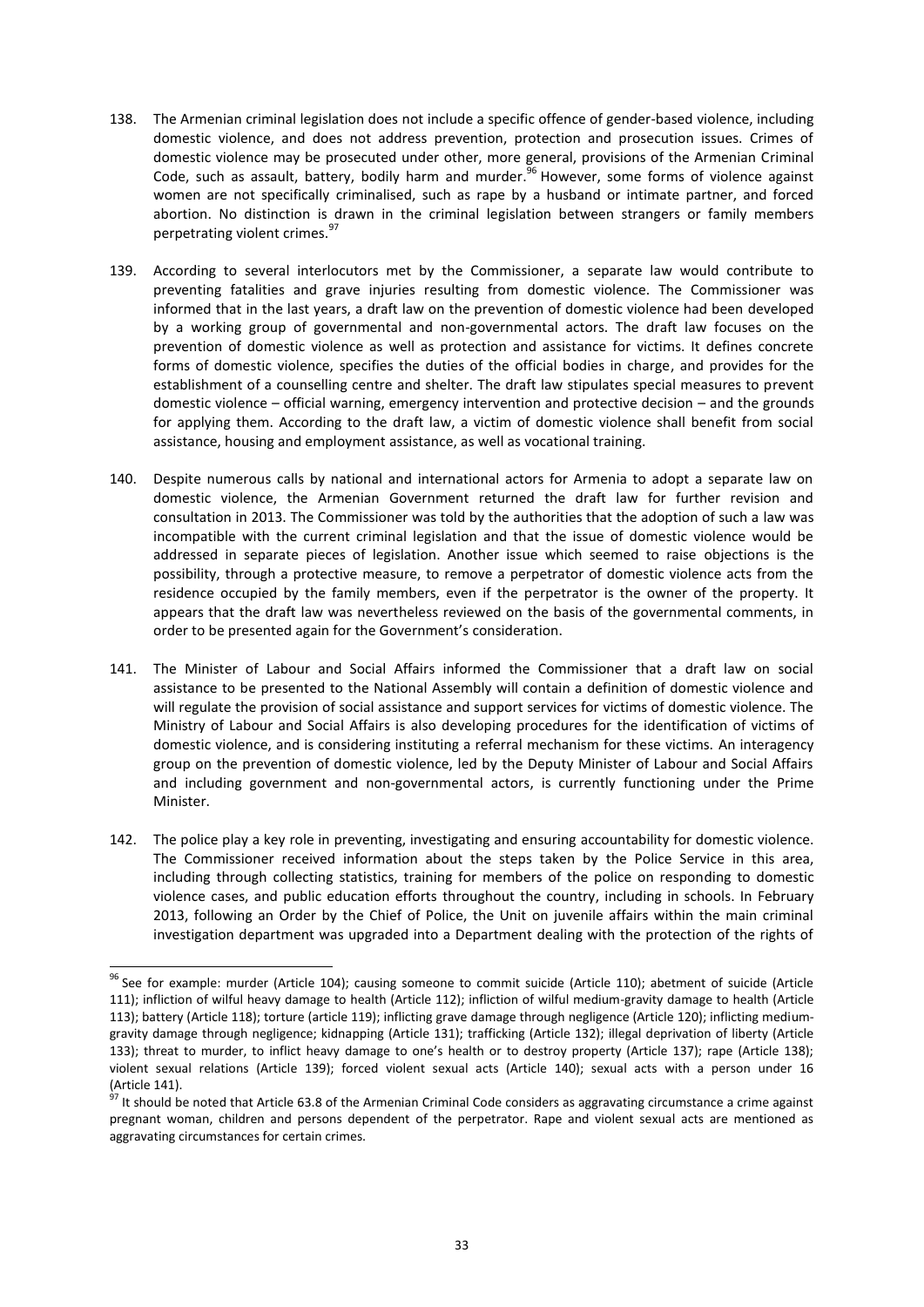138. The Armenian criminal legislation does not include a specific offence of gender-based violence, including domestic violence, and does not address prevention, protection and prosecution issues. Crimes of domestic violence may be prosecuted under other, more general, provisions of the Armenian Criminal Code, such as assault, battery, bodily harm and murder.[96] However, some forms of violence against women are not specifically criminalised, such as rape by a husband or intimate partner, and forced abortion. No distinction is drawn in the criminal legislation between strangers or family members perpetrating violent crimes.[97]

139. According to several interlocutors met by the Commissioner, a separate law would contribute to preventing fatalities and grave injuries resulting from domestic violence. The Commissioner was informed that in the last years, a draft law on the prevention of domestic violence had been developed by a working group of governmental and non-governmental actors. The draft law focuses on the prevention of domestic violence as well as protection and assistance for victims. It defines concrete forms of domestic violence, specifies the duties of the official bodies in charge, and provides for the establishment of a counselling centre and shelter. The draft law stipulates special measures to prevent domestic violence – official warning, emergency intervention and protective decision – and the grounds for applying them. According to the draft law, a victim of domestic violence shall benefit from social assistance, housing and employment assistance, as well as vocational training.

140. Despite numerous calls by national and international actors for Armenia to adopt a separate law on domestic violence, the Armenian Government returned the draft law for further revision and consultation in 2013. The Commissioner was told by the authorities that the adoption of such a law was incompatible with the current criminal legislation and that the issue of domestic violence would be addressed in separate pieces of legislation. Another issue which seemed to raise objections is the possibility, through a protective measure, to remove a perpetrator of domestic violence acts from the residence occupied by the family members, even if the perpetrator is the owner of the property. It appears that the draft law was nevertheless reviewed on the basis of the governmental comments, in order to be presented again for the Government's consideration.

141. The Minister of Labour and Social Affairs informed the Commissioner that a draft law on social assistance to be presented to the National Assembly will contain a definition of domestic violence and will regulate the provision of social assistance and support services for victims of domestic violence. The Ministry of Labour and Social Affairs is also developing procedures for the identification of victims of domestic violence, and is considering instituting a referral mechanism for these victims. An interagency group on the prevention of domestic violence, led by the Deputy Minister of Labour and Social Affairs and including government and non-governmental actors, is currently functioning under the Prime Minister.

142. The police play a key role in preventing, investigating and ensuring accountability for domestic violence. The Commissioner received information about the steps taken by the Police Service in this area, including through collecting statistics, training for members of the police on responding to domestic violence cases, and public education efforts throughout the country, including in schools. In February 2013, following an Order by the Chief of Police, the Unit on juvenile affairs within the main criminal investigation department was upgraded into a Department dealing with the protection of the rights of

---

[96] See for example: murder (Article 104); causing someone to commit suicide (Article 110); abetment of suicide (Article 111); infliction of wilful heavy damage to health (Article 112); infliction of wilful medium-gravity damage to health (Article 113); battery (Article 118); torture (article 119); inflicting grave damage through negligence (Article 120); inflicting medium-gravity damage through negligence; kidnapping (Article 131); trafficking (Article 132); illegal deprivation of liberty (Article 133); threat to murder, to inflict heavy damage to one's health or to destroy property (Article 137); rape (Article 138); violent sexual relations (Article 139); forced violent sexual acts (Article 140); sexual acts with a person under 16 (Article 141).

[97] It should be noted that Article 63.8 of the Armenian Criminal Code considers as aggravating circumstance a crime against pregnant woman, children and persons dependent of the perpetrator. Rape and violent sexual acts are mentioned as aggravating circumstances for certain crimes.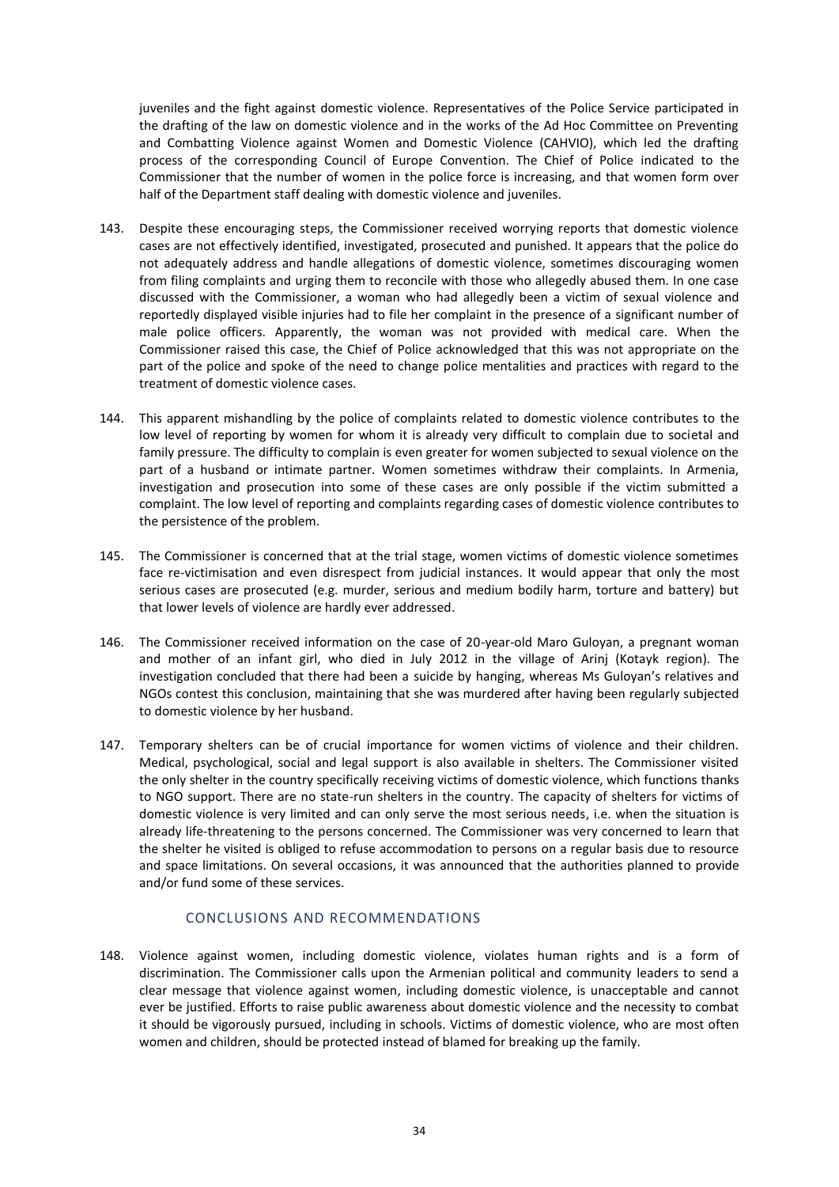juveniles and the fight against domestic violence. Representatives of the Police Service participated in the drafting of the law on domestic violence and in the works of the Ad Hoc Committee on Preventing and Combatting Violence against Women and Domestic Violence (CAHVIO), which led the drafting process of the corresponding Council of Europe Convention. The Chief of Police indicated to the Commissioner that the number of women in the police force is increasing, and that women form over half of the Department staff dealing with domestic violence and juveniles.

143. Despite these encouraging steps, the Commissioner received worrying reports that domestic violence cases are not effectively identified, investigated, prosecuted and punished. It appears that the police do not adequately address and handle allegations of domestic violence, sometimes discouraging women from filing complaints and urging them to reconcile with those who allegedly abused them. In one case discussed with the Commissioner, a woman who had allegedly been a victim of sexual violence and reportedly displayed visible injuries had to file her complaint in the presence of a significant number of male police officers. Apparently, the woman was not provided with medical care. When the Commissioner raised this case, the Chief of Police acknowledged that this was not appropriate on the part of the police and spoke of the need to change police mentalities and practices with regard to the treatment of domestic violence cases.

144. This apparent mishandling by the police of complaints related to domestic violence contributes to the low level of reporting by women for whom it is already very difficult to complain due to societal and family pressure. The difficulty to complain is even greater for women subjected to sexual violence on the part of a husband or intimate partner. Women sometimes withdraw their complaints. In Armenia, investigation and prosecution into some of these cases are only possible if the victim submitted a complaint. The low level of reporting and complaints regarding cases of domestic violence contributes to the persistence of the problem.

145. The Commissioner is concerned that at the trial stage, women victims of domestic violence sometimes face re-victimisation and even disrespect from judicial instances. It would appear that only the most serious cases are prosecuted (e.g. murder, serious and medium bodily harm, torture and battery) but that lower levels of violence are hardly ever addressed.

146. The Commissioner received information on the case of 20-year-old Maro Guloyan, a pregnant woman and mother of an infant girl, who died in July 2012 in the village of Arinj (Kotayk region). The investigation concluded that there had been a suicide by hanging, whereas Ms Guloyan's relatives and NGOs contest this conclusion, maintaining that she was murdered after having been regularly subjected to domestic violence by her husband.

147. Temporary shelters can be of crucial importance for women victims of violence and their children. Medical, psychological, social and legal support is also available in shelters. The Commissioner visited the only shelter in the country specifically receiving victims of domestic violence, which functions thanks to NGO support. There are no state-run shelters in the country. The capacity of shelters for victims of domestic violence is very limited and can only serve the most serious needs, i.e. when the situation is already life-threatening to the persons concerned. The Commissioner was very concerned to learn that the shelter he visited is obliged to refuse accommodation to persons on a regular basis due to resource and space limitations. On several occasions, it was announced that the authorities planned to provide and/or fund some of these services.

### CONCLUSIONS AND RECOMMENDATIONS

148. Violence against women, including domestic violence, violates human rights and is a form of discrimination. The Commissioner calls upon the Armenian political and community leaders to send a clear message that violence against women, including domestic violence, is unacceptable and cannot ever be justified. Efforts to raise public awareness about domestic violence and the necessity to combat it should be vigorously pursued, including in schools. Victims of domestic violence, who are most often women and children, should be protected instead of blamed for breaking up the family.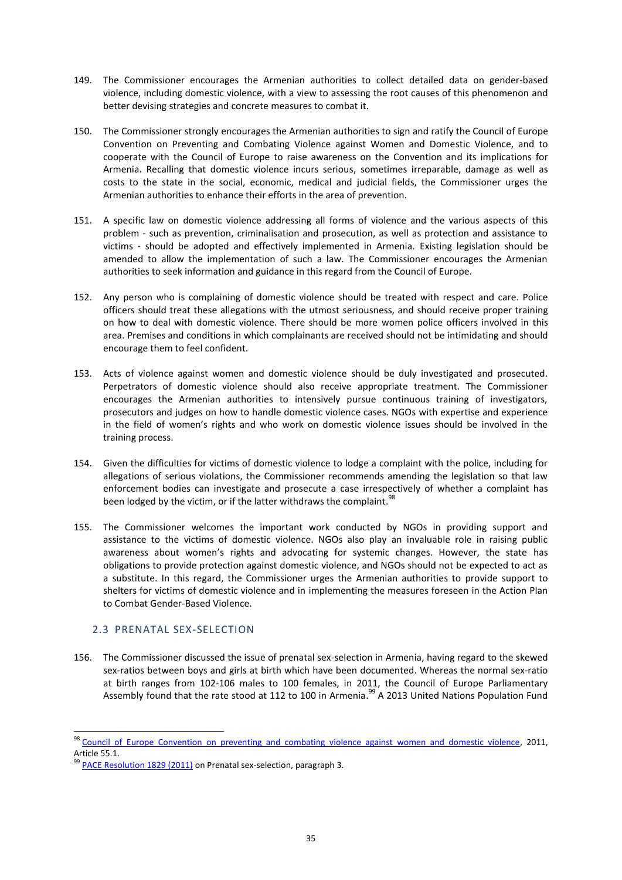149. The Commissioner encourages the Armenian authorities to collect detailed data on gender-based violence, including domestic violence, with a view to assessing the root causes of this phenomenon and better devising strategies and concrete measures to combat it.

150. The Commissioner strongly encourages the Armenian authorities to sign and ratify the Council of Europe Convention on Preventing and Combating Violence against Women and Domestic Violence, and to cooperate with the Council of Europe to raise awareness on the Convention and its implications for Armenia. Recalling that domestic violence incurs serious, sometimes irreparable, damage as well as costs to the state in the social, economic, medical and judicial fields, the Commissioner urges the Armenian authorities to enhance their efforts in the area of prevention.

151. A specific law on domestic violence addressing all forms of violence and the various aspects of this problem - such as prevention, criminalisation and prosecution, as well as protection and assistance to victims - should be adopted and effectively implemented in Armenia. Existing legislation should be amended to allow the implementation of such a law. The Commissioner encourages the Armenian authorities to seek information and guidance in this regard from the Council of Europe.

152. Any person who is complaining of domestic violence should be treated with respect and care. Police officers should treat these allegations with the utmost seriousness, and should receive proper training on how to deal with domestic violence. There should be more women police officers involved in this area. Premises and conditions in which complainants are received should not be intimidating and should encourage them to feel confident.

153. Acts of violence against women and domestic violence should be duly investigated and prosecuted. Perpetrators of domestic violence should also receive appropriate treatment. The Commissioner encourages the Armenian authorities to intensively pursue continuous training of investigators, prosecutors and judges on how to handle domestic violence cases. NGOs with expertise and experience in the field of women's rights and who work on domestic violence issues should be involved in the training process.

154. Given the difficulties for victims of domestic violence to lodge a complaint with the police, including for allegations of serious violations, the Commissioner recommends amending the legislation so that law enforcement bodies can investigate and prosecute a case irrespectively of whether a complaint has been lodged by the victim, or if the latter withdraws the complaint.[98]

155. The Commissioner welcomes the important work conducted by NGOs in providing support and assistance to the victims of domestic violence. NGOs also play an invaluable role in raising public awareness about women's rights and advocating for systemic changes. However, the state has obligations to provide protection against domestic violence, and NGOs should not be expected to act as a substitute. In this regard, the Commissioner urges the Armenian authorities to provide support to shelters for victims of domestic violence and in implementing the measures foreseen in the Action Plan to Combat Gender-Based Violence.

### 2.3 PRENATAL SEX-SELECTION

156. The Commissioner discussed the issue of prenatal sex-selection in Armenia, having regard to the skewed sex-ratios between boys and girls at birth which have been documented. Whereas the normal sex-ratio at birth ranges from 102-106 males to 100 females, in 2011, the Council of Europe Parliamentary Assembly found that the rate stood at 112 to 100 in Armenia.[99] A 2013 United Nations Population Fund

---

[98] Council of Europe Convention on preventing and combating violence against women and domestic violence, 2011, Article 55.1.

[99] PACE Resolution 1829 (2011) on Prenatal sex-selection, paragraph 3.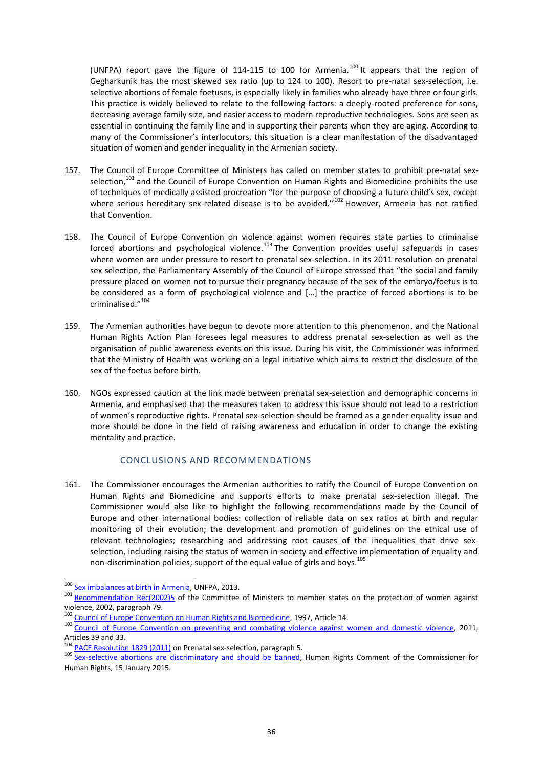(UNFPA) report gave the figure of 114-115 to 100 for Armenia.[100] It appears that the region of Gegharkunik has the most skewed sex ratio (up to 124 to 100). Resort to pre-natal sex-selection, i.e. selective abortions of female foetuses, is especially likely in families who already have three or four girls. This practice is widely believed to relate to the following factors: a deeply-rooted preference for sons, decreasing average family size, and easier access to modern reproductive technologies. Sons are seen as essential in continuing the family line and in supporting their parents when they are aging. According to many of the Commissioner's interlocutors, this situation is a clear manifestation of the disadvantaged situation of women and gender inequality in the Armenian society.

157. The Council of Europe Committee of Ministers has called on member states to prohibit pre-natal sex-selection,[101] and the Council of Europe Convention on Human Rights and Biomedicine prohibits the use of techniques of medically assisted procreation "for the purpose of choosing a future child's sex, except where serious hereditary sex-related disease is to be avoided.''[102] However, Armenia has not ratified that Convention.

158. The Council of Europe Convention on violence against women requires state parties to criminalise forced abortions and psychological violence.[103] The Convention provides useful safeguards in cases where women are under pressure to resort to prenatal sex-selection. In its 2011 resolution on prenatal sex selection, the Parliamentary Assembly of the Council of Europe stressed that "the social and family pressure placed on women not to pursue their pregnancy because of the sex of the embryo/foetus is to be considered as a form of psychological violence and […] the practice of forced abortions is to be criminalised."[104]

159. The Armenian authorities have begun to devote more attention to this phenomenon, and the National Human Rights Action Plan foresees legal measures to address prenatal sex-selection as well as the organisation of public awareness events on this issue. During his visit, the Commissioner was informed that the Ministry of Health was working on a legal initiative which aims to restrict the disclosure of the sex of the foetus before birth.

160. NGOs expressed caution at the link made between prenatal sex-selection and demographic concerns in Armenia, and emphasised that the measures taken to address this issue should not lead to a restriction of women's reproductive rights. Prenatal sex-selection should be framed as a gender equality issue and more should be done in the field of raising awareness and education in order to change the existing mentality and practice.

### CONCLUSIONS AND RECOMMENDATIONS

161. The Commissioner encourages the Armenian authorities to ratify the Council of Europe Convention on Human Rights and Biomedicine and supports efforts to make prenatal sex-selection illegal. The Commissioner would also like to highlight the following recommendations made by the Council of Europe and other international bodies: collection of reliable data on sex ratios at birth and regular monitoring of their evolution; the development and promotion of guidelines on the ethical use of relevant technologies; researching and addressing root causes of the inequalities that drive sex-selection, including raising the status of women in society and effective implementation of equality and non-discrimination policies; support of the equal value of girls and boys.[105]

---

[100] Sex imbalances at birth in Armenia, UNFPA, 2013.

[101] Recommendation Rec(2002)5 of the Committee of Ministers to member states on the protection of women against violence, 2002, paragraph 79.

[102] Council of Europe Convention on Human Rights and Biomedicine, 1997, Article 14.

[103] Council of Europe Convention on preventing and combating violence against women and domestic violence, 2011, Articles 39 and 33.

[104] PACE Resolution 1829 (2011) on Prenatal sex-selection, paragraph 5.

[105] Sex-selective abortions are discriminatory and should be banned, Human Rights Comment of the Commissioner for Human Rights, 15 January 2015.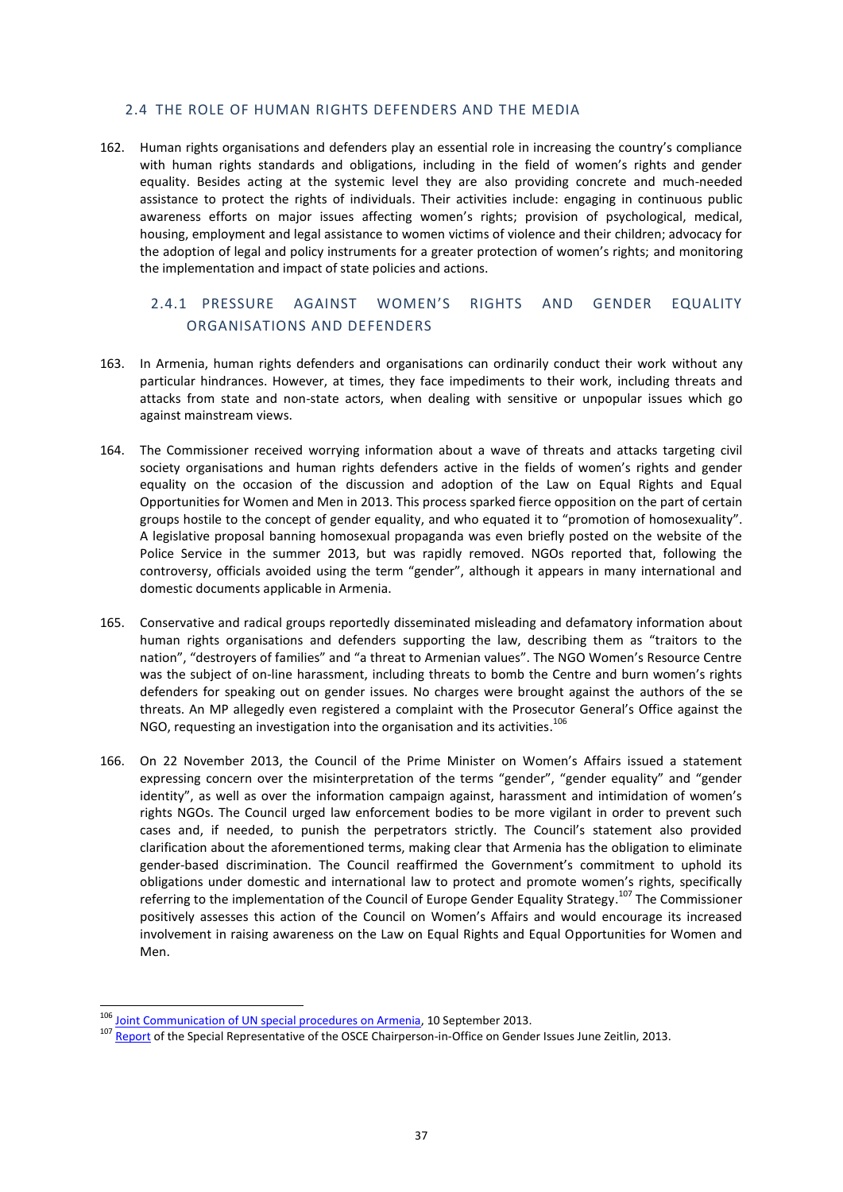## 2.4 THE ROLE OF HUMAN RIGHTS DEFENDERS AND THE MEDIA

162. Human rights organisations and defenders play an essential role in increasing the country's compliance with human rights standards and obligations, including in the field of women's rights and gender equality. Besides acting at the systemic level they are also providing concrete and much-needed assistance to protect the rights of individuals. Their activities include: engaging in continuous public awareness efforts on major issues affecting women's rights; provision of psychological, medical, housing, employment and legal assistance to women victims of violence and their children; advocacy for the adoption of legal and policy instruments for a greater protection of women's rights; and monitoring the implementation and impact of state policies and actions.

### 2.4.1 PRESSURE AGAINST WOMEN'S RIGHTS AND GENDER EQUALITY ORGANISATIONS AND DEFENDERS

163. In Armenia, human rights defenders and organisations can ordinarily conduct their work without any particular hindrances. However, at times, they face impediments to their work, including threats and attacks from state and non-state actors, when dealing with sensitive or unpopular issues which go against mainstream views.

164. The Commissioner received worrying information about a wave of threats and attacks targeting civil society organisations and human rights defenders active in the fields of women's rights and gender equality on the occasion of the discussion and adoption of the Law on Equal Rights and Equal Opportunities for Women and Men in 2013. This process sparked fierce opposition on the part of certain groups hostile to the concept of gender equality, and who equated it to "promotion of homosexuality". A legislative proposal banning homosexual propaganda was even briefly posted on the website of the Police Service in the summer 2013, but was rapidly removed. NGOs reported that, following the controversy, officials avoided using the term "gender", although it appears in many international and domestic documents applicable in Armenia.

165. Conservative and radical groups reportedly disseminated misleading and defamatory information about human rights organisations and defenders supporting the law, describing them as "traitors to the nation", "destroyers of families" and "a threat to Armenian values". The NGO Women's Resource Centre was the subject of on-line harassment, including threats to bomb the Centre and burn women's rights defenders for speaking out on gender issues. No charges were brought against the authors of the se threats. An MP allegedly even registered a complaint with the Prosecutor General's Office against the NGO, requesting an investigation into the organisation and its activities.[106]

166. On 22 November 2013, the Council of the Prime Minister on Women's Affairs issued a statement expressing concern over the misinterpretation of the terms "gender", "gender equality" and "gender identity", as well as over the information campaign against, harassment and intimidation of women's rights NGOs. The Council urged law enforcement bodies to be more vigilant in order to prevent such cases and, if needed, to punish the perpetrators strictly. The Council's statement also provided clarification about the aforementioned terms, making clear that Armenia has the obligation to eliminate gender-based discrimination. The Council reaffirmed the Government's commitment to uphold its obligations under domestic and international law to protect and promote women's rights, specifically referring to the implementation of the Council of Europe Gender Equality Strategy.[107] The Commissioner positively assesses this action of the Council on Women's Affairs and would encourage its increased involvement in raising awareness on the Law on Equal Rights and Equal Opportunities for Women and Men.

---

[106] Joint Communication of UN special procedures on Armenia, 10 September 2013.

[107] Report of the Special Representative of the OSCE Chairperson-in-Office on Gender Issues June Zeitlin, 2013.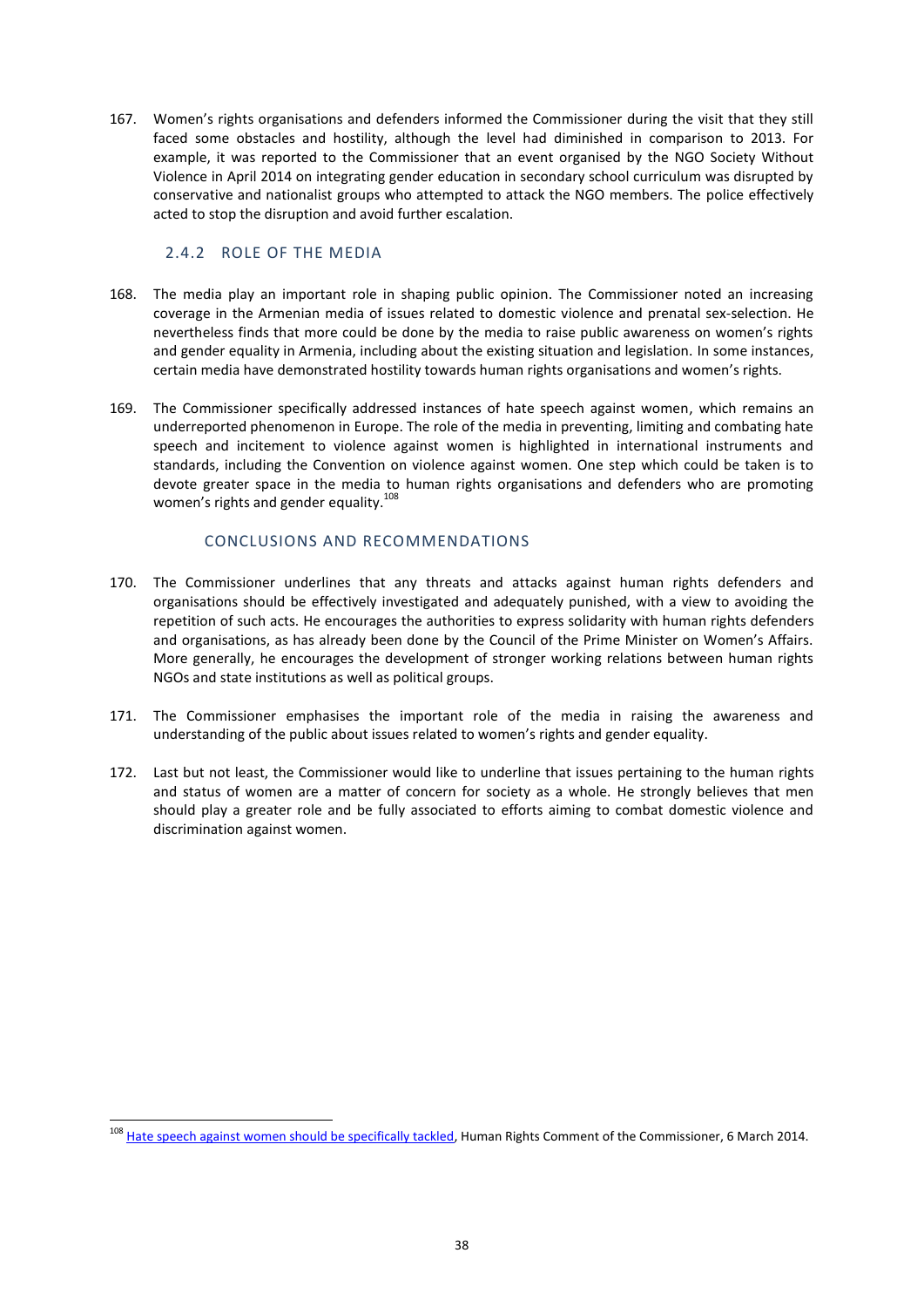167. Women's rights organisations and defenders informed the Commissioner during the visit that they still faced some obstacles and hostility, although the level had diminished in comparison to 2013. For example, it was reported to the Commissioner that an event organised by the NGO Society Without Violence in April 2014 on integrating gender education in secondary school curriculum was disrupted by conservative and nationalist groups who attempted to attack the NGO members. The police effectively acted to stop the disruption and avoid further escalation.

### 2.4.2 ROLE OF THE MEDIA

168. The media play an important role in shaping public opinion. The Commissioner noted an increasing coverage in the Armenian media of issues related to domestic violence and prenatal sex-selection. He nevertheless finds that more could be done by the media to raise public awareness on women's rights and gender equality in Armenia, including about the existing situation and legislation. In some instances, certain media have demonstrated hostility towards human rights organisations and women's rights.

169. The Commissioner specifically addressed instances of hate speech against women, which remains an underreported phenomenon in Europe. The role of the media in preventing, limiting and combating hate speech and incitement to violence against women is highlighted in international instruments and standards, including the Convention on violence against women. One step which could be taken is to devote greater space in the media to human rights organisations and defenders who are promoting women's rights and gender equality.[108]

### CONCLUSIONS AND RECOMMENDATIONS

170. The Commissioner underlines that any threats and attacks against human rights defenders and organisations should be effectively investigated and adequately punished, with a view to avoiding the repetition of such acts. He encourages the authorities to express solidarity with human rights defenders and organisations, as has already been done by the Council of the Prime Minister on Women's Affairs. More generally, he encourages the development of stronger working relations between human rights NGOs and state institutions as well as political groups.

171. The Commissioner emphasises the important role of the media in raising the awareness and understanding of the public about issues related to women's rights and gender equality.

172. Last but not least, the Commissioner would like to underline that issues pertaining to the human rights and status of women are a matter of concern for society as a whole. He strongly believes that men should play a greater role and be fully associated to efforts aiming to combat domestic violence and discrimination against women.

---

[108] Hate speech against women should be specifically tackled, Human Rights Comment of the Commissioner, 6 March 2014.